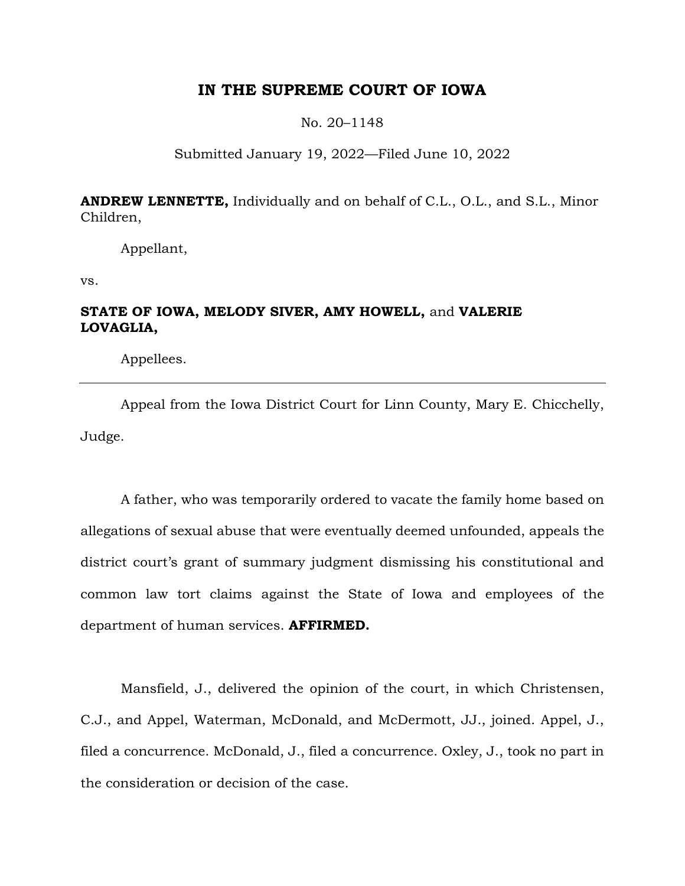# IN THE SUPREME COURT OF IOWA

No. 20–1148

Submitted January 19, 2022—Filed June 10, 2022

**ANDREW LENNETTE,** Individually and on behalf of C.L., O.L., and S.L., Minor Children,

Appellant,

vs.

**STATE OF IOWA, MELODY SIVER, AMY HOWELL,** and **VALERIE LOVAGLIA,**

Appellees.

---

Appeal from the Iowa District Court for Linn County, Mary E. Chicchelly, Judge.

A father, who was temporarily ordered to vacate the family home based on allegations of sexual abuse that were eventually deemed unfounded, appeals the district court's grant of summary judgment dismissing his constitutional and common law tort claims against the State of Iowa and employees of the department of human services. **AFFIRMED.**

Mansfield, J., delivered the opinion of the court, in which Christensen, C.J., and Appel, Waterman, McDonald, and McDermott, JJ., joined. Appel, J., filed a concurrence. McDonald, J., filed a concurrence. Oxley, J., took no part in the consideration or decision of the case.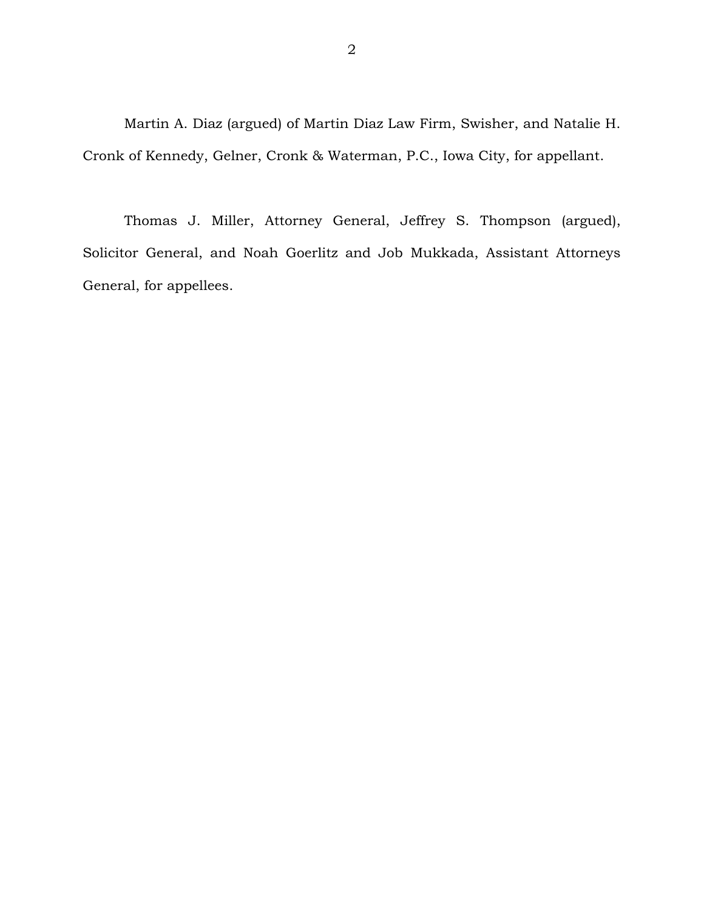Martin A. Diaz (argued) of Martin Diaz Law Firm, Swisher, and Natalie H. Cronk of Kennedy, Gelner, Cronk & Waterman, P.C., Iowa City, for appellant.

Thomas J. Miller, Attorney General, Jeffrey S. Thompson (argued), Solicitor General, and Noah Goerlitz and Job Mukkada, Assistant Attorneys General, for appellees.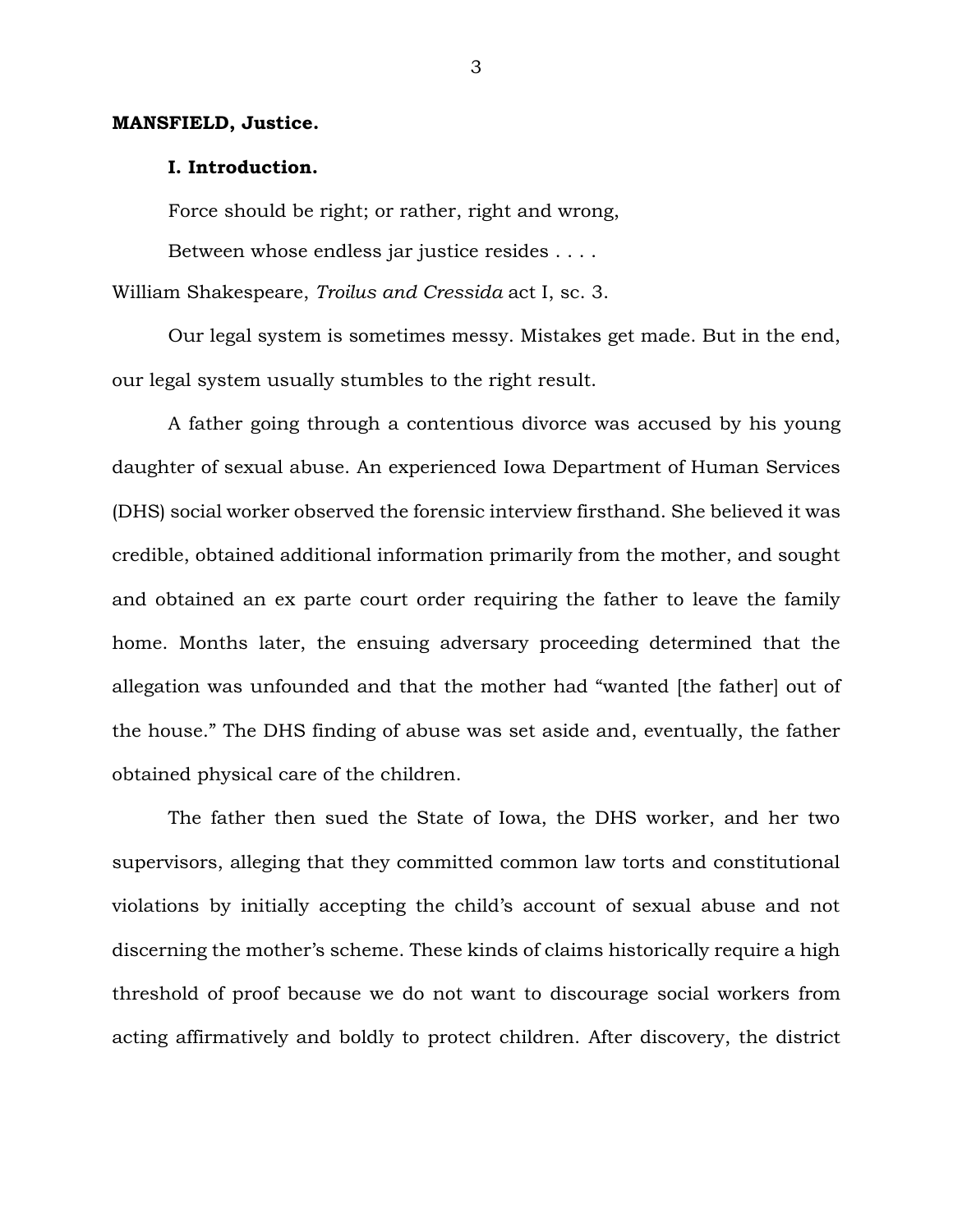**MANSFIELD, Justice.**

**I. Introduction.**

Force should be right; or rather, right and wrong,

Between whose endless jar justice resides . . . .

William Shakespeare, *Troilus and Cressida* act I, sc. 3.

Our legal system is sometimes messy. Mistakes get made. But in the end, our legal system usually stumbles to the right result.

A father going through a contentious divorce was accused by his young daughter of sexual abuse. An experienced Iowa Department of Human Services (DHS) social worker observed the forensic interview firsthand. She believed it was credible, obtained additional information primarily from the mother, and sought and obtained an ex parte court order requiring the father to leave the family home. Months later, the ensuing adversary proceeding determined that the allegation was unfounded and that the mother had "wanted [the father] out of the house." The DHS finding of abuse was set aside and, eventually, the father obtained physical care of the children.

The father then sued the State of Iowa, the DHS worker, and her two supervisors, alleging that they committed common law torts and constitutional violations by initially accepting the child's account of sexual abuse and not discerning the mother's scheme. These kinds of claims historically require a high threshold of proof because we do not want to discourage social workers from acting affirmatively and boldly to protect children. After discovery, the district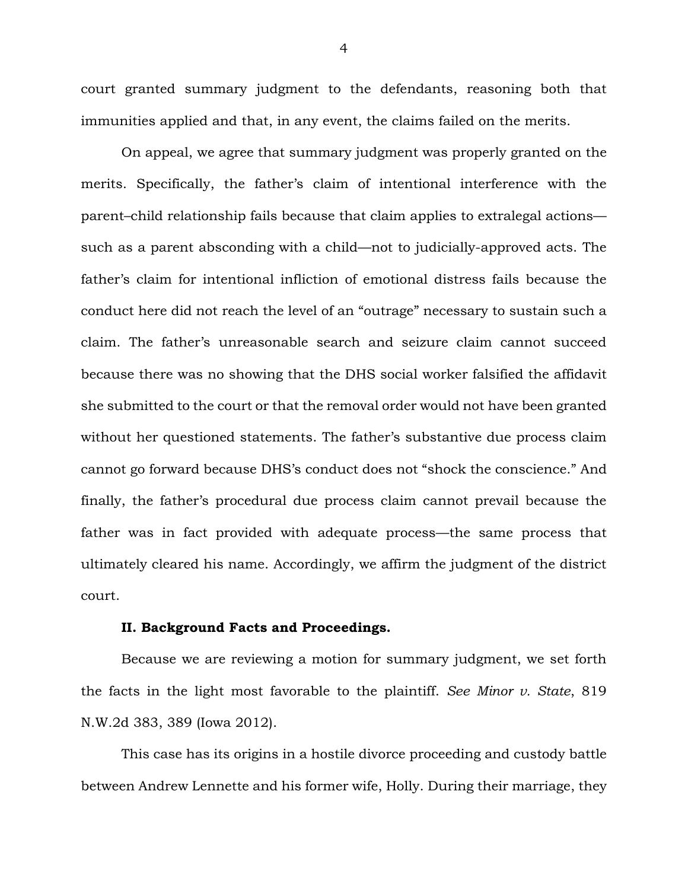court granted summary judgment to the defendants, reasoning both that immunities applied and that, in any event, the claims failed on the merits.

On appeal, we agree that summary judgment was properly granted on the merits. Specifically, the father's claim of intentional interference with the parent–child relationship fails because that claim applies to extralegal actions—such as a parent absconding with a child—not to judicially-approved acts. The father's claim for intentional infliction of emotional distress fails because the conduct here did not reach the level of an "outrage" necessary to sustain such a claim. The father's unreasonable search and seizure claim cannot succeed because there was no showing that the DHS social worker falsified the affidavit she submitted to the court or that the removal order would not have been granted without her questioned statements. The father's substantive due process claim cannot go forward because DHS's conduct does not "shock the conscience." And finally, the father's procedural due process claim cannot prevail because the father was in fact provided with adequate process—the same process that ultimately cleared his name. Accordingly, we affirm the judgment of the district court.

## II. Background Facts and Proceedings.

Because we are reviewing a motion for summary judgment, we set forth the facts in the light most favorable to the plaintiff. *See Minor v. State*, 819 N.W.2d 383, 389 (Iowa 2012).

This case has its origins in a hostile divorce proceeding and custody battle between Andrew Lennette and his former wife, Holly. During their marriage, they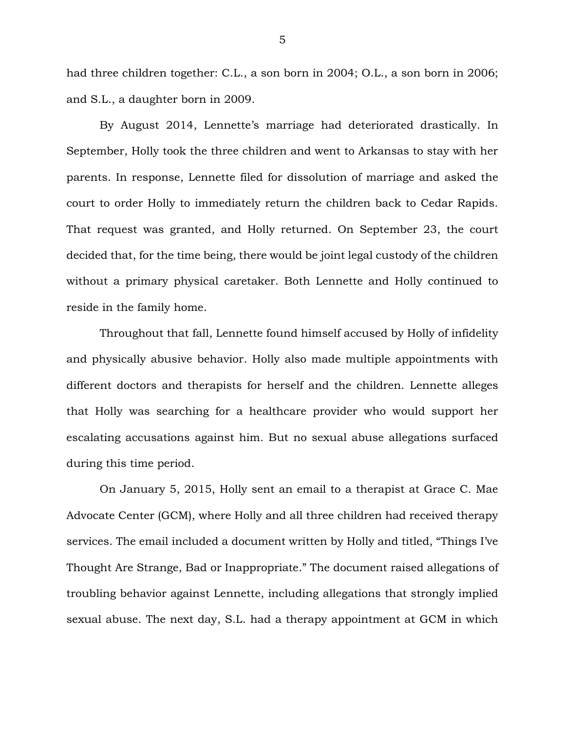had three children together: C.L., a son born in 2004; O.L., a son born in 2006; and S.L., a daughter born in 2009.

By August 2014, Lennette's marriage had deteriorated drastically. In September, Holly took the three children and went to Arkansas to stay with her parents. In response, Lennette filed for dissolution of marriage and asked the court to order Holly to immediately return the children back to Cedar Rapids. That request was granted, and Holly returned. On September 23, the court decided that, for the time being, there would be joint legal custody of the children without a primary physical caretaker. Both Lennette and Holly continued to reside in the family home.

Throughout that fall, Lennette found himself accused by Holly of infidelity and physically abusive behavior. Holly also made multiple appointments with different doctors and therapists for herself and the children. Lennette alleges that Holly was searching for a healthcare provider who would support her escalating accusations against him. But no sexual abuse allegations surfaced during this time period.

On January 5, 2015, Holly sent an email to a therapist at Grace C. Mae Advocate Center (GCM), where Holly and all three children had received therapy services. The email included a document written by Holly and titled, "Things I've Thought Are Strange, Bad or Inappropriate." The document raised allegations of troubling behavior against Lennette, including allegations that strongly implied sexual abuse. The next day, S.L. had a therapy appointment at GCM in which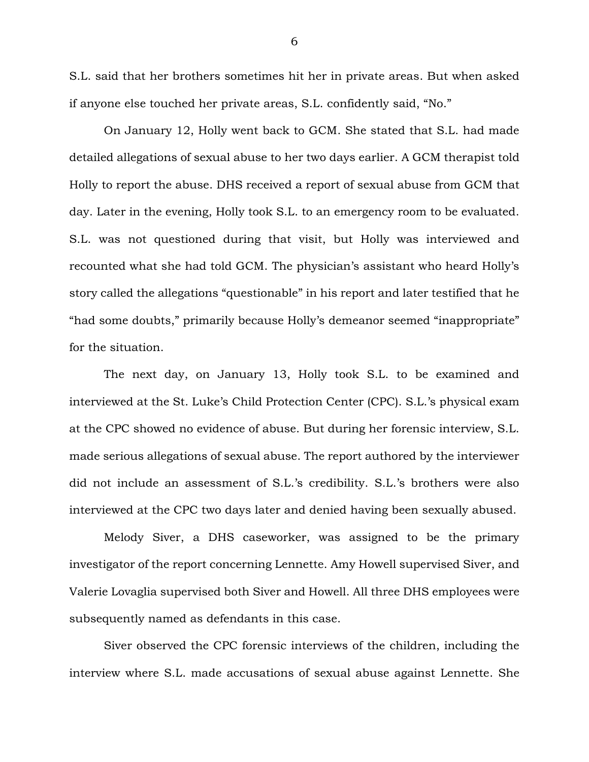S.L. said that her brothers sometimes hit her in private areas. But when asked if anyone else touched her private areas, S.L. confidently said, "No."

On January 12, Holly went back to GCM. She stated that S.L. had made detailed allegations of sexual abuse to her two days earlier. A GCM therapist told Holly to report the abuse. DHS received a report of sexual abuse from GCM that day. Later in the evening, Holly took S.L. to an emergency room to be evaluated. S.L. was not questioned during that visit, but Holly was interviewed and recounted what she had told GCM. The physician's assistant who heard Holly's story called the allegations "questionable" in his report and later testified that he "had some doubts," primarily because Holly's demeanor seemed "inappropriate" for the situation.

The next day, on January 13, Holly took S.L. to be examined and interviewed at the St. Luke's Child Protection Center (CPC). S.L.'s physical exam at the CPC showed no evidence of abuse. But during her forensic interview, S.L. made serious allegations of sexual abuse. The report authored by the interviewer did not include an assessment of S.L.'s credibility. S.L.'s brothers were also interviewed at the CPC two days later and denied having been sexually abused.

Melody Siver, a DHS caseworker, was assigned to be the primary investigator of the report concerning Lennette. Amy Howell supervised Siver, and Valerie Lovaglia supervised both Siver and Howell. All three DHS employees were subsequently named as defendants in this case.

Siver observed the CPC forensic interviews of the children, including the interview where S.L. made accusations of sexual abuse against Lennette. She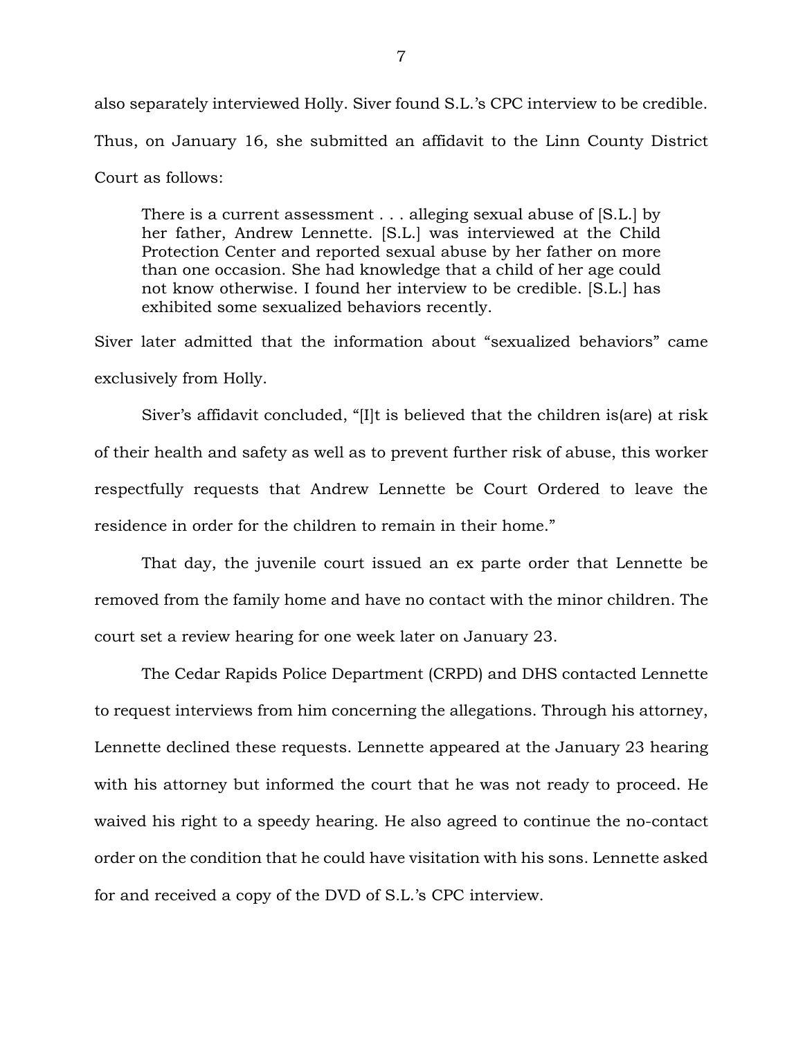also separately interviewed Holly. Siver found S.L.'s CPC interview to be credible. Thus, on January 16, she submitted an affidavit to the Linn County District Court as follows:

> There is a current assessment . . . alleging sexual abuse of [S.L.] by her father, Andrew Lennette. [S.L.] was interviewed at the Child Protection Center and reported sexual abuse by her father on more than one occasion. She had knowledge that a child of her age could not know otherwise. I found her interview to be credible. [S.L.] has exhibited some sexualized behaviors recently.

Siver later admitted that the information about "sexualized behaviors" came exclusively from Holly.

Siver's affidavit concluded, "[I]t is believed that the children is(are) at risk of their health and safety as well as to prevent further risk of abuse, this worker respectfully requests that Andrew Lennette be Court Ordered to leave the residence in order for the children to remain in their home."

That day, the juvenile court issued an ex parte order that Lennette be removed from the family home and have no contact with the minor children. The court set a review hearing for one week later on January 23.

The Cedar Rapids Police Department (CRPD) and DHS contacted Lennette to request interviews from him concerning the allegations. Through his attorney, Lennette declined these requests. Lennette appeared at the January 23 hearing with his attorney but informed the court that he was not ready to proceed. He waived his right to a speedy hearing. He also agreed to continue the no-contact order on the condition that he could have visitation with his sons. Lennette asked for and received a copy of the DVD of S.L.'s CPC interview.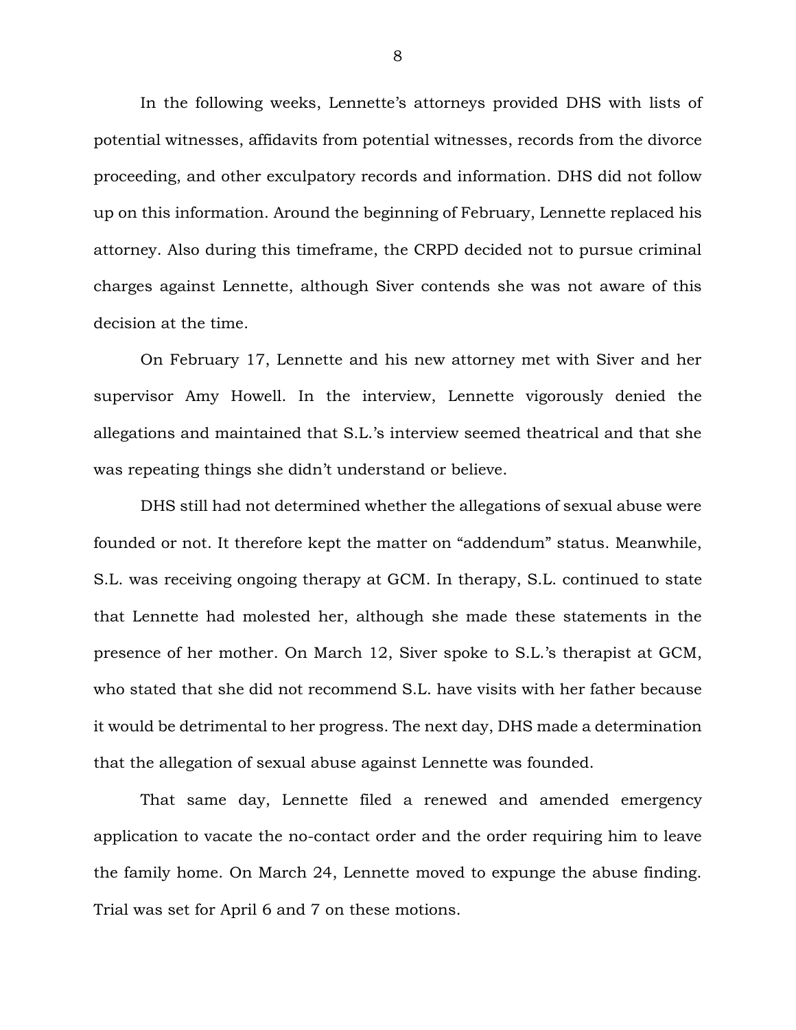In the following weeks, Lennette's attorneys provided DHS with lists of potential witnesses, affidavits from potential witnesses, records from the divorce proceeding, and other exculpatory records and information. DHS did not follow up on this information. Around the beginning of February, Lennette replaced his attorney. Also during this timeframe, the CRPD decided not to pursue criminal charges against Lennette, although Siver contends she was not aware of this decision at the time.

On February 17, Lennette and his new attorney met with Siver and her supervisor Amy Howell. In the interview, Lennette vigorously denied the allegations and maintained that S.L.'s interview seemed theatrical and that she was repeating things she didn't understand or believe.

DHS still had not determined whether the allegations of sexual abuse were founded or not. It therefore kept the matter on "addendum" status. Meanwhile, S.L. was receiving ongoing therapy at GCM. In therapy, S.L. continued to state that Lennette had molested her, although she made these statements in the presence of her mother. On March 12, Siver spoke to S.L.'s therapist at GCM, who stated that she did not recommend S.L. have visits with her father because it would be detrimental to her progress. The next day, DHS made a determination that the allegation of sexual abuse against Lennette was founded.

That same day, Lennette filed a renewed and amended emergency application to vacate the no-contact order and the order requiring him to leave the family home. On March 24, Lennette moved to expunge the abuse finding. Trial was set for April 6 and 7 on these motions.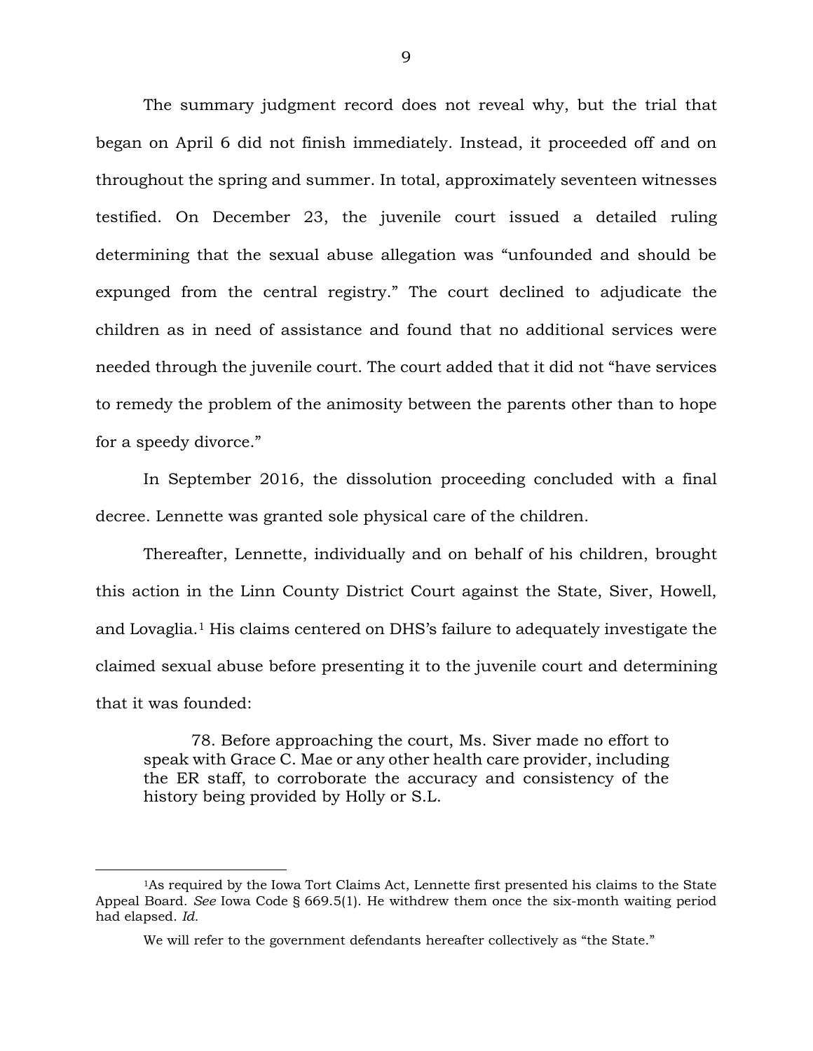The summary judgment record does not reveal why, but the trial that began on April 6 did not finish immediately. Instead, it proceeded off and on throughout the spring and summer. In total, approximately seventeen witnesses testified. On December 23, the juvenile court issued a detailed ruling determining that the sexual abuse allegation was "unfounded and should be expunged from the central registry." The court declined to adjudicate the children as in need of assistance and found that no additional services were needed through the juvenile court. The court added that it did not "have services to remedy the problem of the animosity between the parents other than to hope for a speedy divorce."

In September 2016, the dissolution proceeding concluded with a final decree. Lennette was granted sole physical care of the children.

Thereafter, Lennette, individually and on behalf of his children, brought this action in the Linn County District Court against the State, Siver, Howell, and Lovaglia.[1] His claims centered on DHS's failure to adequately investigate the claimed sexual abuse before presenting it to the juvenile court and determining that it was founded:

> 78. Before approaching the court, Ms. Siver made no effort to speak with Grace C. Mae or any other health care provider, including the ER staff, to corroborate the accuracy and consistency of the history being provided by Holly or S.L.

---

[1]As required by the Iowa Tort Claims Act, Lennette first presented his claims to the State Appeal Board. *See* Iowa Code § 669.5(1). He withdrew them once the six-month waiting period had elapsed. *Id.*

We will refer to the government defendants hereafter collectively as "the State."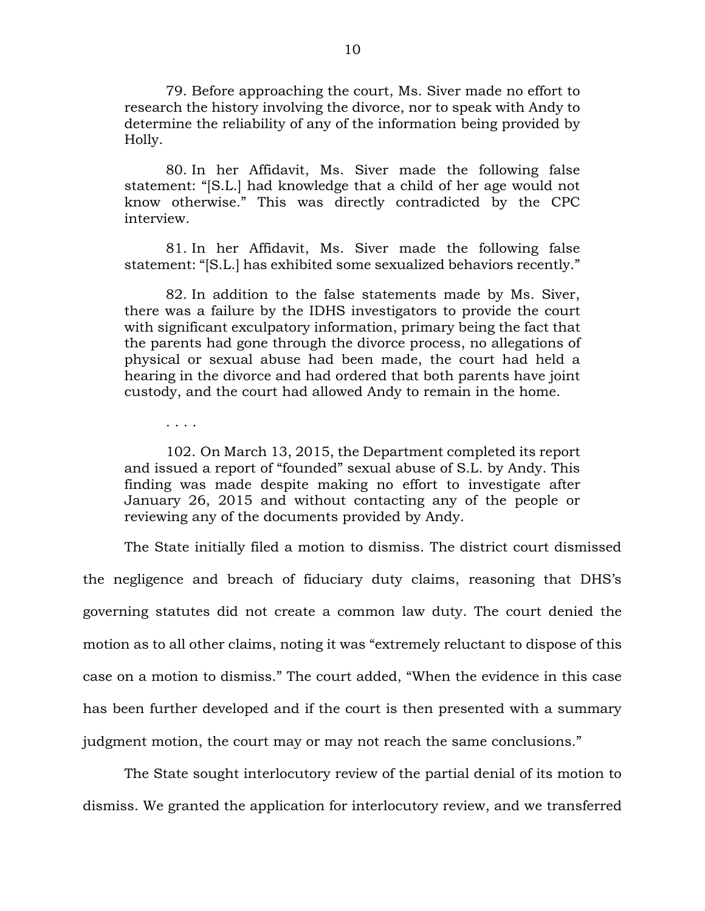> 79. Before approaching the court, Ms. Siver made no effort to research the history involving the divorce, nor to speak with Andy to determine the reliability of any of the information being provided by Holly.
>
> 80. In her Affidavit, Ms. Siver made the following false statement: "[S.L.] had knowledge that a child of her age would not know otherwise." This was directly contradicted by the CPC interview.
>
> 81. In her Affidavit, Ms. Siver made the following false statement: "[S.L.] has exhibited some sexualized behaviors recently."
>
> 82. In addition to the false statements made by Ms. Siver, there was a failure by the IDHS investigators to provide the court with significant exculpatory information, primary being the fact that the parents had gone through the divorce process, no allegations of physical or sexual abuse had been made, the court had held a hearing in the divorce and had ordered that both parents have joint custody, and the court had allowed Andy to remain in the home.
>
> . . . .
>
> 102. On March 13, 2015, the Department completed its report and issued a report of "founded" sexual abuse of S.L. by Andy. This finding was made despite making no effort to investigate after January 26, 2015 and without contacting any of the people or reviewing any of the documents provided by Andy.

The State initially filed a motion to dismiss. The district court dismissed the negligence and breach of fiduciary duty claims, reasoning that DHS's governing statutes did not create a common law duty. The court denied the motion as to all other claims, noting it was "extremely reluctant to dispose of this case on a motion to dismiss." The court added, "When the evidence in this case has been further developed and if the court is then presented with a summary judgment motion, the court may or may not reach the same conclusions."

The State sought interlocutory review of the partial denial of its motion to dismiss. We granted the application for interlocutory review, and we transferred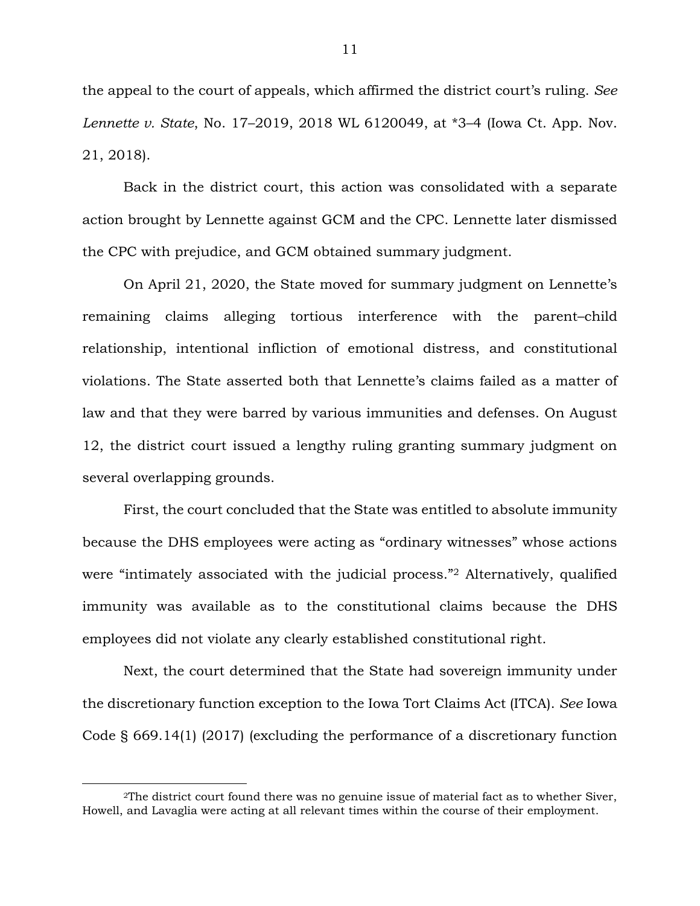the appeal to the court of appeals, which affirmed the district court's ruling. *See Lennette v. State*, No. 17–2019, 2018 WL 6120049, at *3–4 (Iowa Ct. App. Nov. 21, 2018).

Back in the district court, this action was consolidated with a separate action brought by Lennette against GCM and the CPC. Lennette later dismissed the CPC with prejudice, and GCM obtained summary judgment.

On April 21, 2020, the State moved for summary judgment on Lennette's remaining claims alleging tortious interference with the parent–child relationship, intentional infliction of emotional distress, and constitutional violations. The State asserted both that Lennette's claims failed as a matter of law and that they were barred by various immunities and defenses. On August 12, the district court issued a lengthy ruling granting summary judgment on several overlapping grounds.

First, the court concluded that the State was entitled to absolute immunity because the DHS employees were acting as "ordinary witnesses" whose actions were "intimately associated with the judicial process."[2] Alternatively, qualified immunity was available as to the constitutional claims because the DHS employees did not violate any clearly established constitutional right.

Next, the court determined that the State had sovereign immunity under the discretionary function exception to the Iowa Tort Claims Act (ITCA). *See* Iowa Code § 669.14(1) (2017) (excluding the performance of a discretionary function

---

[2]The district court found there was no genuine issue of material fact as to whether Siver, Howell, and Lavaglia were acting at all relevant times within the course of their employment.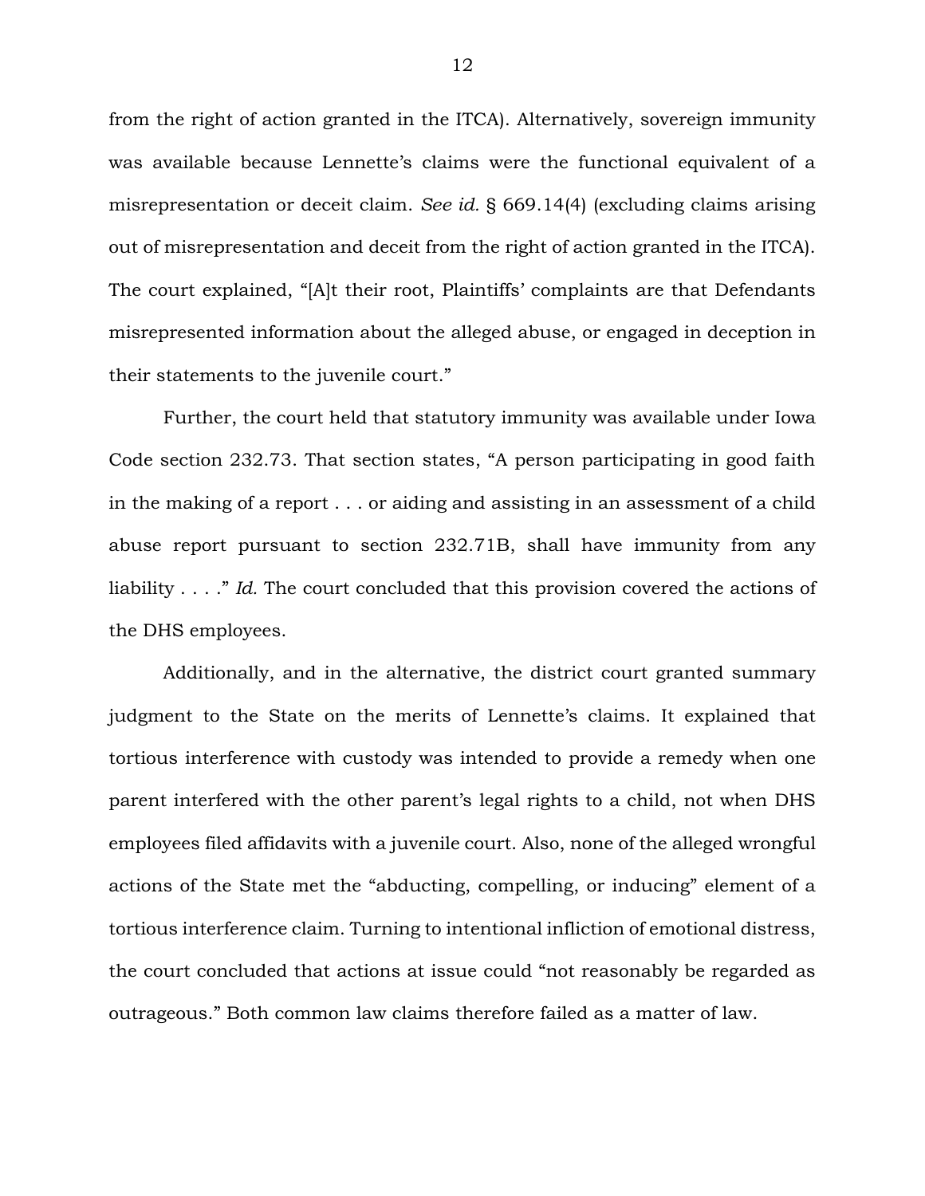from the right of action granted in the ITCA). Alternatively, sovereign immunity was available because Lennette's claims were the functional equivalent of a misrepresentation or deceit claim. *See id.* § 669.14(4) (excluding claims arising out of misrepresentation and deceit from the right of action granted in the ITCA). The court explained, "[A]t their root, Plaintiffs' complaints are that Defendants misrepresented information about the alleged abuse, or engaged in deception in their statements to the juvenile court."

Further, the court held that statutory immunity was available under Iowa Code section 232.73. That section states, "A person participating in good faith in the making of a report . . . or aiding and assisting in an assessment of a child abuse report pursuant to section 232.71B, shall have immunity from any liability . . . ." *Id.* The court concluded that this provision covered the actions of the DHS employees.

Additionally, and in the alternative, the district court granted summary judgment to the State on the merits of Lennette's claims. It explained that tortious interference with custody was intended to provide a remedy when one parent interfered with the other parent's legal rights to a child, not when DHS employees filed affidavits with a juvenile court. Also, none of the alleged wrongful actions of the State met the "abducting, compelling, or inducing" element of a tortious interference claim. Turning to intentional infliction of emotional distress, the court concluded that actions at issue could "not reasonably be regarded as outrageous." Both common law claims therefore failed as a matter of law.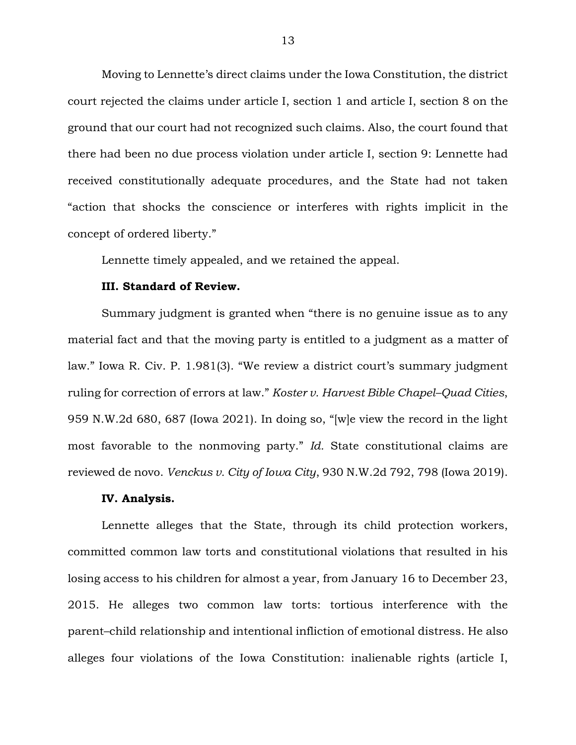Moving to Lennette's direct claims under the Iowa Constitution, the district court rejected the claims under article I, section 1 and article I, section 8 on the ground that our court had not recognized such claims. Also, the court found that there had been no due process violation under article I, section 9: Lennette had received constitutionally adequate procedures, and the State had not taken "action that shocks the conscience or interferes with rights implicit in the concept of ordered liberty."

Lennette timely appealed, and we retained the appeal.

### III. Standard of Review.

Summary judgment is granted when "there is no genuine issue as to any material fact and that the moving party is entitled to a judgment as a matter of law." Iowa R. Civ. P. 1.981(3). "We review a district court's summary judgment ruling for correction of errors at law." *Koster v. Harvest Bible Chapel–Quad Cities*, 959 N.W.2d 680, 687 (Iowa 2021). In doing so, "[w]e view the record in the light most favorable to the nonmoving party." *Id.* State constitutional claims are reviewed de novo. *Venckus v. City of Iowa City*, 930 N.W.2d 792, 798 (Iowa 2019).

### IV. Analysis.

Lennette alleges that the State, through its child protection workers, committed common law torts and constitutional violations that resulted in his losing access to his children for almost a year, from January 16 to December 23, 2015. He alleges two common law torts: tortious interference with the parent–child relationship and intentional infliction of emotional distress. He also alleges four violations of the Iowa Constitution: inalienable rights (article I,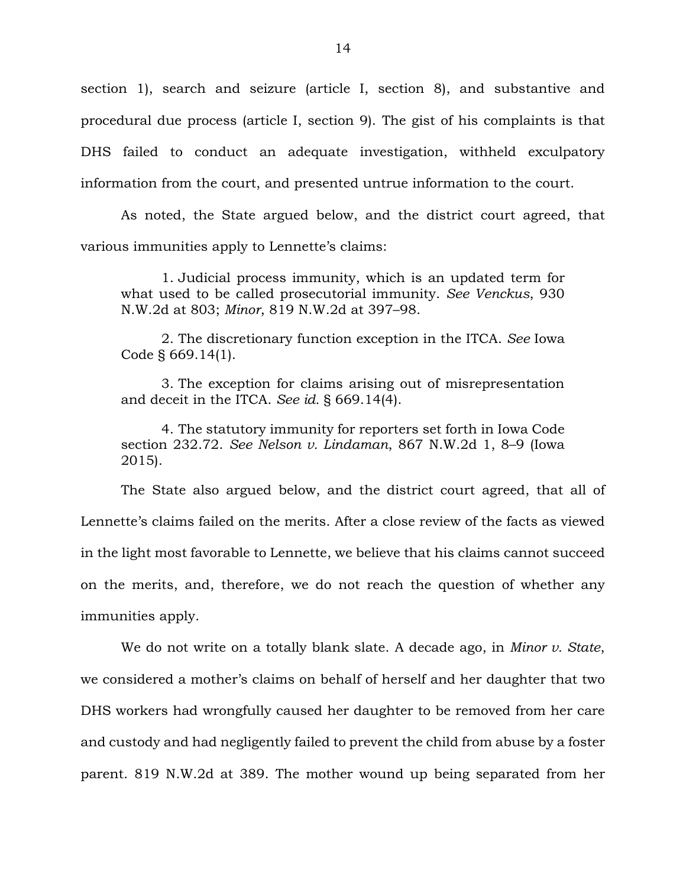section 1), search and seizure (article I, section 8), and substantive and procedural due process (article I, section 9). The gist of his complaints is that DHS failed to conduct an adequate investigation, withheld exculpatory information from the court, and presented untrue information to the court.

As noted, the State argued below, and the district court agreed, that various immunities apply to Lennette's claims:

> 1. Judicial process immunity, which is an updated term for what used to be called prosecutorial immunity. *See Venckus*, 930 N.W.2d at 803; *Minor*, 819 N.W.2d at 397–98.
>
> 2. The discretionary function exception in the ITCA. *See* Iowa Code § 669.14(1).
>
> 3. The exception for claims arising out of misrepresentation and deceit in the ITCA. *See id.* § 669.14(4).
>
> 4. The statutory immunity for reporters set forth in Iowa Code section 232.72. *See Nelson v. Lindaman*, 867 N.W.2d 1, 8–9 (Iowa 2015).

The State also argued below, and the district court agreed, that all of Lennette's claims failed on the merits. After a close review of the facts as viewed in the light most favorable to Lennette, we believe that his claims cannot succeed on the merits, and, therefore, we do not reach the question of whether any immunities apply.

We do not write on a totally blank slate. A decade ago, in *Minor v. State*, we considered a mother's claims on behalf of herself and her daughter that two DHS workers had wrongfully caused her daughter to be removed from her care and custody and had negligently failed to prevent the child from abuse by a foster parent. 819 N.W.2d at 389. The mother wound up being separated from her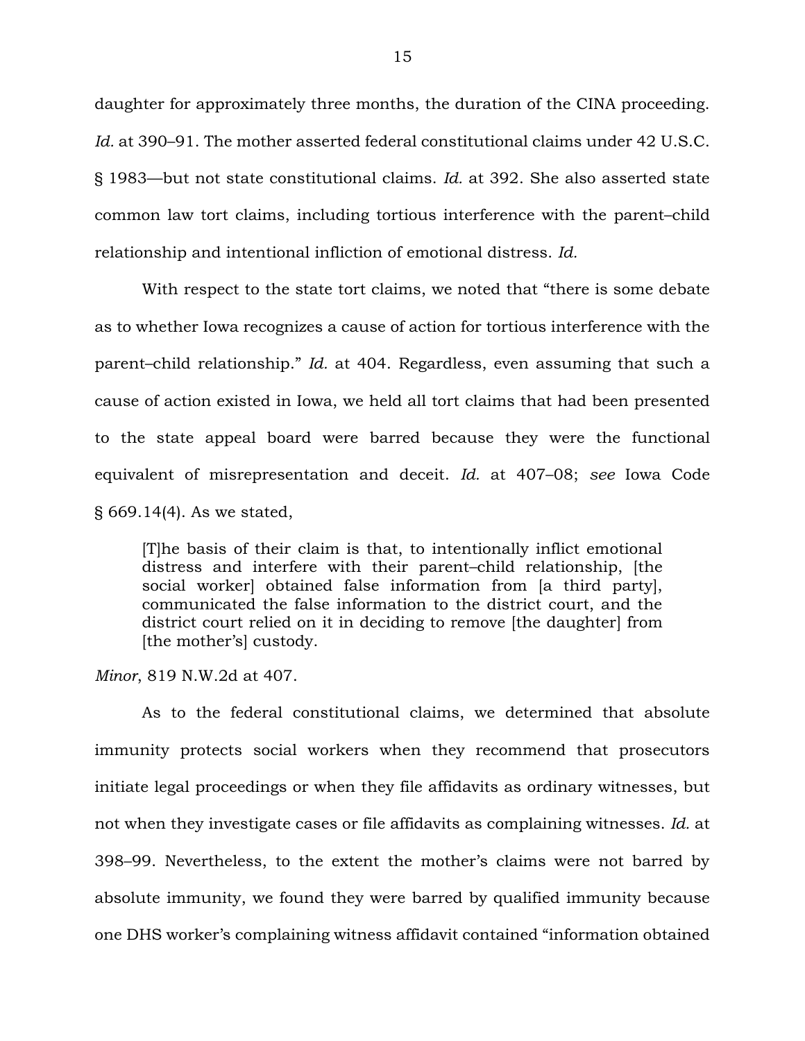daughter for approximately three months, the duration of the CINA proceeding. *Id.* at 390–91. The mother asserted federal constitutional claims under 42 U.S.C. § 1983—but not state constitutional claims. *Id.* at 392. She also asserted state common law tort claims, including tortious interference with the parent–child relationship and intentional infliction of emotional distress. *Id.*

With respect to the state tort claims, we noted that "there is some debate as to whether Iowa recognizes a cause of action for tortious interference with the parent–child relationship." *Id.* at 404. Regardless, even assuming that such a cause of action existed in Iowa, we held all tort claims that had been presented to the state appeal board were barred because they were the functional equivalent of misrepresentation and deceit. *Id.* at 407–08; *see* Iowa Code § 669.14(4). As we stated,

> [T]he basis of their claim is that, to intentionally inflict emotional distress and interfere with their parent–child relationship, [the social worker] obtained false information from [a third party], communicated the false information to the district court, and the district court relied on it in deciding to remove [the daughter] from [the mother's] custody.

*Minor*, 819 N.W.2d at 407.

As to the federal constitutional claims, we determined that absolute immunity protects social workers when they recommend that prosecutors initiate legal proceedings or when they file affidavits as ordinary witnesses, but not when they investigate cases or file affidavits as complaining witnesses. *Id.* at 398–99. Nevertheless, to the extent the mother's claims were not barred by absolute immunity, we found they were barred by qualified immunity because one DHS worker's complaining witness affidavit contained "information obtained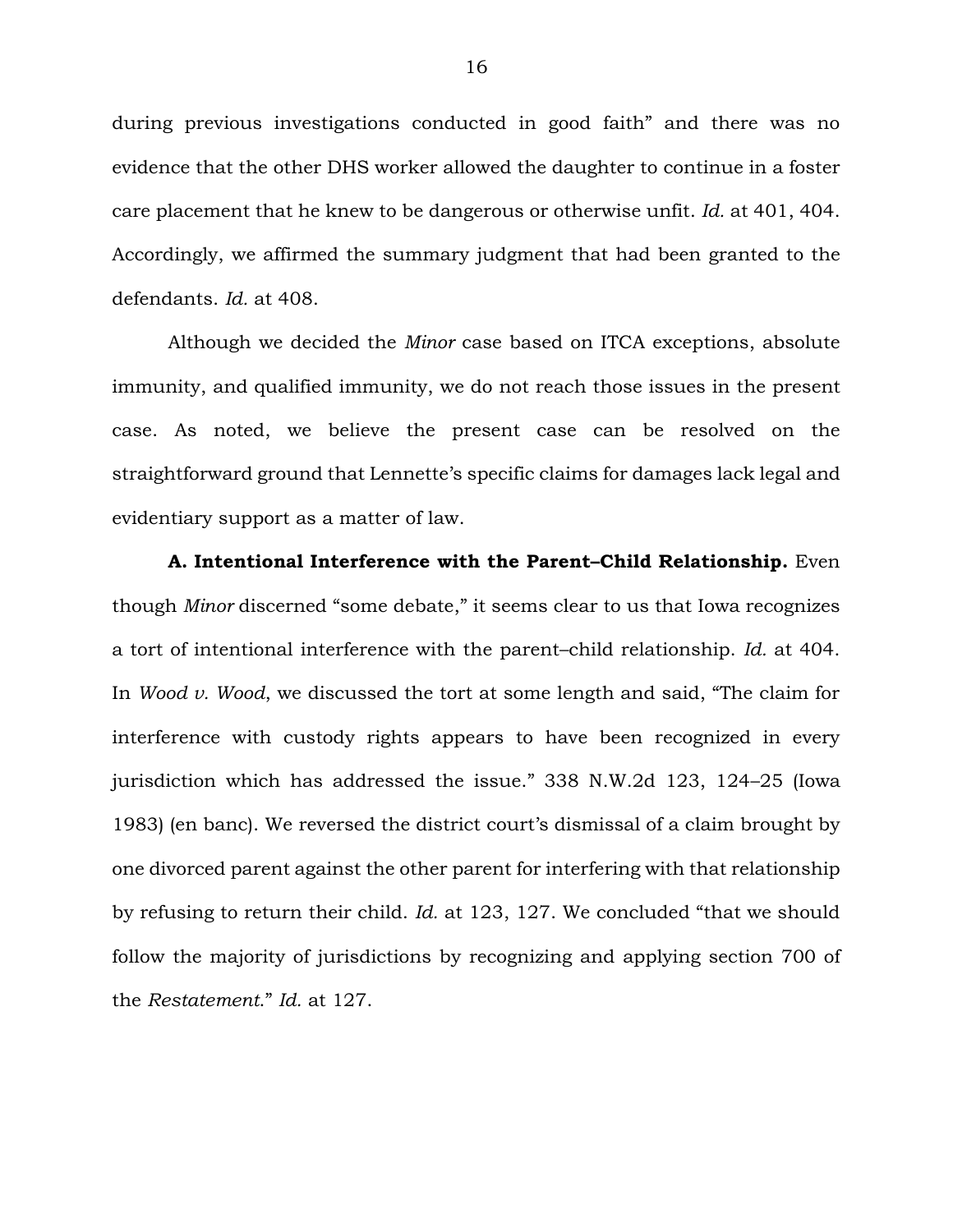during previous investigations conducted in good faith" and there was no evidence that the other DHS worker allowed the daughter to continue in a foster care placement that he knew to be dangerous or otherwise unfit. *Id.* at 401, 404. Accordingly, we affirmed the summary judgment that had been granted to the defendants. *Id.* at 408.

Although we decided the *Minor* case based on ITCA exceptions, absolute immunity, and qualified immunity, we do not reach those issues in the present case. As noted, we believe the present case can be resolved on the straightforward ground that Lennette's specific claims for damages lack legal and evidentiary support as a matter of law.

**A. Intentional Interference with the Parent–Child Relationship.** Even though *Minor* discerned "some debate," it seems clear to us that Iowa recognizes a tort of intentional interference with the parent–child relationship. *Id.* at 404. In *Wood v. Wood*, we discussed the tort at some length and said, "The claim for interference with custody rights appears to have been recognized in every jurisdiction which has addressed the issue." 338 N.W.2d 123, 124–25 (Iowa 1983) (en banc). We reversed the district court's dismissal of a claim brought by one divorced parent against the other parent for interfering with that relationship by refusing to return their child. *Id.* at 123, 127. We concluded "that we should follow the majority of jurisdictions by recognizing and applying section 700 of the *Restatement*." *Id.* at 127.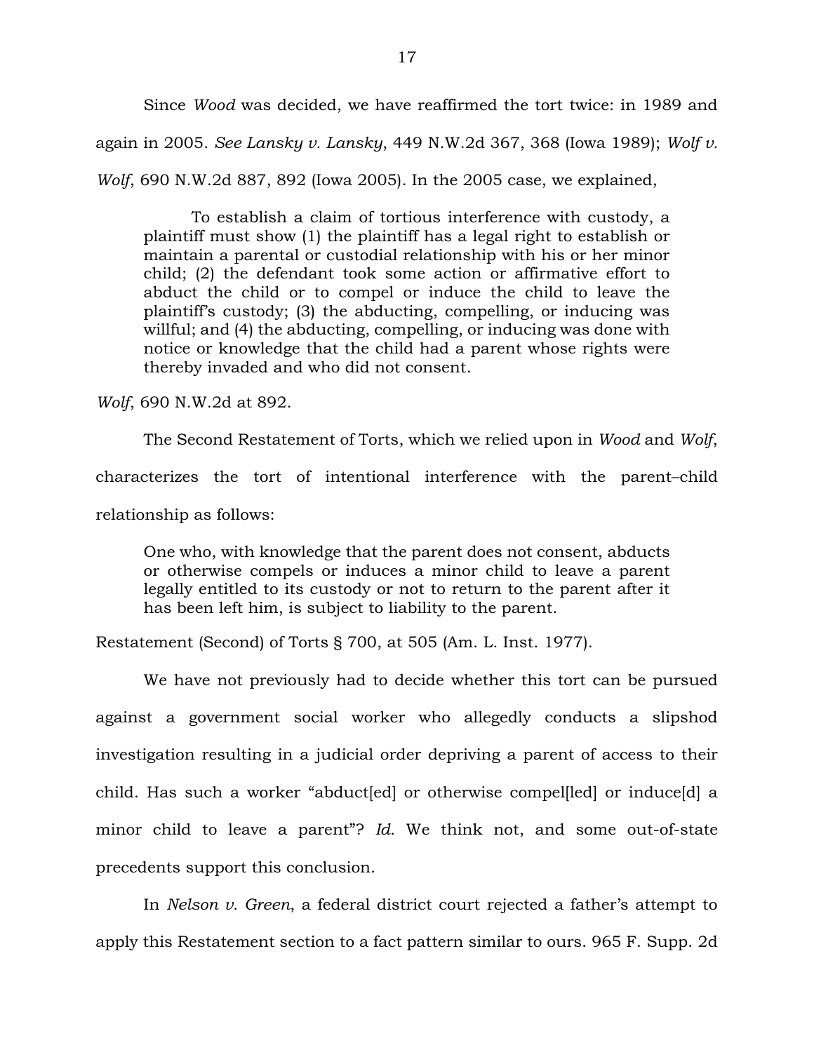Since *Wood* was decided, we have reaffirmed the tort twice: in 1989 and again in 2005. *See Lansky v. Lansky*, 449 N.W.2d 367, 368 (Iowa 1989); *Wolf v. Wolf*, 690 N.W.2d 887, 892 (Iowa 2005). In the 2005 case, we explained,

> To establish a claim of tortious interference with custody, a plaintiff must show (1) the plaintiff has a legal right to establish or maintain a parental or custodial relationship with his or her minor child; (2) the defendant took some action or affirmative effort to abduct the child or to compel or induce the child to leave the plaintiff's custody; (3) the abducting, compelling, or inducing was willful; and (4) the abducting, compelling, or inducing was done with notice or knowledge that the child had a parent whose rights were thereby invaded and who did not consent.

*Wolf*, 690 N.W.2d at 892.

The Second Restatement of Torts, which we relied upon in *Wood* and *Wolf*, characterizes the tort of intentional interference with the parent–child relationship as follows:

> One who, with knowledge that the parent does not consent, abducts or otherwise compels or induces a minor child to leave a parent legally entitled to its custody or not to return to the parent after it has been left him, is subject to liability to the parent.

Restatement (Second) of Torts § 700, at 505 (Am. L. Inst. 1977).

We have not previously had to decide whether this tort can be pursued against a government social worker who allegedly conducts a slipshod investigation resulting in a judicial order depriving a parent of access to their child. Has such a worker "abduct[ed] or otherwise compel[led] or induce[d] a minor child to leave a parent"? *Id.* We think not, and some out-of-state precedents support this conclusion.

In *Nelson v. Green*, a federal district court rejected a father's attempt to apply this Restatement section to a fact pattern similar to ours. 965 F. Supp. 2d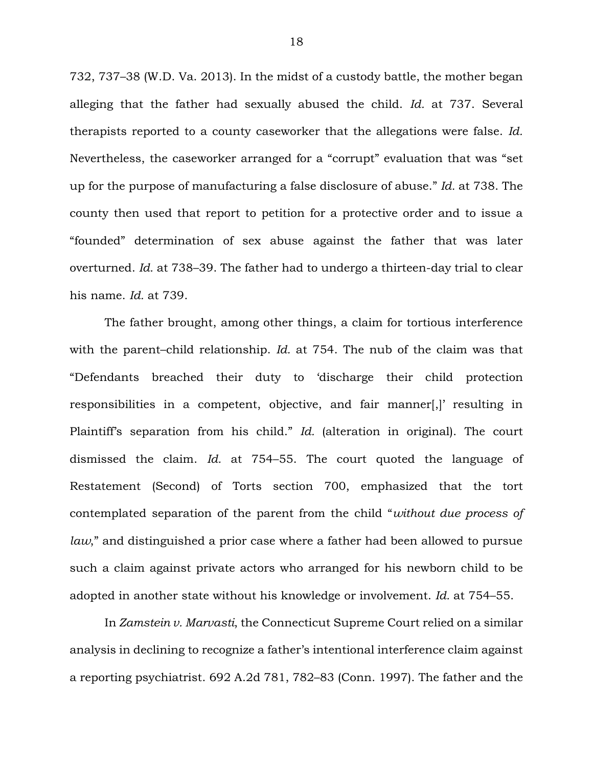732, 737–38 (W.D. Va. 2013). In the midst of a custody battle, the mother began alleging that the father had sexually abused the child. *Id.* at 737. Several therapists reported to a county caseworker that the allegations were false. *Id.* Nevertheless, the caseworker arranged for a "corrupt" evaluation that was "set up for the purpose of manufacturing a false disclosure of abuse." *Id.* at 738. The county then used that report to petition for a protective order and to issue a "founded" determination of sex abuse against the father that was later overturned. *Id.* at 738–39. The father had to undergo a thirteen-day trial to clear his name. *Id.* at 739.

The father brought, among other things, a claim for tortious interference with the parent–child relationship. *Id.* at 754. The nub of the claim was that "Defendants breached their duty to 'discharge their child protection responsibilities in a competent, objective, and fair manner[,]' resulting in Plaintiff's separation from his child." *Id.* (alteration in original). The court dismissed the claim. *Id.* at 754–55. The court quoted the language of Restatement (Second) of Torts section 700, emphasized that the tort contemplated separation of the parent from the child "*without due process of law*," and distinguished a prior case where a father had been allowed to pursue such a claim against private actors who arranged for his newborn child to be adopted in another state without his knowledge or involvement. *Id.* at 754–55.

In *Zamstein v. Marvasti*, the Connecticut Supreme Court relied on a similar analysis in declining to recognize a father's intentional interference claim against a reporting psychiatrist. 692 A.2d 781, 782–83 (Conn. 1997). The father and the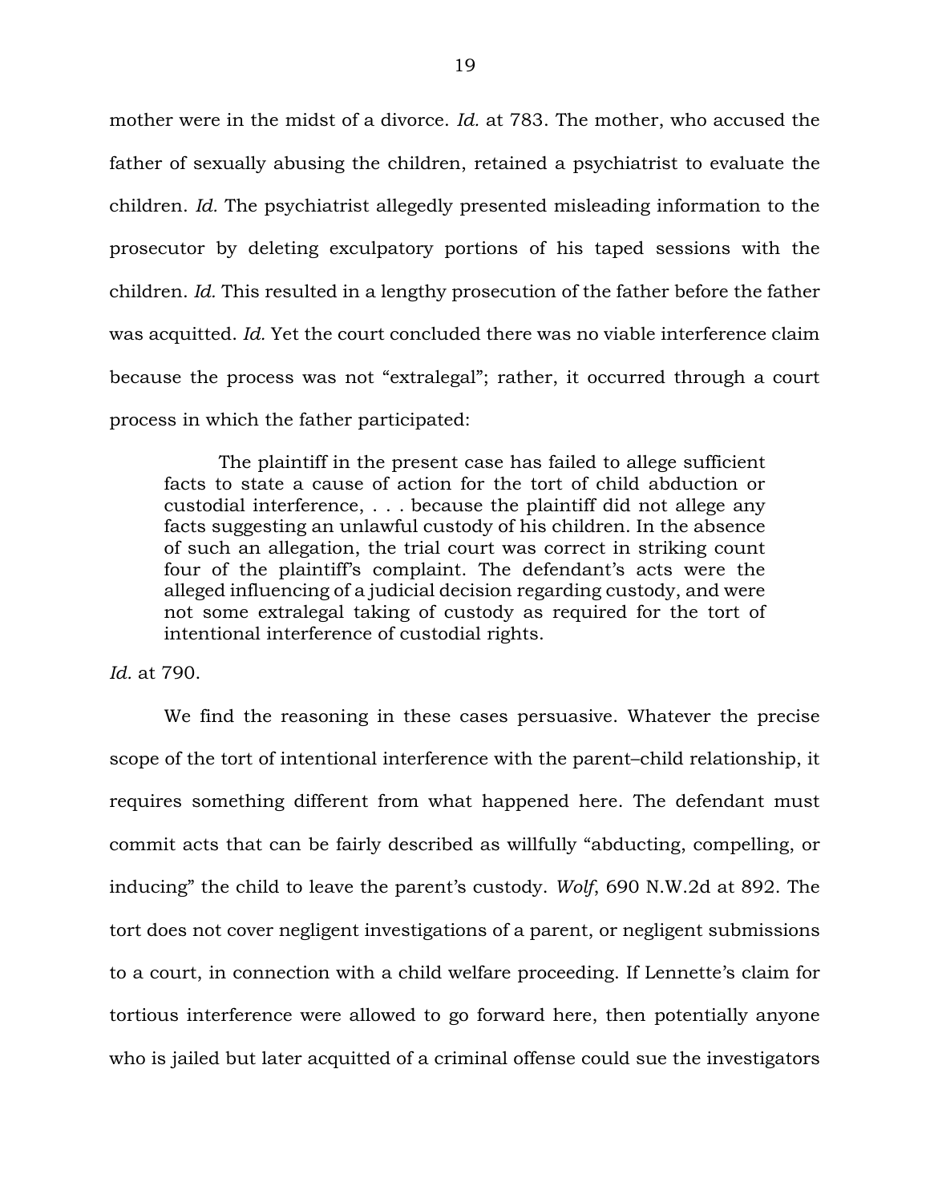mother were in the midst of a divorce. *Id.* at 783. The mother, who accused the father of sexually abusing the children, retained a psychiatrist to evaluate the children. *Id.* The psychiatrist allegedly presented misleading information to the prosecutor by deleting exculpatory portions of his taped sessions with the children. *Id.* This resulted in a lengthy prosecution of the father before the father was acquitted. *Id.* Yet the court concluded there was no viable interference claim because the process was not "extralegal"; rather, it occurred through a court process in which the father participated:

> The plaintiff in the present case has failed to allege sufficient facts to state a cause of action for the tort of child abduction or custodial interference, . . . because the plaintiff did not allege any facts suggesting an unlawful custody of his children. In the absence of such an allegation, the trial court was correct in striking count four of the plaintiff's complaint. The defendant's acts were the alleged influencing of a judicial decision regarding custody, and were not some extralegal taking of custody as required for the tort of intentional interference of custodial rights.

*Id.* at 790.

We find the reasoning in these cases persuasive. Whatever the precise scope of the tort of intentional interference with the parent–child relationship, it requires something different from what happened here. The defendant must commit acts that can be fairly described as willfully "abducting, compelling, or inducing" the child to leave the parent's custody. *Wolf*, 690 N.W.2d at 892. The tort does not cover negligent investigations of a parent, or negligent submissions to a court, in connection with a child welfare proceeding. If Lennette's claim for tortious interference were allowed to go forward here, then potentially anyone who is jailed but later acquitted of a criminal offense could sue the investigators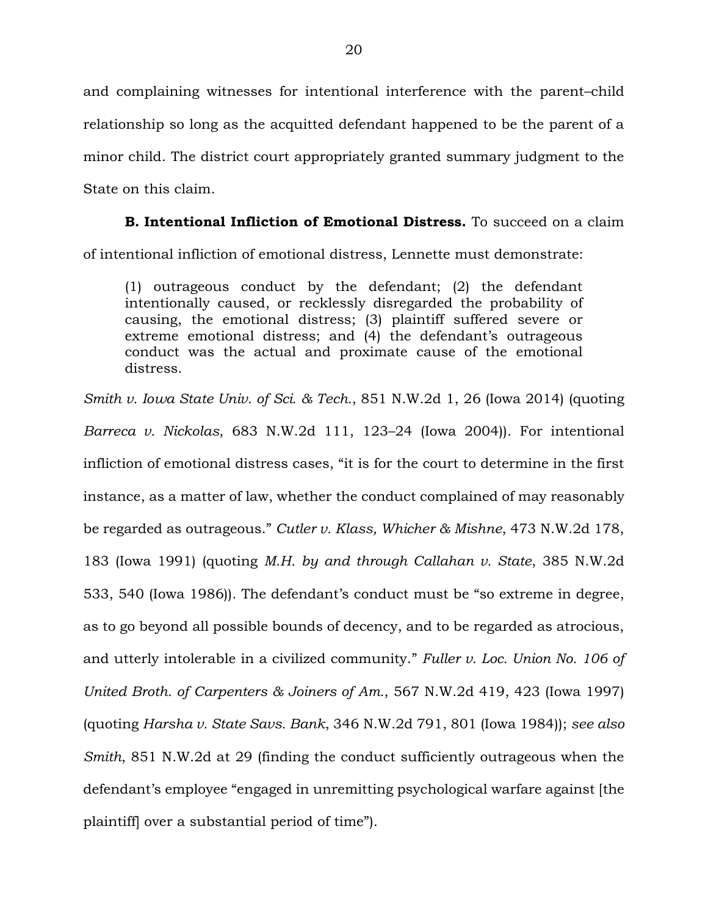and complaining witnesses for intentional interference with the parent–child relationship so long as the acquitted defendant happened to be the parent of a minor child. The district court appropriately granted summary judgment to the State on this claim.

**B. Intentional Infliction of Emotional Distress.** To succeed on a claim of intentional infliction of emotional distress, Lennette must demonstrate:

> (1) outrageous conduct by the defendant; (2) the defendant intentionally caused, or recklessly disregarded the probability of causing, the emotional distress; (3) plaintiff suffered severe or extreme emotional distress; and (4) the defendant's outrageous conduct was the actual and proximate cause of the emotional distress.

*Smith v. Iowa State Univ. of Sci. & Tech.*, 851 N.W.2d 1, 26 (Iowa 2014) (quoting *Barreca v. Nickolas*, 683 N.W.2d 111, 123–24 (Iowa 2004)). For intentional infliction of emotional distress cases, "it is for the court to determine in the first instance, as a matter of law, whether the conduct complained of may reasonably be regarded as outrageous." *Cutler v. Klass, Whicher & Mishne*, 473 N.W.2d 178, 183 (Iowa 1991) (quoting *M.H. by and through Callahan v. State*, 385 N.W.2d 533, 540 (Iowa 1986)). The defendant's conduct must be "so extreme in degree, as to go beyond all possible bounds of decency, and to be regarded as atrocious, and utterly intolerable in a civilized community." *Fuller v. Loc. Union No. 106 of United Broth. of Carpenters & Joiners of Am.*, 567 N.W.2d 419, 423 (Iowa 1997) (quoting *Harsha v. State Savs. Bank*, 346 N.W.2d 791, 801 (Iowa 1984)); *see also Smith*, 851 N.W.2d at 29 (finding the conduct sufficiently outrageous when the defendant's employee "engaged in unremitting psychological warfare against [the plaintiff] over a substantial period of time").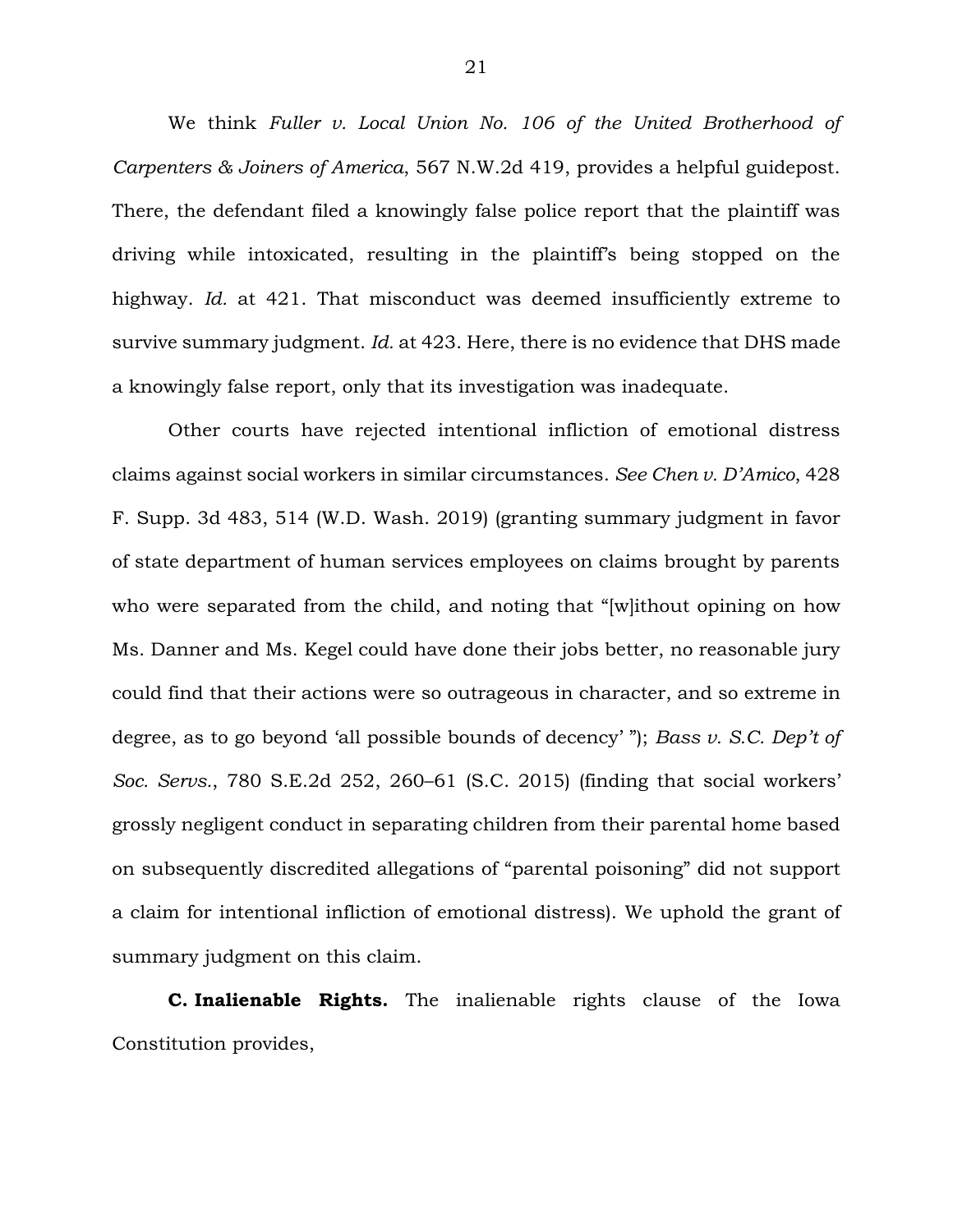We think *Fuller v. Local Union No. 106 of the United Brotherhood of Carpenters & Joiners of America*, 567 N.W.2d 419, provides a helpful guidepost. There, the defendant filed a knowingly false police report that the plaintiff was driving while intoxicated, resulting in the plaintiff's being stopped on the highway. *Id.* at 421. That misconduct was deemed insufficiently extreme to survive summary judgment. *Id.* at 423. Here, there is no evidence that DHS made a knowingly false report, only that its investigation was inadequate.

Other courts have rejected intentional infliction of emotional distress claims against social workers in similar circumstances. *See Chen v. D'Amico*, 428 F. Supp. 3d 483, 514 (W.D. Wash. 2019) (granting summary judgment in favor of state department of human services employees on claims brought by parents who were separated from the child, and noting that "[w]ithout opining on how Ms. Danner and Ms. Kegel could have done their jobs better, no reasonable jury could find that their actions were so outrageous in character, and so extreme in degree, as to go beyond 'all possible bounds of decency' "); *Bass v. S.C. Dep't of Soc. Servs.*, 780 S.E.2d 252, 260–61 (S.C. 2015) (finding that social workers' grossly negligent conduct in separating children from their parental home based on subsequently discredited allegations of "parental poisoning" did not support a claim for intentional infliction of emotional distress). We uphold the grant of summary judgment on this claim.

**C. Inalienable Rights.** The inalienable rights clause of the Iowa Constitution provides,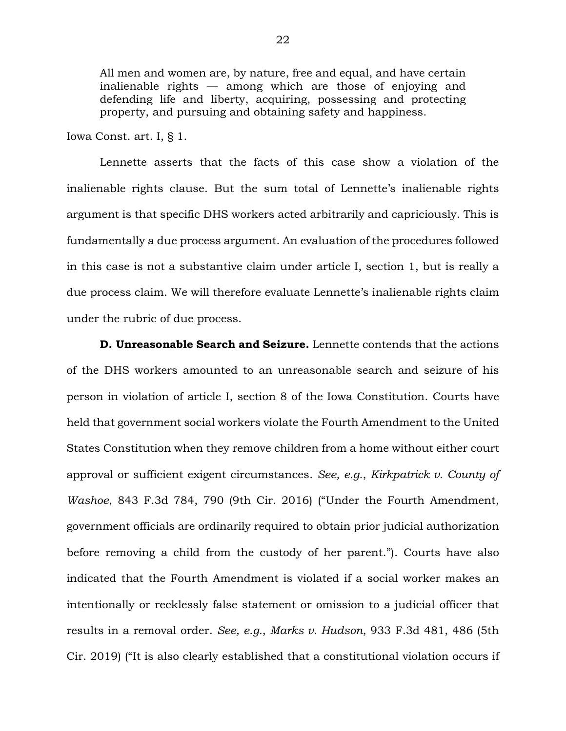> All men and women are, by nature, free and equal, and have certain inalienable rights — among which are those of enjoying and defending life and liberty, acquiring, possessing and protecting property, and pursuing and obtaining safety and happiness.

Iowa Const. art. I, § 1.

Lennette asserts that the facts of this case show a violation of the inalienable rights clause. But the sum total of Lennette's inalienable rights argument is that specific DHS workers acted arbitrarily and capriciously. This is fundamentally a due process argument. An evaluation of the procedures followed in this case is not a substantive claim under article I, section 1, but is really a due process claim. We will therefore evaluate Lennette's inalienable rights claim under the rubric of due process.

**D. Unreasonable Search and Seizure.** Lennette contends that the actions of the DHS workers amounted to an unreasonable search and seizure of his person in violation of article I, section 8 of the Iowa Constitution. Courts have held that government social workers violate the Fourth Amendment to the United States Constitution when they remove children from a home without either court approval or sufficient exigent circumstances. *See, e.g.*, *Kirkpatrick v. County of Washoe*, 843 F.3d 784, 790 (9th Cir. 2016) ("Under the Fourth Amendment, government officials are ordinarily required to obtain prior judicial authorization before removing a child from the custody of her parent."). Courts have also indicated that the Fourth Amendment is violated if a social worker makes an intentionally or recklessly false statement or omission to a judicial officer that results in a removal order. *See, e.g.*, *Marks v. Hudson*, 933 F.3d 481, 486 (5th Cir. 2019) ("It is also clearly established that a constitutional violation occurs if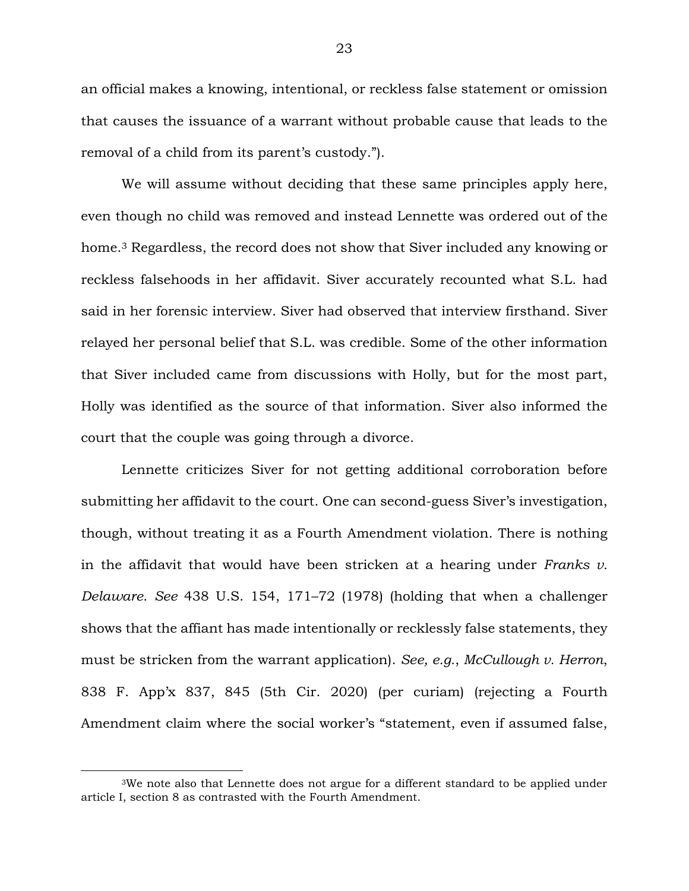an official makes a knowing, intentional, or reckless false statement or omission that causes the issuance of a warrant without probable cause that leads to the removal of a child from its parent's custody.").

We will assume without deciding that these same principles apply here, even though no child was removed and instead Lennette was ordered out of the home.[3] Regardless, the record does not show that Siver included any knowing or reckless falsehoods in her affidavit. Siver accurately recounted what S.L. had said in her forensic interview. Siver had observed that interview firsthand. Siver relayed her personal belief that S.L. was credible. Some of the other information that Siver included came from discussions with Holly, but for the most part, Holly was identified as the source of that information. Siver also informed the court that the couple was going through a divorce.

Lennette criticizes Siver for not getting additional corroboration before submitting her affidavit to the court. One can second-guess Siver's investigation, though, without treating it as a Fourth Amendment violation. There is nothing in the affidavit that would have been stricken at a hearing under *Franks v. Delaware*. *See* 438 U.S. 154, 171–72 (1978) (holding that when a challenger shows that the affiant has made intentionally or recklessly false statements, they must be stricken from the warrant application). *See, e.g.*, *McCullough v. Herron*, 838 F. App'x 837, 845 (5th Cir. 2020) (per curiam) (rejecting a Fourth Amendment claim where the social worker's "statement, even if assumed false,

---

[3]We note also that Lennette does not argue for a different standard to be applied under article I, section 8 as contrasted with the Fourth Amendment.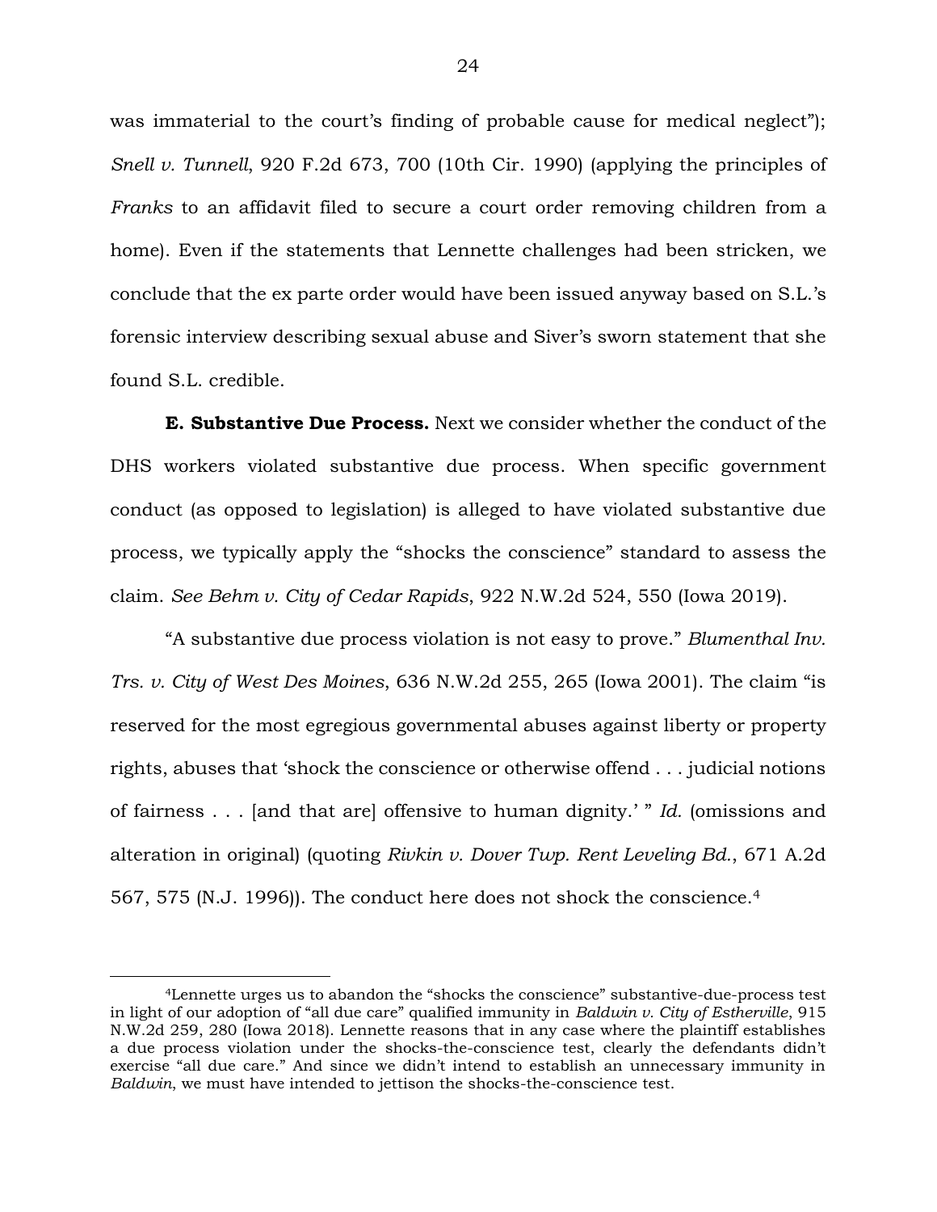was immaterial to the court's finding of probable cause for medical neglect"); *Snell v. Tunnell*, 920 F.2d 673, 700 (10th Cir. 1990) (applying the principles of *Franks* to an affidavit filed to secure a court order removing children from a home). Even if the statements that Lennette challenges had been stricken, we conclude that the ex parte order would have been issued anyway based on S.L.'s forensic interview describing sexual abuse and Siver's sworn statement that she found S.L. credible.

**E. Substantive Due Process.** Next we consider whether the conduct of the DHS workers violated substantive due process. When specific government conduct (as opposed to legislation) is alleged to have violated substantive due process, we typically apply the "shocks the conscience" standard to assess the claim. *See Behm v. City of Cedar Rapids*, 922 N.W.2d 524, 550 (Iowa 2019).

"A substantive due process violation is not easy to prove." *Blumenthal Inv. Trs. v. City of West Des Moines*, 636 N.W.2d 255, 265 (Iowa 2001). The claim "is reserved for the most egregious governmental abuses against liberty or property rights, abuses that 'shock the conscience or otherwise offend . . . judicial notions of fairness . . . [and that are] offensive to human dignity.' " *Id.* (omissions and alteration in original) (quoting *Rivkin v. Dover Twp. Rent Leveling Bd.*, 671 A.2d 567, 575 (N.J. 1996)). The conduct here does not shock the conscience.[4]

---

[4]Lennette urges us to abandon the "shocks the conscience" substantive-due-process test in light of our adoption of "all due care" qualified immunity in *Baldwin v. City of Estherville*, 915 N.W.2d 259, 280 (Iowa 2018). Lennette reasons that in any case where the plaintiff establishes a due process violation under the shocks-the-conscience test, clearly the defendants didn't exercise "all due care." And since we didn't intend to establish an unnecessary immunity in *Baldwin*, we must have intended to jettison the shocks-the-conscience test.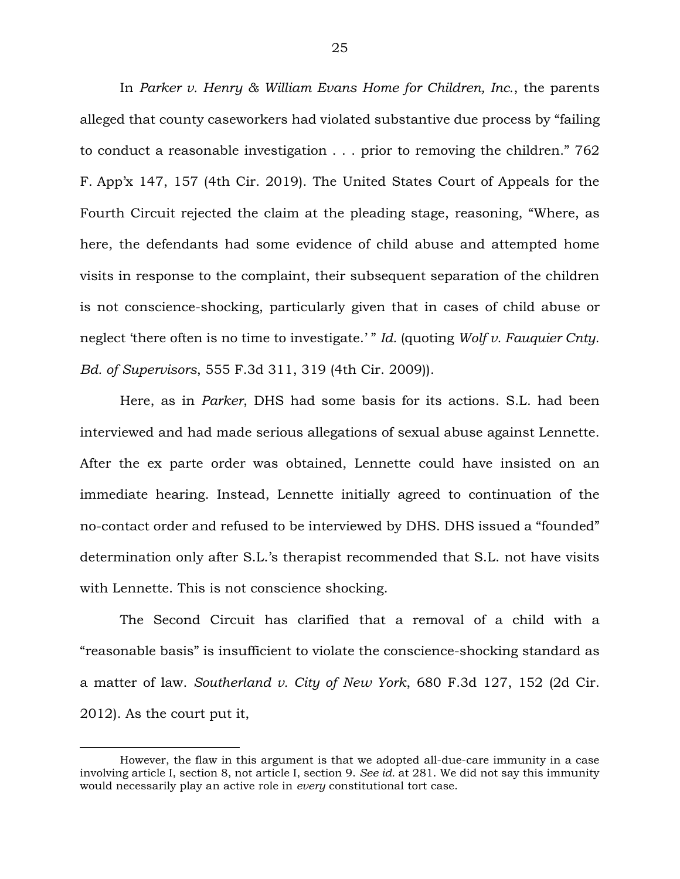In *Parker v. Henry & William Evans Home for Children, Inc.*, the parents alleged that county caseworkers had violated substantive due process by "failing to conduct a reasonable investigation . . . prior to removing the children." 762 F. App'x 147, 157 (4th Cir. 2019). The United States Court of Appeals for the Fourth Circuit rejected the claim at the pleading stage, reasoning, "Where, as here, the defendants had some evidence of child abuse and attempted home visits in response to the complaint, their subsequent separation of the children is not conscience-shocking, particularly given that in cases of child abuse or neglect 'there often is no time to investigate.' " *Id.* (quoting *Wolf v. Fauquier Cnty. Bd. of Supervisors*, 555 F.3d 311, 319 (4th Cir. 2009)).

Here, as in *Parker*, DHS had some basis for its actions. S.L. had been interviewed and had made serious allegations of sexual abuse against Lennette. After the ex parte order was obtained, Lennette could have insisted on an immediate hearing. Instead, Lennette initially agreed to continuation of the no-contact order and refused to be interviewed by DHS. DHS issued a "founded" determination only after S.L.'s therapist recommended that S.L. not have visits with Lennette. This is not conscience shocking.

The Second Circuit has clarified that a removal of a child with a "reasonable basis" is insufficient to violate the conscience-shocking standard as a matter of law. *Southerland v. City of New York*, 680 F.3d 127, 152 (2d Cir. 2012). As the court put it,

---

However, the flaw in this argument is that we adopted all-due-care immunity in a case involving article I, section 8, not article I, section 9. *See id.* at 281. We did not say this immunity would necessarily play an active role in *every* constitutional tort case.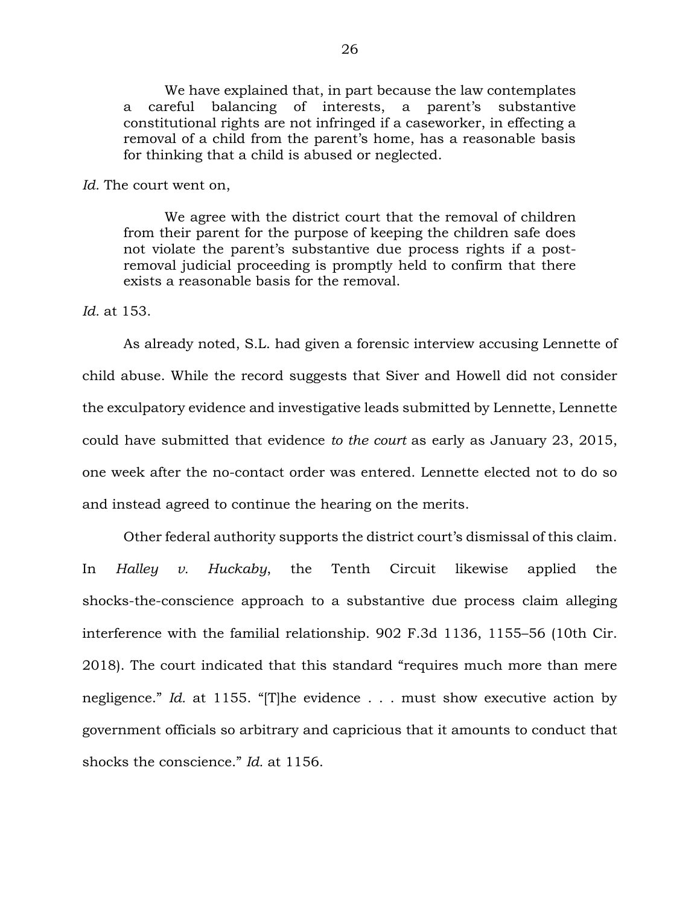> We have explained that, in part because the law contemplates a careful balancing of interests, a parent's substantive constitutional rights are not infringed if a caseworker, in effecting a removal of a child from the parent's home, has a reasonable basis for thinking that a child is abused or neglected.

*Id.* The court went on,

> We agree with the district court that the removal of children from their parent for the purpose of keeping the children safe does not violate the parent's substantive due process rights if a post-removal judicial proceeding is promptly held to confirm that there exists a reasonable basis for the removal.

*Id.* at 153.

As already noted, S.L. had given a forensic interview accusing Lennette of child abuse. While the record suggests that Siver and Howell did not consider the exculpatory evidence and investigative leads submitted by Lennette, Lennette could have submitted that evidence *to the court* as early as January 23, 2015, one week after the no-contact order was entered. Lennette elected not to do so and instead agreed to continue the hearing on the merits.

Other federal authority supports the district court's dismissal of this claim. In *Halley v. Huckaby*, the Tenth Circuit likewise applied the shocks-the-conscience approach to a substantive due process claim alleging interference with the familial relationship. 902 F.3d 1136, 1155–56 (10th Cir. 2018). The court indicated that this standard "requires much more than mere negligence." *Id.* at 1155. "[T]he evidence . . . must show executive action by government officials so arbitrary and capricious that it amounts to conduct that shocks the conscience." *Id.* at 1156.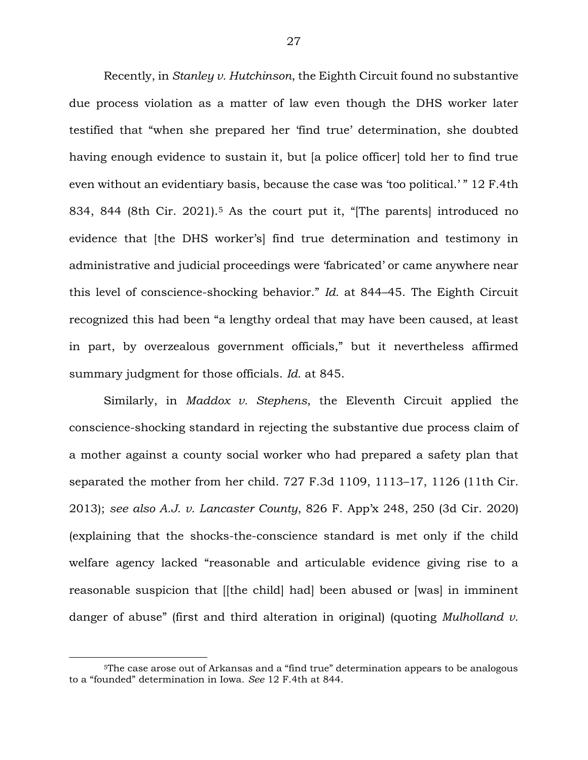Recently, in *Stanley v. Hutchinson*, the Eighth Circuit found no substantive due process violation as a matter of law even though the DHS worker later testified that "when she prepared her 'find true' determination, she doubted having enough evidence to sustain it, but [a police officer] told her to find true even without an evidentiary basis, because the case was 'too political.' " 12 F.4th 834, 844 (8th Cir. 2021).[5] As the court put it, "[The parents] introduced no evidence that [the DHS worker's] find true determination and testimony in administrative and judicial proceedings were 'fabricated' or came anywhere near this level of conscience-shocking behavior." *Id.* at 844–45. The Eighth Circuit recognized this had been "a lengthy ordeal that may have been caused, at least in part, by overzealous government officials," but it nevertheless affirmed summary judgment for those officials. *Id.* at 845.

Similarly, in *Maddox v. Stephens*, the Eleventh Circuit applied the conscience-shocking standard in rejecting the substantive due process claim of a mother against a county social worker who had prepared a safety plan that separated the mother from her child. 727 F.3d 1109, 1113–17, 1126 (11th Cir. 2013); *see also A.J. v. Lancaster County*, 826 F. App'x 248, 250 (3d Cir. 2020) (explaining that the shocks-the-conscience standard is met only if the child welfare agency lacked "reasonable and articulable evidence giving rise to a reasonable suspicion that [[the child] had] been abused or [was] in imminent danger of abuse" (first and third alteration in original) (quoting *Mulholland v.*

[5]The case arose out of Arkansas and a "find true" determination appears to be analogous to a "founded" determination in Iowa. *See* 12 F.4th at 844.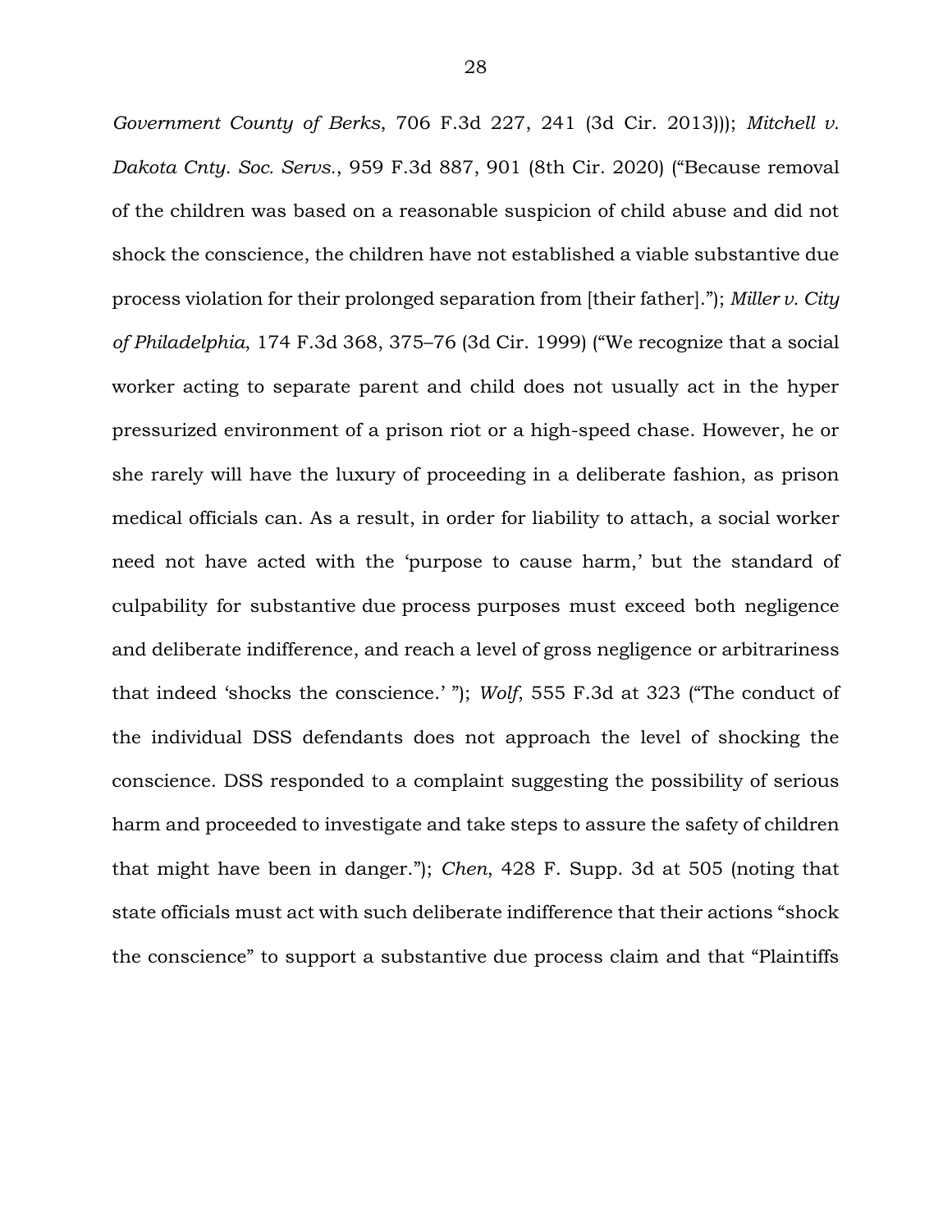*Government County of Berks*, 706 F.3d 227, 241 (3d Cir. 2013))); *Mitchell v. Dakota Cnty. Soc. Servs.*, 959 F.3d 887, 901 (8th Cir. 2020) ("Because removal of the children was based on a reasonable suspicion of child abuse and did not shock the conscience, the children have not established a viable substantive due process violation for their prolonged separation from [their father]."); *Miller v. City of Philadelphia*, 174 F.3d 368, 375–76 (3d Cir. 1999) ("We recognize that a social worker acting to separate parent and child does not usually act in the hyper pressurized environment of a prison riot or a high-speed chase. However, he or she rarely will have the luxury of proceeding in a deliberate fashion, as prison medical officials can. As a result, in order for liability to attach, a social worker need not have acted with the 'purpose to cause harm,' but the standard of culpability for substantive due process purposes must exceed both negligence and deliberate indifference, and reach a level of gross negligence or arbitrariness that indeed 'shocks the conscience.' "); *Wolf*, 555 F.3d at 323 ("The conduct of the individual DSS defendants does not approach the level of shocking the conscience. DSS responded to a complaint suggesting the possibility of serious harm and proceeded to investigate and take steps to assure the safety of children that might have been in danger."); *Chen*, 428 F. Supp. 3d at 505 (noting that state officials must act with such deliberate indifference that their actions "shock the conscience" to support a substantive due process claim and that "Plaintiffs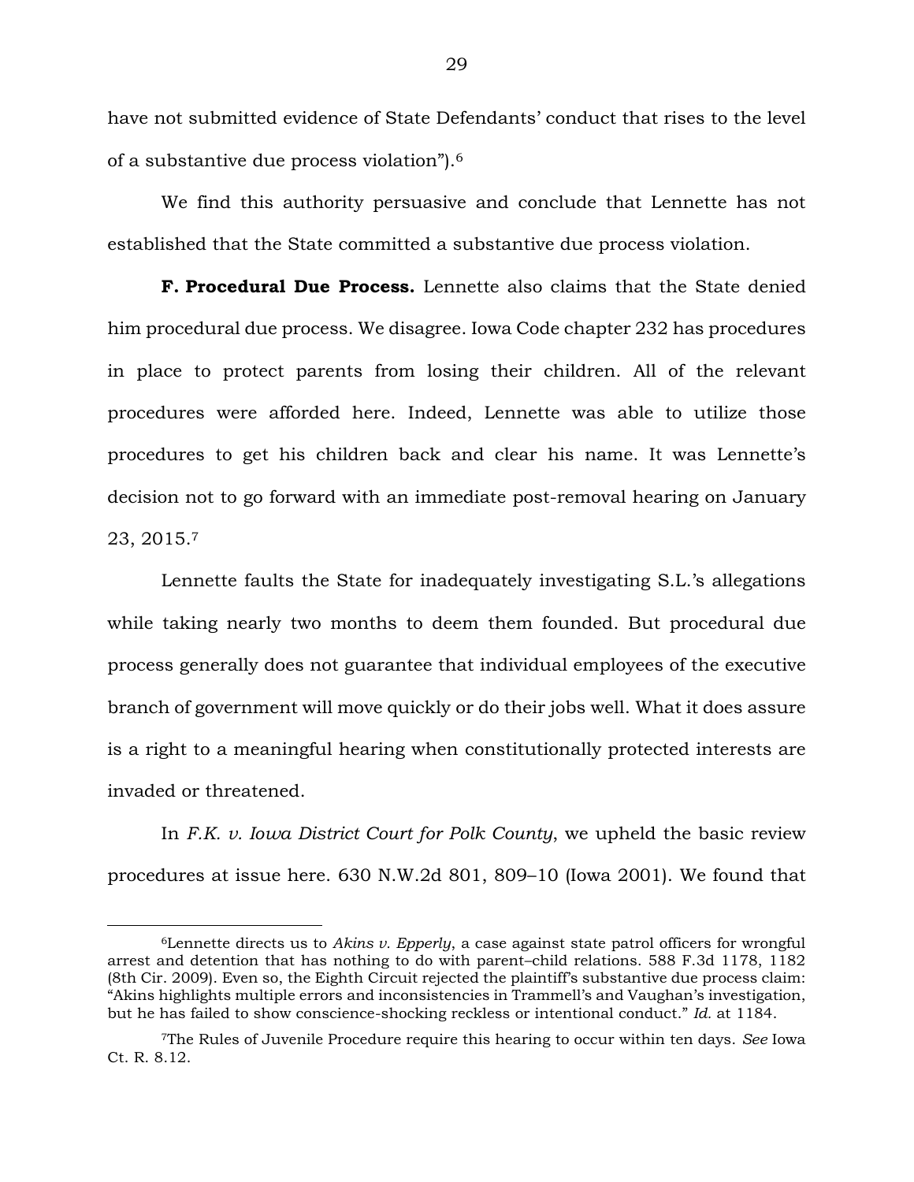have not submitted evidence of State Defendants' conduct that rises to the level of a substantive due process violation").[6]

We find this authority persuasive and conclude that Lennette has not established that the State committed a substantive due process violation.

**F. Procedural Due Process.** Lennette also claims that the State denied him procedural due process. We disagree. Iowa Code chapter 232 has procedures in place to protect parents from losing their children. All of the relevant procedures were afforded here. Indeed, Lennette was able to utilize those procedures to get his children back and clear his name. It was Lennette's decision not to go forward with an immediate post-removal hearing on January 23, 2015.[7]

Lennette faults the State for inadequately investigating S.L.'s allegations while taking nearly two months to deem them founded. But procedural due process generally does not guarantee that individual employees of the executive branch of government will move quickly or do their jobs well. What it does assure is a right to a meaningful hearing when constitutionally protected interests are invaded or threatened.

In *F.K. v. Iowa District Court for Polk County*, we upheld the basic review procedures at issue here. 630 N.W.2d 801, 809–10 (Iowa 2001). We found that

[6]Lennette directs us to *Akins v. Epperly*, a case against state patrol officers for wrongful arrest and detention that has nothing to do with parent–child relations. 588 F.3d 1178, 1182 (8th Cir. 2009). Even so, the Eighth Circuit rejected the plaintiff's substantive due process claim: "Akins highlights multiple errors and inconsistencies in Trammell's and Vaughan's investigation, but he has failed to show conscience-shocking reckless or intentional conduct." *Id.* at 1184.

[7]The Rules of Juvenile Procedure require this hearing to occur within ten days. *See* Iowa Ct. R. 8.12.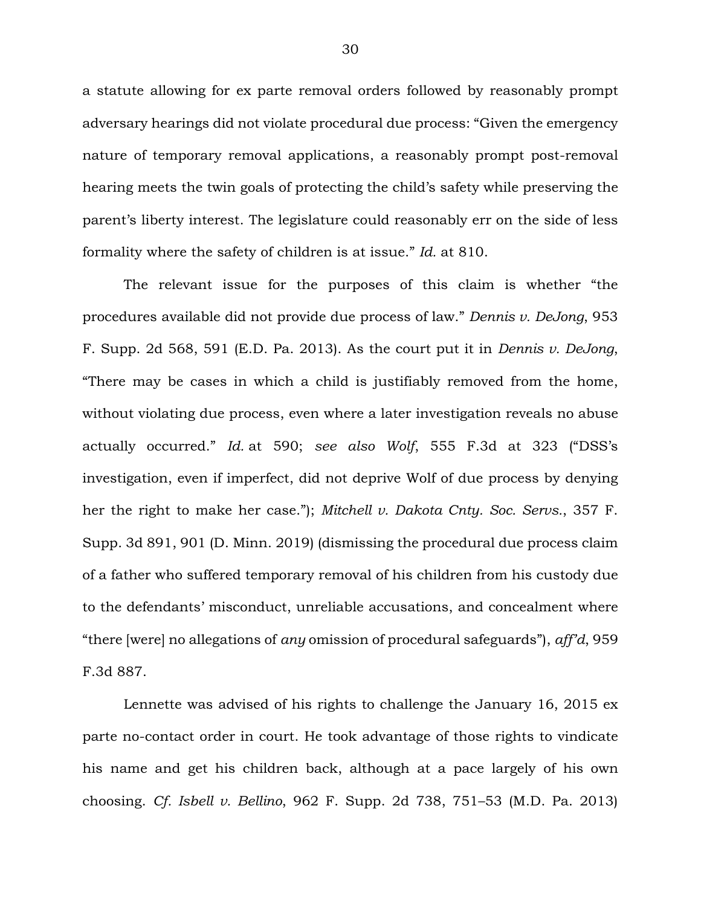a statute allowing for ex parte removal orders followed by reasonably prompt adversary hearings did not violate procedural due process: "Given the emergency nature of temporary removal applications, a reasonably prompt post-removal hearing meets the twin goals of protecting the child's safety while preserving the parent's liberty interest. The legislature could reasonably err on the side of less formality where the safety of children is at issue." *Id.* at 810.

The relevant issue for the purposes of this claim is whether "the procedures available did not provide due process of law." *Dennis v. DeJong*, 953 F. Supp. 2d 568, 591 (E.D. Pa. 2013). As the court put it in *Dennis v. DeJong*, "There may be cases in which a child is justifiably removed from the home, without violating due process, even where a later investigation reveals no abuse actually occurred." *Id.* at 590; *see also Wolf*, 555 F.3d at 323 ("DSS's investigation, even if imperfect, did not deprive Wolf of due process by denying her the right to make her case."); *Mitchell v. Dakota Cnty. Soc. Servs.*, 357 F. Supp. 3d 891, 901 (D. Minn. 2019) (dismissing the procedural due process claim of a father who suffered temporary removal of his children from his custody due to the defendants' misconduct, unreliable accusations, and concealment where "there [were] no allegations of *any* omission of procedural safeguards"), *aff'd*, 959 F.3d 887.

Lennette was advised of his rights to challenge the January 16, 2015 ex parte no-contact order in court. He took advantage of those rights to vindicate his name and get his children back, although at a pace largely of his own choosing. *Cf. Isbell v. Bellino*, 962 F. Supp. 2d 738, 751–53 (M.D. Pa. 2013)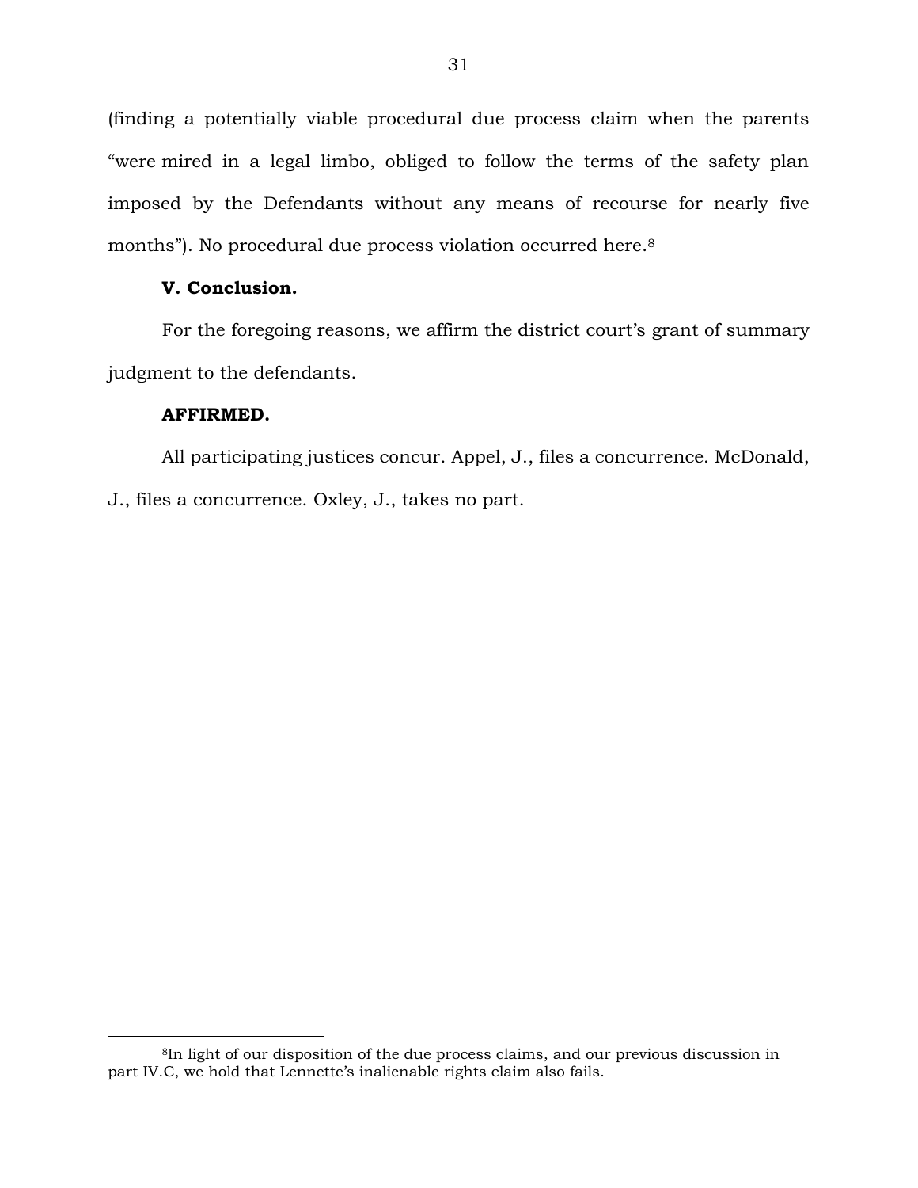(finding a potentially viable procedural due process claim when the parents "were mired in a legal limbo, obliged to follow the terms of the safety plan imposed by the Defendants without any means of recourse for nearly five months"). No procedural due process violation occurred here.[8]

**V. Conclusion.**

For the foregoing reasons, we affirm the district court's grant of summary judgment to the defendants.

**AFFIRMED.**

All participating justices concur. Appel, J., files a concurrence. McDonald, J., files a concurrence. Oxley, J., takes no part.

---

[8]In light of our disposition of the due process claims, and our previous discussion in part IV.C, we hold that Lennette's inalienable rights claim also fails.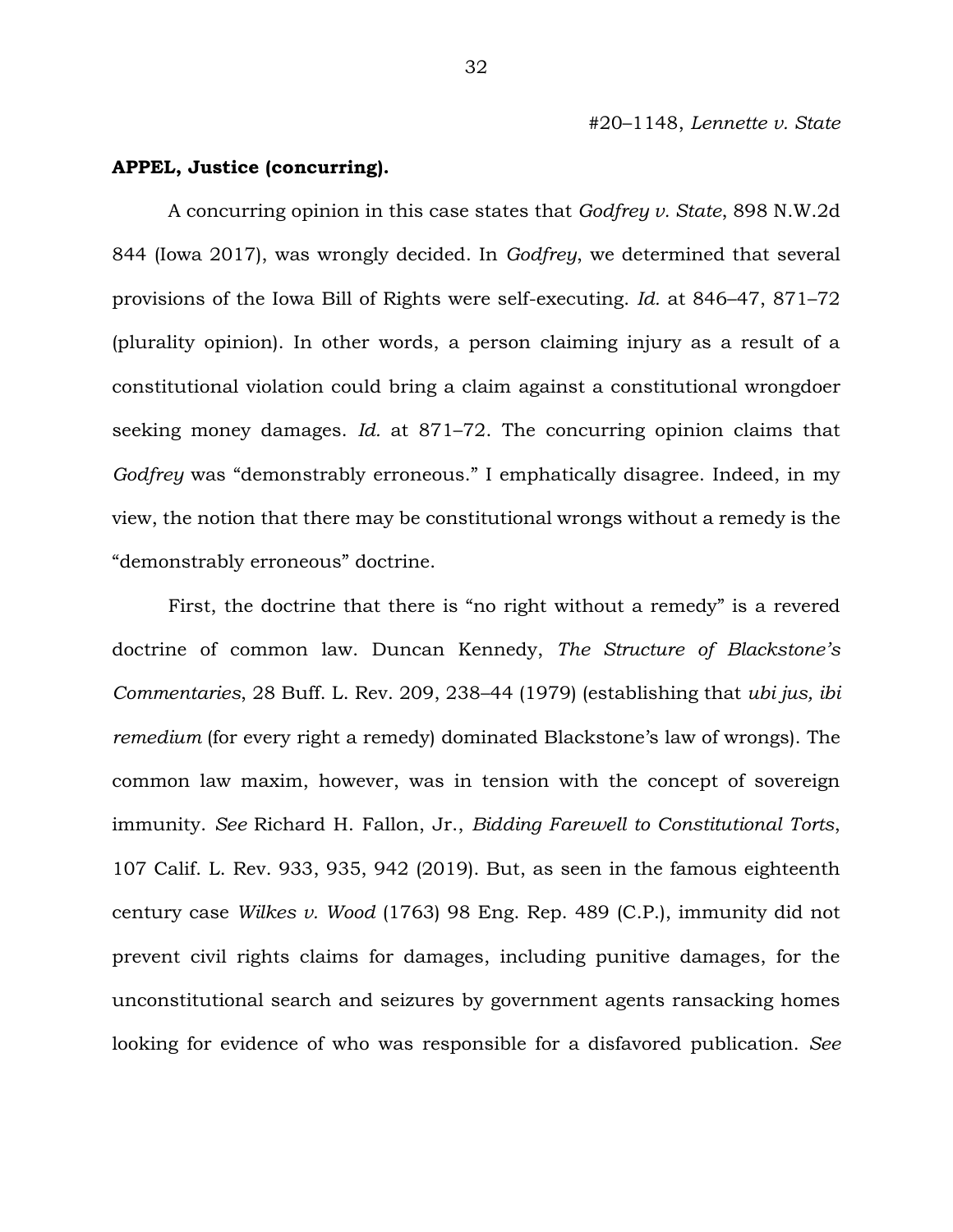#20–1148, *Lennette v. State*

**APPEL, Justice (concurring).**

A concurring opinion in this case states that *Godfrey v. State*, 898 N.W.2d 844 (Iowa 2017), was wrongly decided. In *Godfrey*, we determined that several provisions of the Iowa Bill of Rights were self-executing. *Id.* at 846–47, 871–72 (plurality opinion). In other words, a person claiming injury as a result of a constitutional violation could bring a claim against a constitutional wrongdoer seeking money damages. *Id.* at 871–72. The concurring opinion claims that *Godfrey* was "demonstrably erroneous." I emphatically disagree. Indeed, in my view, the notion that there may be constitutional wrongs without a remedy is the "demonstrably erroneous" doctrine.

First, the doctrine that there is "no right without a remedy" is a revered doctrine of common law. Duncan Kennedy, *The Structure of Blackstone's Commentaries*, 28 Buff. L. Rev. 209, 238–44 (1979) (establishing that *ubi jus, ibi remedium* (for every right a remedy) dominated Blackstone's law of wrongs). The common law maxim, however, was in tension with the concept of sovereign immunity. *See* Richard H. Fallon, Jr., *Bidding Farewell to Constitutional Torts*, 107 Calif. L. Rev. 933, 935, 942 (2019). But, as seen in the famous eighteenth century case *Wilkes v. Wood* (1763) 98 Eng. Rep. 489 (C.P.), immunity did not prevent civil rights claims for damages, including punitive damages, for the unconstitutional search and seizures by government agents ransacking homes looking for evidence of who was responsible for a disfavored publication. *See*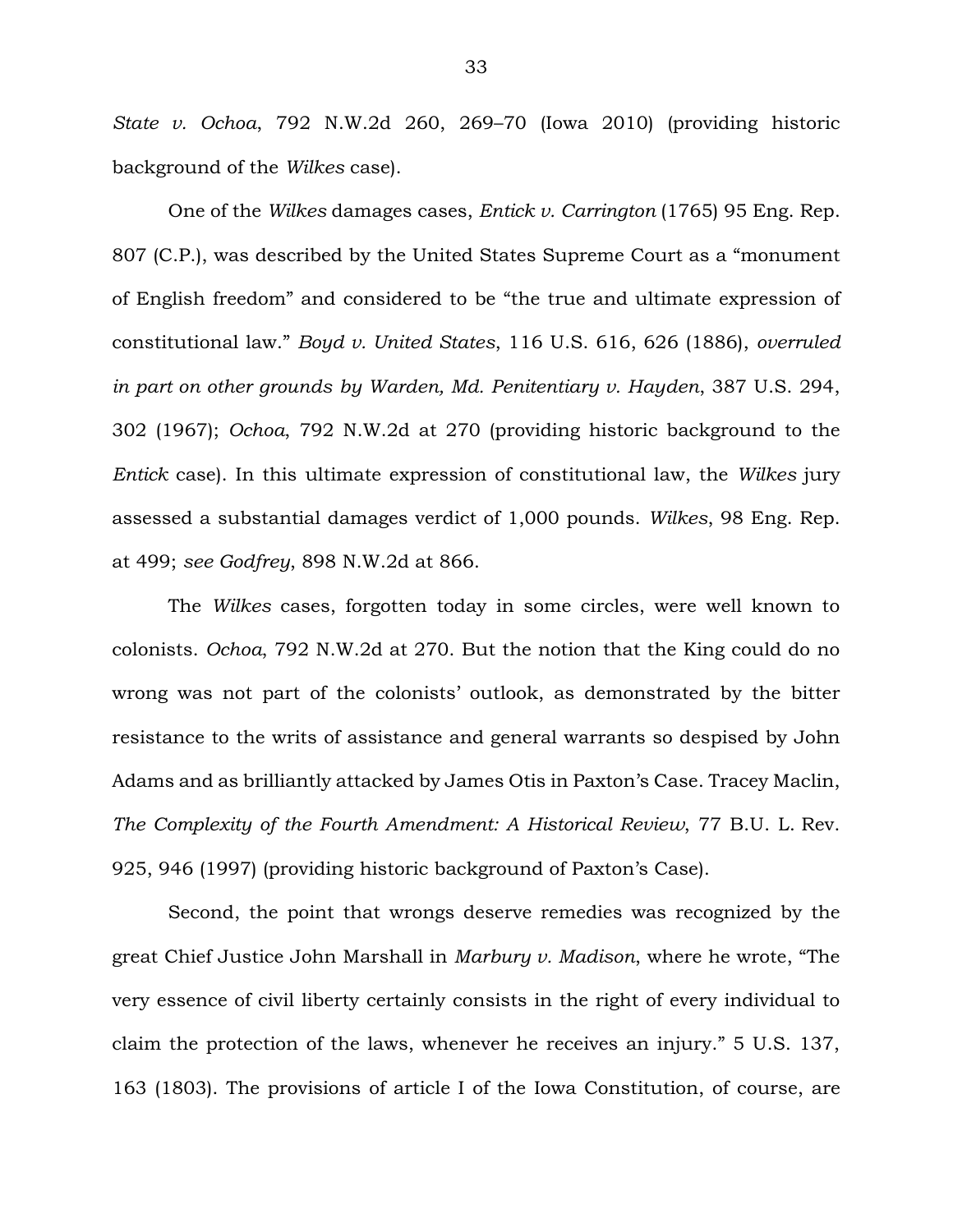*State v. Ochoa*, 792 N.W.2d 260, 269–70 (Iowa 2010) (providing historic background of the *Wilkes* case).

One of the *Wilkes* damages cases, *Entick v. Carrington* (1765) 95 Eng. Rep. 807 (C.P.), was described by the United States Supreme Court as a "monument of English freedom" and considered to be "the true and ultimate expression of constitutional law." *Boyd v. United States*, 116 U.S. 616, 626 (1886), *overruled in part on other grounds by Warden, Md. Penitentiary v. Hayden*, 387 U.S. 294, 302 (1967); *Ochoa*, 792 N.W.2d at 270 (providing historic background to the *Entick* case). In this ultimate expression of constitutional law, the *Wilkes* jury assessed a substantial damages verdict of 1,000 pounds. *Wilkes*, 98 Eng. Rep. at 499; *see Godfrey*, 898 N.W.2d at 866.

The *Wilkes* cases, forgotten today in some circles, were well known to colonists. *Ochoa*, 792 N.W.2d at 270. But the notion that the King could do no wrong was not part of the colonists' outlook, as demonstrated by the bitter resistance to the writs of assistance and general warrants so despised by John Adams and as brilliantly attacked by James Otis in Paxton's Case. Tracey Maclin, *The Complexity of the Fourth Amendment: A Historical Review*, 77 B.U. L. Rev. 925, 946 (1997) (providing historic background of Paxton's Case).

Second, the point that wrongs deserve remedies was recognized by the great Chief Justice John Marshall in *Marbury v. Madison*, where he wrote, "The very essence of civil liberty certainly consists in the right of every individual to claim the protection of the laws, whenever he receives an injury." 5 U.S. 137, 163 (1803). The provisions of article I of the Iowa Constitution, of course, are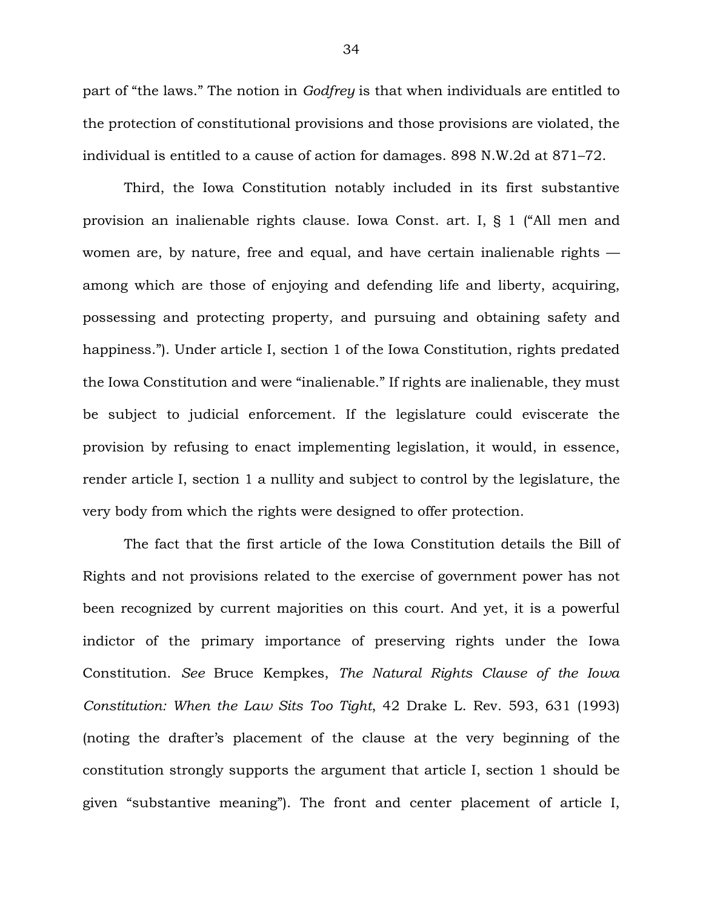part of "the laws." The notion in *Godfrey* is that when individuals are entitled to the protection of constitutional provisions and those provisions are violated, the individual is entitled to a cause of action for damages. 898 N.W.2d at 871–72.

Third, the Iowa Constitution notably included in its first substantive provision an inalienable rights clause. Iowa Const. art. I, § 1 ("All men and women are, by nature, free and equal, and have certain inalienable rights — among which are those of enjoying and defending life and liberty, acquiring, possessing and protecting property, and pursuing and obtaining safety and happiness."). Under article I, section 1 of the Iowa Constitution, rights predated the Iowa Constitution and were "inalienable." If rights are inalienable, they must be subject to judicial enforcement. If the legislature could eviscerate the provision by refusing to enact implementing legislation, it would, in essence, render article I, section 1 a nullity and subject to control by the legislature, the very body from which the rights were designed to offer protection.

The fact that the first article of the Iowa Constitution details the Bill of Rights and not provisions related to the exercise of government power has not been recognized by current majorities on this court. And yet, it is a powerful indictor of the primary importance of preserving rights under the Iowa Constitution. *See* Bruce Kempkes, *The Natural Rights Clause of the Iowa Constitution: When the Law Sits Too Tight*, 42 Drake L. Rev. 593, 631 (1993) (noting the drafter's placement of the clause at the very beginning of the constitution strongly supports the argument that article I, section 1 should be given "substantive meaning"). The front and center placement of article I,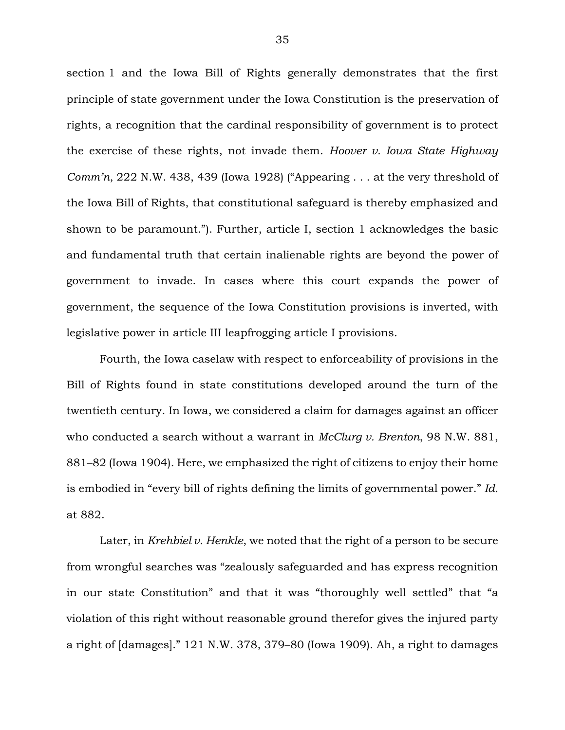section 1 and the Iowa Bill of Rights generally demonstrates that the first principle of state government under the Iowa Constitution is the preservation of rights, a recognition that the cardinal responsibility of government is to protect the exercise of these rights, not invade them. *Hoover v. Iowa State Highway Comm'n*, 222 N.W. 438, 439 (Iowa 1928) ("Appearing . . . at the very threshold of the Iowa Bill of Rights, that constitutional safeguard is thereby emphasized and shown to be paramount."). Further, article I, section 1 acknowledges the basic and fundamental truth that certain inalienable rights are beyond the power of government to invade. In cases where this court expands the power of government, the sequence of the Iowa Constitution provisions is inverted, with legislative power in article III leapfrogging article I provisions.

Fourth, the Iowa caselaw with respect to enforceability of provisions in the Bill of Rights found in state constitutions developed around the turn of the twentieth century. In Iowa, we considered a claim for damages against an officer who conducted a search without a warrant in *McClurg v. Brenton*, 98 N.W. 881, 881–82 (Iowa 1904). Here, we emphasized the right of citizens to enjoy their home is embodied in "every bill of rights defining the limits of governmental power." *Id.* at 882.

Later, in *Krehbiel v. Henkle*, we noted that the right of a person to be secure from wrongful searches was "zealously safeguarded and has express recognition in our state Constitution" and that it was "thoroughly well settled" that "a violation of this right without reasonable ground therefor gives the injured party a right of [damages]." 121 N.W. 378, 379–80 (Iowa 1909). Ah, a right to damages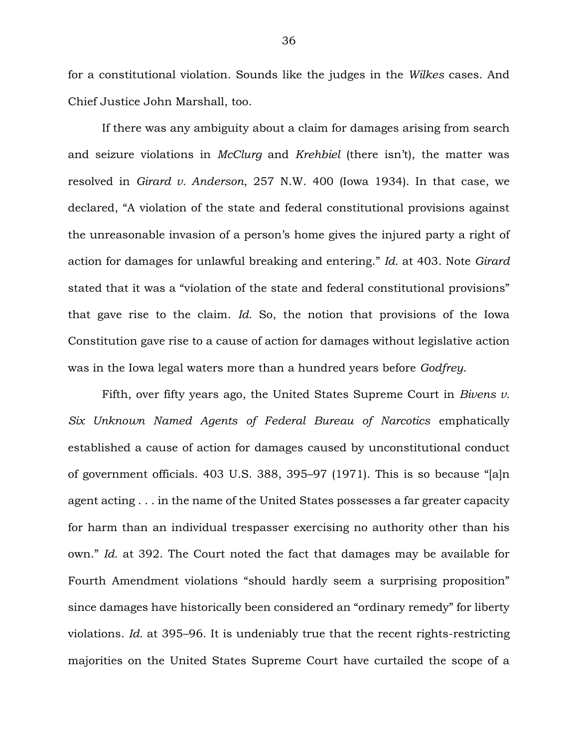for a constitutional violation. Sounds like the judges in the *Wilkes* cases. And Chief Justice John Marshall, too.

If there was any ambiguity about a claim for damages arising from search and seizure violations in *McClurg* and *Krehbiel* (there isn't), the matter was resolved in *Girard v. Anderson*, 257 N.W. 400 (Iowa 1934). In that case, we declared, "A violation of the state and federal constitutional provisions against the unreasonable invasion of a person's home gives the injured party a right of action for damages for unlawful breaking and entering." *Id.* at 403. Note *Girard* stated that it was a "violation of the state and federal constitutional provisions" that gave rise to the claim. *Id.* So, the notion that provisions of the Iowa Constitution gave rise to a cause of action for damages without legislative action was in the Iowa legal waters more than a hundred years before *Godfrey*.

Fifth, over fifty years ago, the United States Supreme Court in *Bivens v. Six Unknown Named Agents of Federal Bureau of Narcotics* emphatically established a cause of action for damages caused by unconstitutional conduct of government officials. 403 U.S. 388, 395–97 (1971). This is so because "[a]n agent acting . . . in the name of the United States possesses a far greater capacity for harm than an individual trespasser exercising no authority other than his own." *Id.* at 392. The Court noted the fact that damages may be available for Fourth Amendment violations "should hardly seem a surprising proposition" since damages have historically been considered an "ordinary remedy" for liberty violations. *Id.* at 395–96. It is undeniably true that the recent rights-restricting majorities on the United States Supreme Court have curtailed the scope of a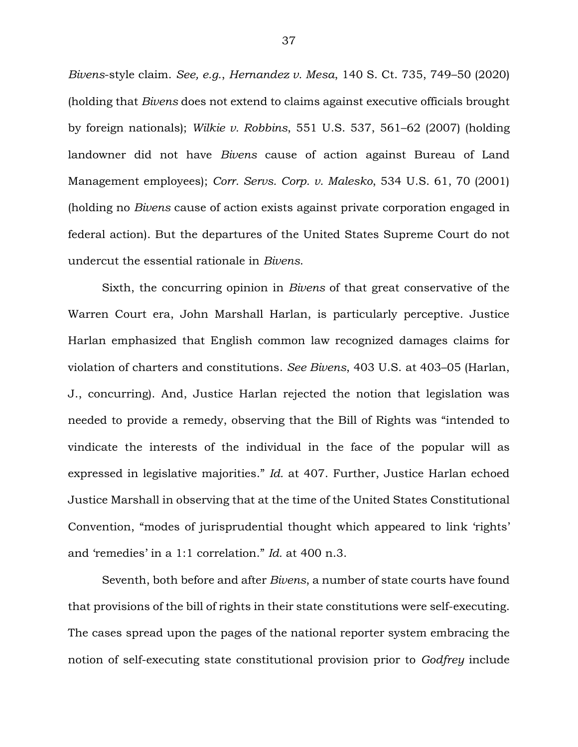*Bivens*-style claim. *See, e.g.*, *Hernandez v. Mesa*, 140 S. Ct. 735, 749–50 (2020) (holding that *Bivens* does not extend to claims against executive officials brought by foreign nationals); *Wilkie v. Robbins*, 551 U.S. 537, 561–62 (2007) (holding landowner did not have *Bivens* cause of action against Bureau of Land Management employees); *Corr. Servs. Corp. v. Malesko*, 534 U.S. 61, 70 (2001) (holding no *Bivens* cause of action exists against private corporation engaged in federal action). But the departures of the United States Supreme Court do not undercut the essential rationale in *Bivens*.

Sixth, the concurring opinion in *Bivens* of that great conservative of the Warren Court era, John Marshall Harlan, is particularly perceptive. Justice Harlan emphasized that English common law recognized damages claims for violation of charters and constitutions. *See Bivens*, 403 U.S. at 403–05 (Harlan, J., concurring). And, Justice Harlan rejected the notion that legislation was needed to provide a remedy, observing that the Bill of Rights was "intended to vindicate the interests of the individual in the face of the popular will as expressed in legislative majorities." *Id.* at 407. Further, Justice Harlan echoed Justice Marshall in observing that at the time of the United States Constitutional Convention, "modes of jurisprudential thought which appeared to link 'rights' and 'remedies' in a 1:1 correlation." *Id.* at 400 n.3.

Seventh, both before and after *Bivens*, a number of state courts have found that provisions of the bill of rights in their state constitutions were self-executing. The cases spread upon the pages of the national reporter system embracing the notion of self-executing state constitutional provision prior to *Godfrey* include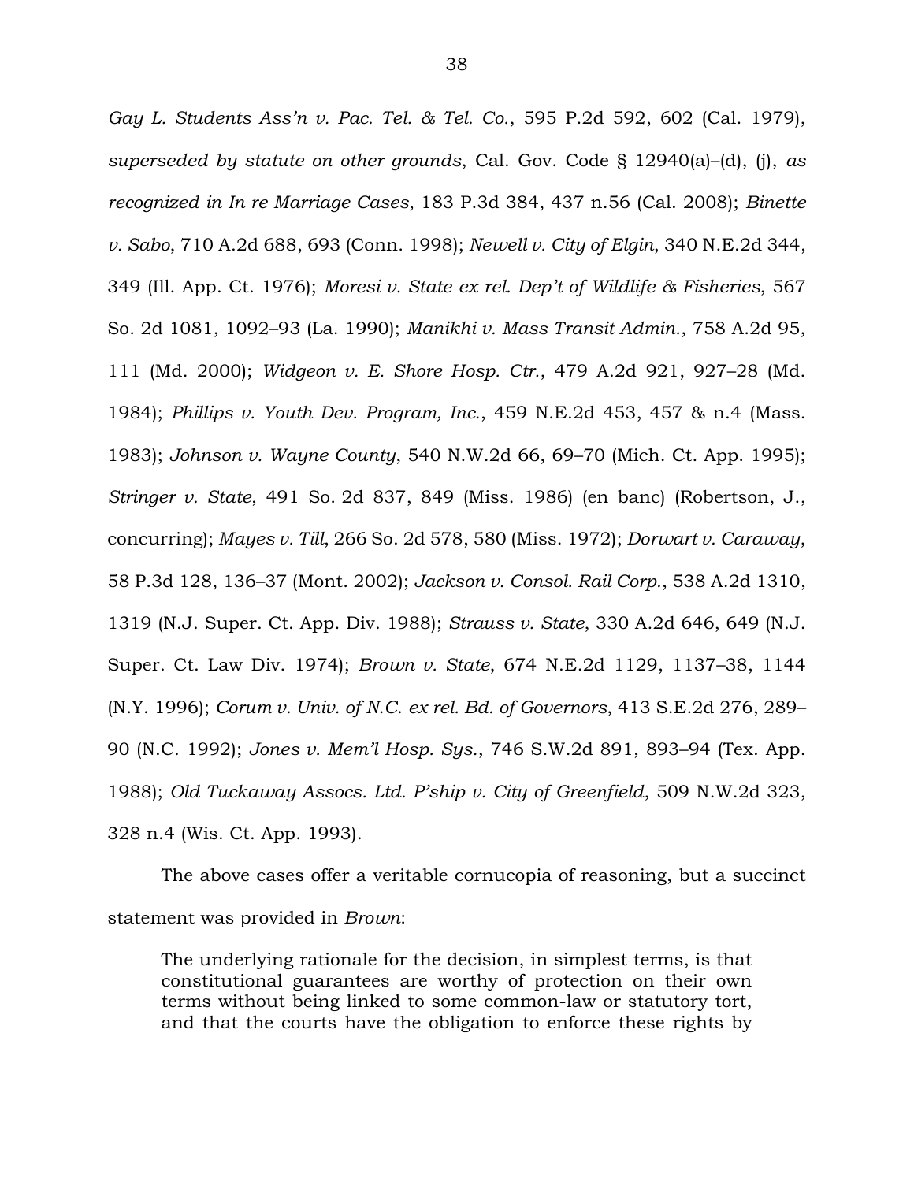*Gay L. Students Ass'n v. Pac. Tel. & Tel. Co.*, 595 P.2d 592, 602 (Cal. 1979), *superseded by statute on other grounds*, Cal. Gov. Code § 12940(a)–(d), (j), *as recognized in In re Marriage Cases*, 183 P.3d 384, 437 n.56 (Cal. 2008); *Binette v. Sabo*, 710 A.2d 688, 693 (Conn. 1998); *Newell v. City of Elgin*, 340 N.E.2d 344, 349 (Ill. App. Ct. 1976); *Moresi v. State ex rel. Dep't of Wildlife & Fisheries*, 567 So. 2d 1081, 1092–93 (La. 1990); *Manikhi v. Mass Transit Admin.*, 758 A.2d 95, 111 (Md. 2000); *Widgeon v. E. Shore Hosp. Ctr.*, 479 A.2d 921, 927–28 (Md. 1984); *Phillips v. Youth Dev. Program, Inc.*, 459 N.E.2d 453, 457 & n.4 (Mass. 1983); *Johnson v. Wayne County*, 540 N.W.2d 66, 69–70 (Mich. Ct. App. 1995); *Stringer v. State*, 491 So. 2d 837, 849 (Miss. 1986) (en banc) (Robertson, J., concurring); *Mayes v. Till*, 266 So. 2d 578, 580 (Miss. 1972); *Dorwart v. Caraway*, 58 P.3d 128, 136–37 (Mont. 2002); *Jackson v. Consol. Rail Corp.*, 538 A.2d 1310, 1319 (N.J. Super. Ct. App. Div. 1988); *Strauss v. State*, 330 A.2d 646, 649 (N.J. Super. Ct. Law Div. 1974); *Brown v. State*, 674 N.E.2d 1129, 1137–38, 1144 (N.Y. 1996); *Corum v. Univ. of N.C. ex rel. Bd. of Governors*, 413 S.E.2d 276, 289–90 (N.C. 1992); *Jones v. Mem'l Hosp. Sys.*, 746 S.W.2d 891, 893–94 (Tex. App. 1988); *Old Tuckaway Assocs. Ltd. P'ship v. City of Greenfield*, 509 N.W.2d 323, 328 n.4 (Wis. Ct. App. 1993).

The above cases offer a veritable cornucopia of reasoning, but a succinct statement was provided in *Brown*:

> The underlying rationale for the decision, in simplest terms, is that constitutional guarantees are worthy of protection on their own terms without being linked to some common-law or statutory tort, and that the courts have the obligation to enforce these rights by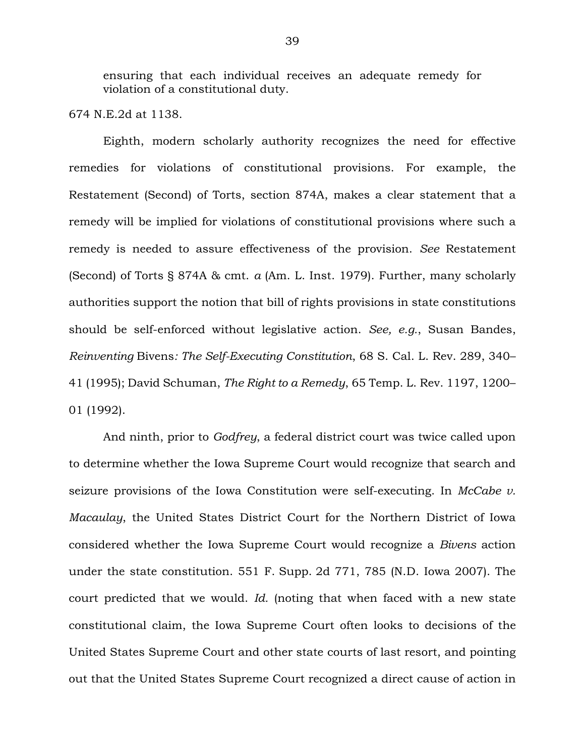> ensuring that each individual receives an adequate remedy for violation of a constitutional duty.

674 N.E.2d at 1138.

Eighth, modern scholarly authority recognizes the need for effective remedies for violations of constitutional provisions. For example, the Restatement (Second) of Torts, section 874A, makes a clear statement that a remedy will be implied for violations of constitutional provisions where such a remedy is needed to assure effectiveness of the provision. *See* Restatement (Second) of Torts § 874A & cmt. *a* (Am. L. Inst. 1979). Further, many scholarly authorities support the notion that bill of rights provisions in state constitutions should be self-enforced without legislative action. *See, e.g.*, Susan Bandes, *Reinventing* Bivens*: The Self-Executing Constitution*, 68 S. Cal. L. Rev. 289, 340–41 (1995); David Schuman, *The Right to a Remedy*, 65 Temp. L. Rev. 1197, 1200–01 (1992).

And ninth, prior to *Godfrey*, a federal district court was twice called upon to determine whether the Iowa Supreme Court would recognize that search and seizure provisions of the Iowa Constitution were self-executing. In *McCabe v. Macaulay*, the United States District Court for the Northern District of Iowa considered whether the Iowa Supreme Court would recognize a *Bivens* action under the state constitution. 551 F. Supp. 2d 771, 785 (N.D. Iowa 2007). The court predicted that we would. *Id.* (noting that when faced with a new state constitutional claim, the Iowa Supreme Court often looks to decisions of the United States Supreme Court and other state courts of last resort, and pointing out that the United States Supreme Court recognized a direct cause of action in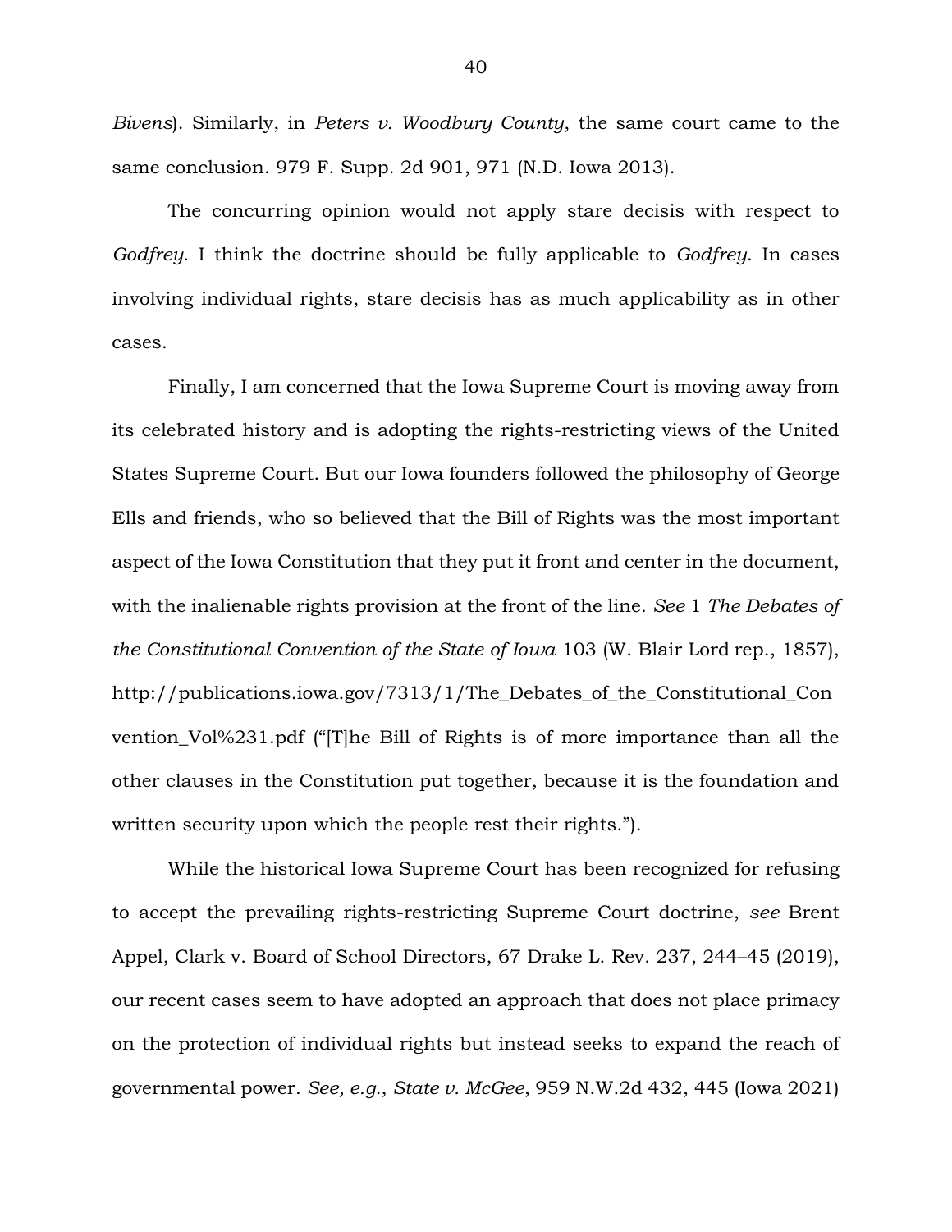*Bivens*). Similarly, in *Peters v. Woodbury County*, the same court came to the same conclusion. 979 F. Supp. 2d 901, 971 (N.D. Iowa 2013).

The concurring opinion would not apply stare decisis with respect to *Godfrey*. I think the doctrine should be fully applicable to *Godfrey*. In cases involving individual rights, stare decisis has as much applicability as in other cases.

Finally, I am concerned that the Iowa Supreme Court is moving away from its celebrated history and is adopting the rights-restricting views of the United States Supreme Court. But our Iowa founders followed the philosophy of George Ells and friends, who so believed that the Bill of Rights was the most important aspect of the Iowa Constitution that they put it front and center in the document, with the inalienable rights provision at the front of the line. *See* 1 *The Debates of the Constitutional Convention of the State of Iowa* 103 (W. Blair Lord rep., 1857), http://publications.iowa.gov/7313/1/The_Debates_of_the_Constitutional_Convention_Vol%231.pdf ("[T]he Bill of Rights is of more importance than all the other clauses in the Constitution put together, because it is the foundation and written security upon which the people rest their rights.").

While the historical Iowa Supreme Court has been recognized for refusing to accept the prevailing rights-restricting Supreme Court doctrine, *see* Brent Appel, Clark v. Board of School Directors, 67 Drake L. Rev. 237, 244–45 (2019), our recent cases seem to have adopted an approach that does not place primacy on the protection of individual rights but instead seeks to expand the reach of governmental power. *See, e.g.*, *State v. McGee*, 959 N.W.2d 432, 445 (Iowa 2021)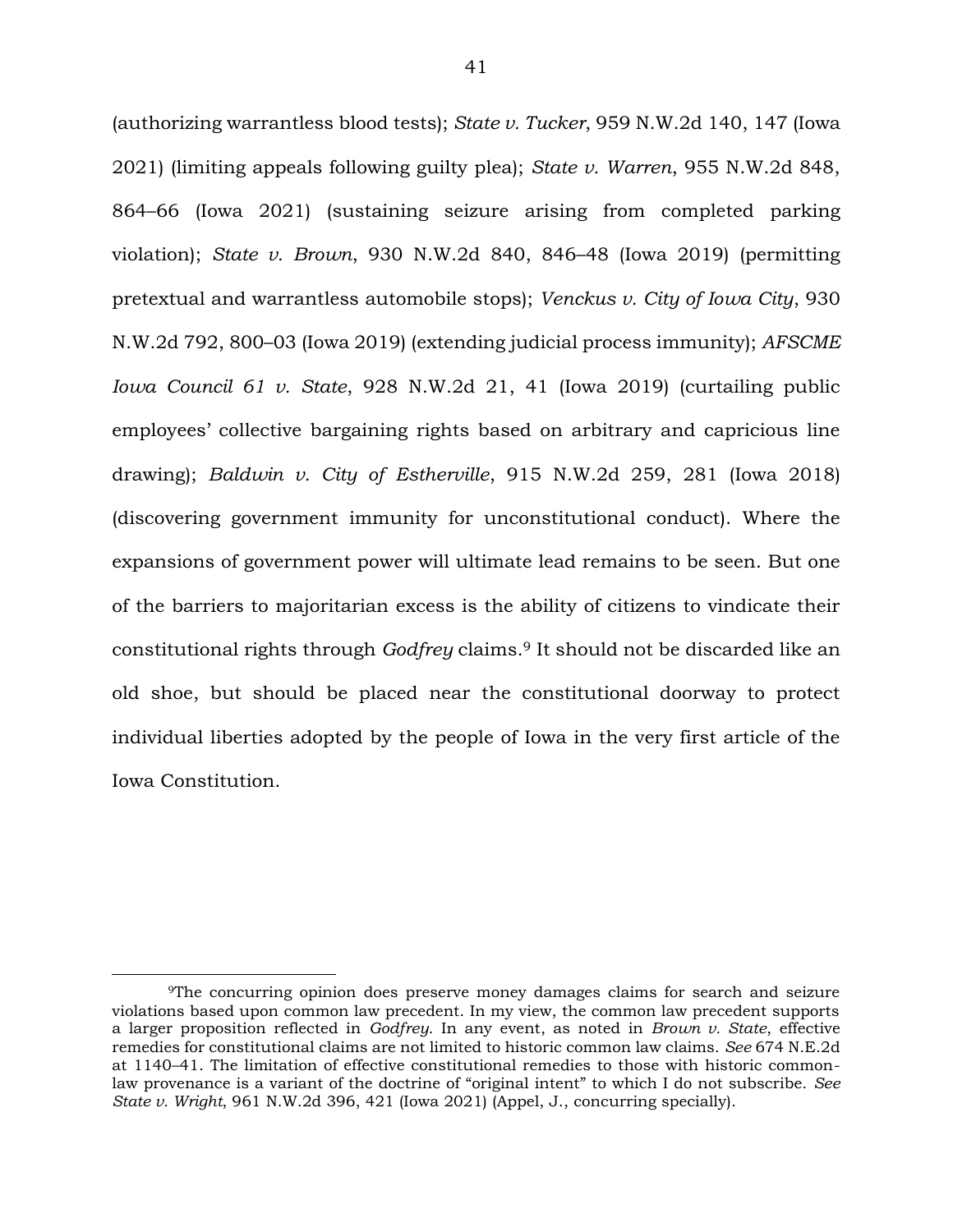(authorizing warrantless blood tests); *State v. Tucker*, 959 N.W.2d 140, 147 (Iowa 2021) (limiting appeals following guilty plea); *State v. Warren*, 955 N.W.2d 848, 864–66 (Iowa 2021) (sustaining seizure arising from completed parking violation); *State v. Brown*, 930 N.W.2d 840, 846–48 (Iowa 2019) (permitting pretextual and warrantless automobile stops); *Venckus v. City of Iowa City*, 930 N.W.2d 792, 800–03 (Iowa 2019) (extending judicial process immunity); *AFSCME Iowa Council 61 v. State*, 928 N.W.2d 21, 41 (Iowa 2019) (curtailing public employees' collective bargaining rights based on arbitrary and capricious line drawing); *Baldwin v. City of Estherville*, 915 N.W.2d 259, 281 (Iowa 2018) (discovering government immunity for unconstitutional conduct). Where the expansions of government power will ultimate lead remains to be seen. But one of the barriers to majoritarian excess is the ability of citizens to vindicate their constitutional rights through *Godfrey* claims.[9] It should not be discarded like an old shoe, but should be placed near the constitutional doorway to protect individual liberties adopted by the people of Iowa in the very first article of the Iowa Constitution.

---

[9]The concurring opinion does preserve money damages claims for search and seizure violations based upon common law precedent. In my view, the common law precedent supports a larger proposition reflected in *Godfrey*. In any event, as noted in *Brown v. State*, effective remedies for constitutional claims are not limited to historic common law claims. *See* 674 N.E.2d at 1140–41. The limitation of effective constitutional remedies to those with historic common-law provenance is a variant of the doctrine of "original intent" to which I do not subscribe. *See State v. Wright*, 961 N.W.2d 396, 421 (Iowa 2021) (Appel, J., concurring specially).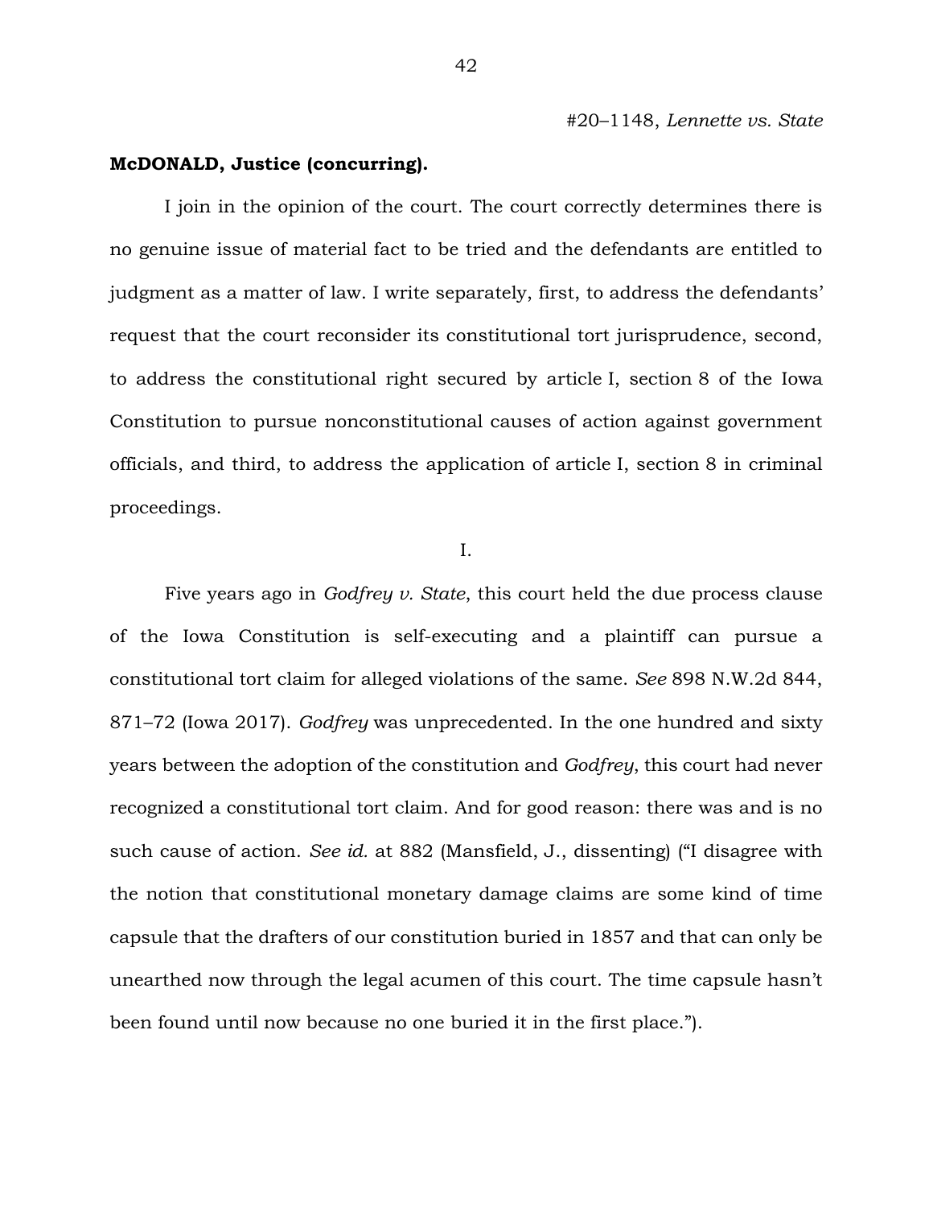#20–1148, *Lennette vs. State*

**McDONALD, Justice (concurring).**

I join in the opinion of the court. The court correctly determines there is no genuine issue of material fact to be tried and the defendants are entitled to judgment as a matter of law. I write separately, first, to address the defendants' request that the court reconsider its constitutional tort jurisprudence, second, to address the constitutional right secured by article I, section 8 of the Iowa Constitution to pursue nonconstitutional causes of action against government officials, and third, to address the application of article I, section 8 in criminal proceedings.

I.

Five years ago in *Godfrey v. State*, this court held the due process clause of the Iowa Constitution is self-executing and a plaintiff can pursue a constitutional tort claim for alleged violations of the same. *See* 898 N.W.2d 844, 871–72 (Iowa 2017). *Godfrey* was unprecedented. In the one hundred and sixty years between the adoption of the constitution and *Godfrey*, this court had never recognized a constitutional tort claim. And for good reason: there was and is no such cause of action. *See id.* at 882 (Mansfield, J., dissenting) ("I disagree with the notion that constitutional monetary damage claims are some kind of time capsule that the drafters of our constitution buried in 1857 and that can only be unearthed now through the legal acumen of this court. The time capsule hasn't been found until now because no one buried it in the first place.").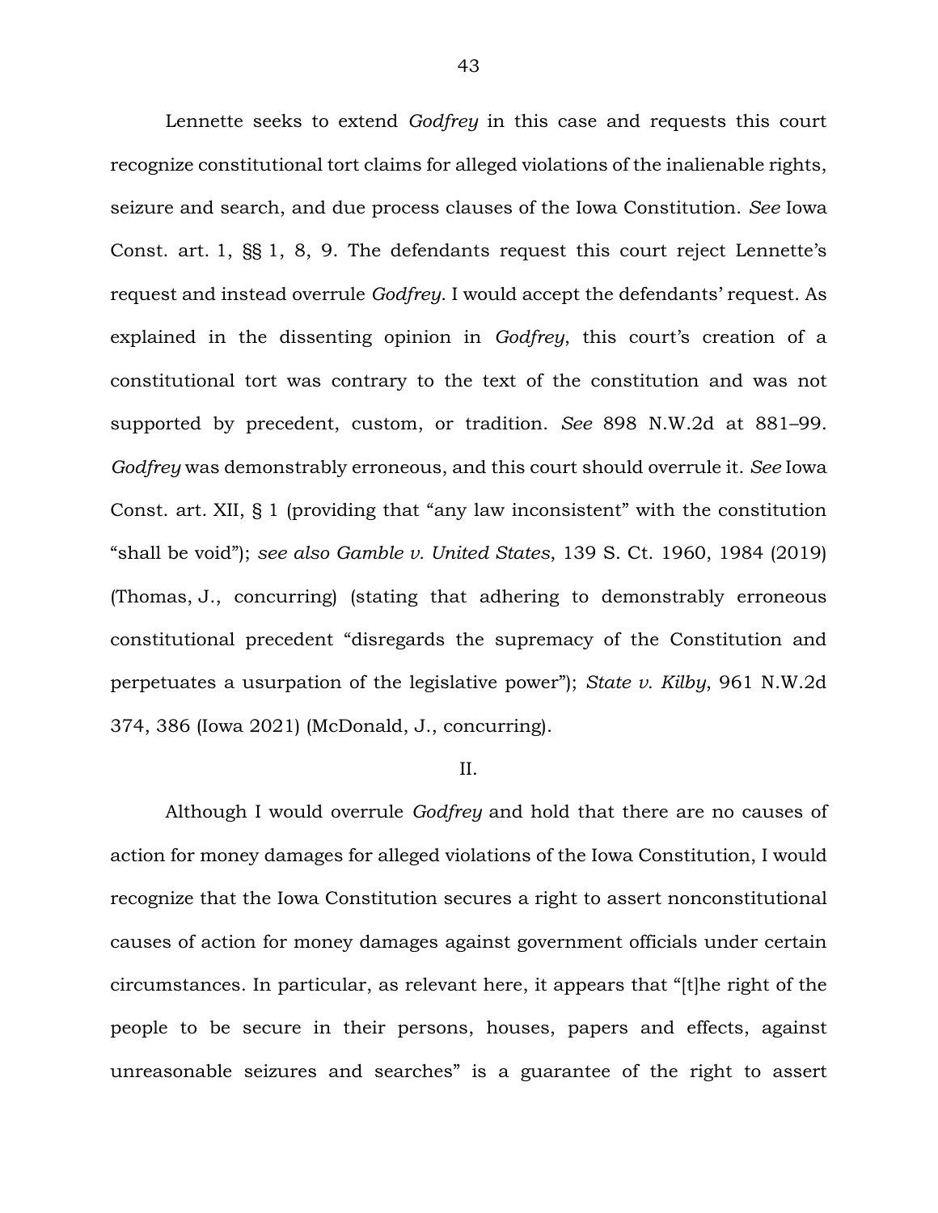Lennette seeks to extend *Godfrey* in this case and requests this court recognize constitutional tort claims for alleged violations of the inalienable rights, seizure and search, and due process clauses of the Iowa Constitution. *See* Iowa Const. art. 1, §§ 1, 8, 9. The defendants request this court reject Lennette's request and instead overrule *Godfrey*. I would accept the defendants' request. As explained in the dissenting opinion in *Godfrey*, this court's creation of a constitutional tort was contrary to the text of the constitution and was not supported by precedent, custom, or tradition. *See* 898 N.W.2d at 881–99. *Godfrey* was demonstrably erroneous, and this court should overrule it. *See* Iowa Const. art. XII, § 1 (providing that "any law inconsistent" with the constitution "shall be void"); *see also Gamble v. United States*, 139 S. Ct. 1960, 1984 (2019) (Thomas, J., concurring) (stating that adhering to demonstrably erroneous constitutional precedent "disregards the supremacy of the Constitution and perpetuates a usurpation of the legislative power"); *State v. Kilby*, 961 N.W.2d 374, 386 (Iowa 2021) (McDonald, J., concurring).

II.

Although I would overrule *Godfrey* and hold that there are no causes of action for money damages for alleged violations of the Iowa Constitution, I would recognize that the Iowa Constitution secures a right to assert nonconstitutional causes of action for money damages against government officials under certain circumstances. In particular, as relevant here, it appears that "[t]he right of the people to be secure in their persons, houses, papers and effects, against unreasonable seizures and searches" is a guarantee of the right to assert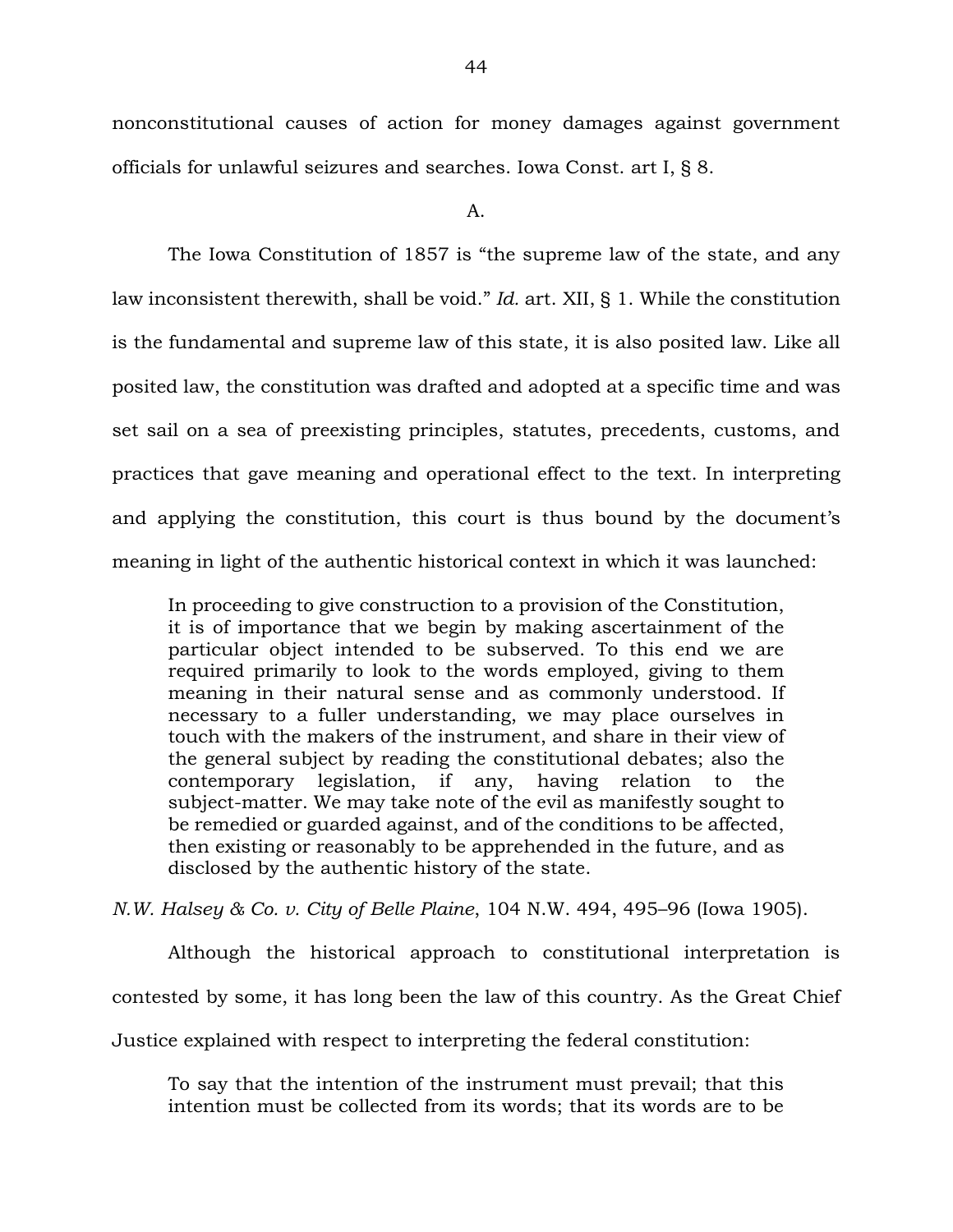nonconstitutional causes of action for money damages against government officials for unlawful seizures and searches. Iowa Const. art I, § 8.

A.

The Iowa Constitution of 1857 is "the supreme law of the state, and any law inconsistent therewith, shall be void." *Id.* art. XII, § 1. While the constitution is the fundamental and supreme law of this state, it is also posited law. Like all posited law, the constitution was drafted and adopted at a specific time and was set sail on a sea of preexisting principles, statutes, precedents, customs, and practices that gave meaning and operational effect to the text. In interpreting and applying the constitution, this court is thus bound by the document's meaning in light of the authentic historical context in which it was launched:

> In proceeding to give construction to a provision of the Constitution, it is of importance that we begin by making ascertainment of the particular object intended to be subserved. To this end we are required primarily to look to the words employed, giving to them meaning in their natural sense and as commonly understood. If necessary to a fuller understanding, we may place ourselves in touch with the makers of the instrument, and share in their view of the general subject by reading the constitutional debates; also the contemporary legislation, if any, having relation to the subject-matter. We may take note of the evil as manifestly sought to be remedied or guarded against, and of the conditions to be affected, then existing or reasonably to be apprehended in the future, and as disclosed by the authentic history of the state.

*N.W. Halsey & Co. v. City of Belle Plaine*, 104 N.W. 494, 495–96 (Iowa 1905).

Although the historical approach to constitutional interpretation is contested by some, it has long been the law of this country. As the Great Chief Justice explained with respect to interpreting the federal constitution:

> To say that the intention of the instrument must prevail; that this intention must be collected from its words; that its words are to be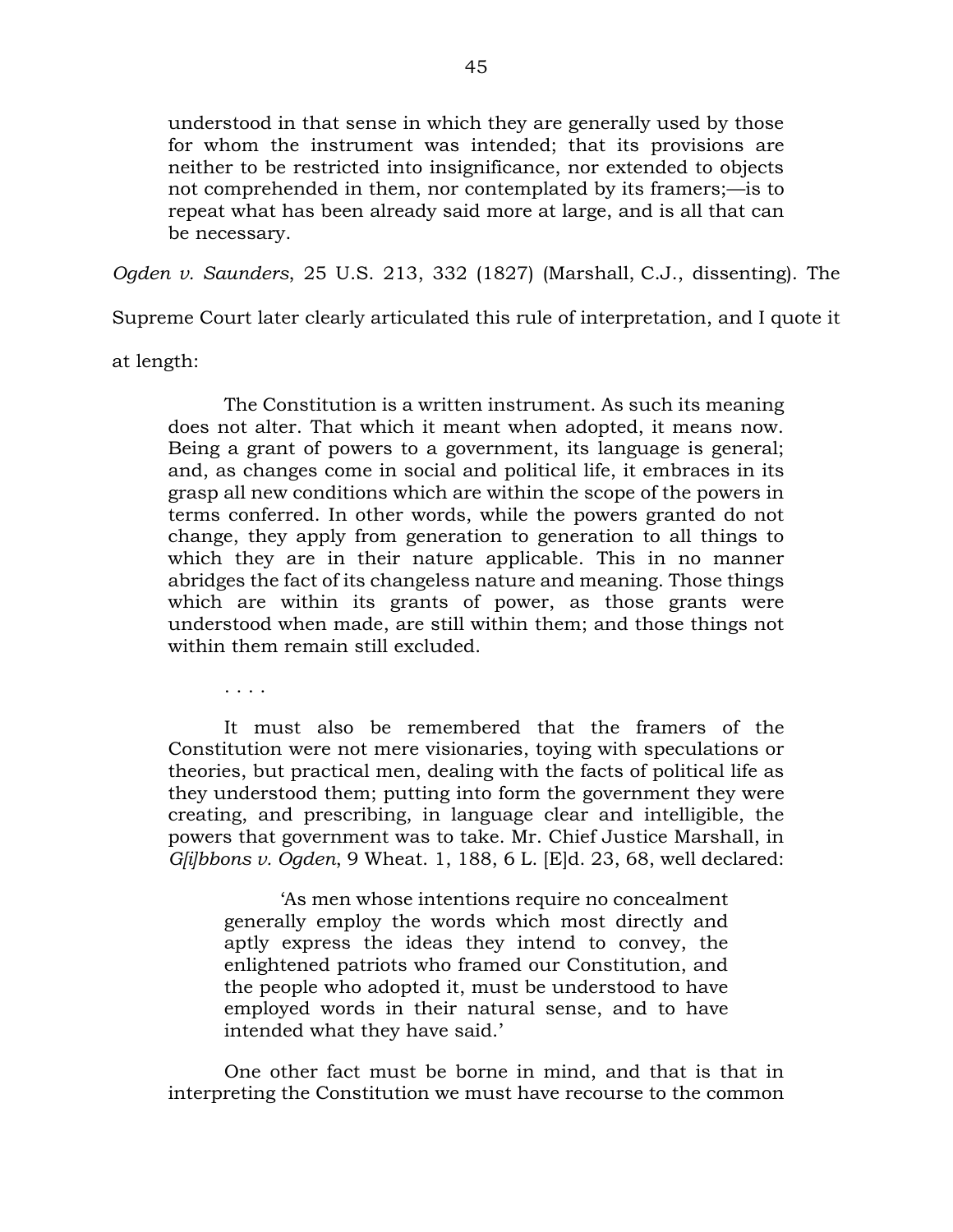> understood in that sense in which they are generally used by those for whom the instrument was intended; that its provisions are neither to be restricted into insignificance, nor extended to objects not comprehended in them, nor contemplated by its framers;—is to repeat what has been already said more at large, and is all that can be necessary.

*Ogden v. Saunders*, 25 U.S. 213, 332 (1827) (Marshall, C.J., dissenting). The Supreme Court later clearly articulated this rule of interpretation, and I quote it at length:

> The Constitution is a written instrument. As such its meaning does not alter. That which it meant when adopted, it means now. Being a grant of powers to a government, its language is general; and, as changes come in social and political life, it embraces in its grasp all new conditions which are within the scope of the powers in terms conferred. In other words, while the powers granted do not change, they apply from generation to generation to all things to which they are in their nature applicable. This in no manner abridges the fact of its changeless nature and meaning. Those things which are within its grants of power, as those grants were understood when made, are still within them; and those things not within them remain still excluded.
>
> . . . .
>
> It must also be remembered that the framers of the Constitution were not mere visionaries, toying with speculations or theories, but practical men, dealing with the facts of political life as they understood them; putting into form the government they were creating, and prescribing, in language clear and intelligible, the powers that government was to take. Mr. Chief Justice Marshall, in *G[i]bbons v. Ogden*, 9 Wheat. 1, 188, 6 L. [E]d. 23, 68, well declared:
>
> > 'As men whose intentions require no concealment generally employ the words which most directly and aptly express the ideas they intend to convey, the enlightened patriots who framed our Constitution, and the people who adopted it, must be understood to have employed words in their natural sense, and to have intended what they have said.'
>
> One other fact must be borne in mind, and that is that in interpreting the Constitution we must have recourse to the common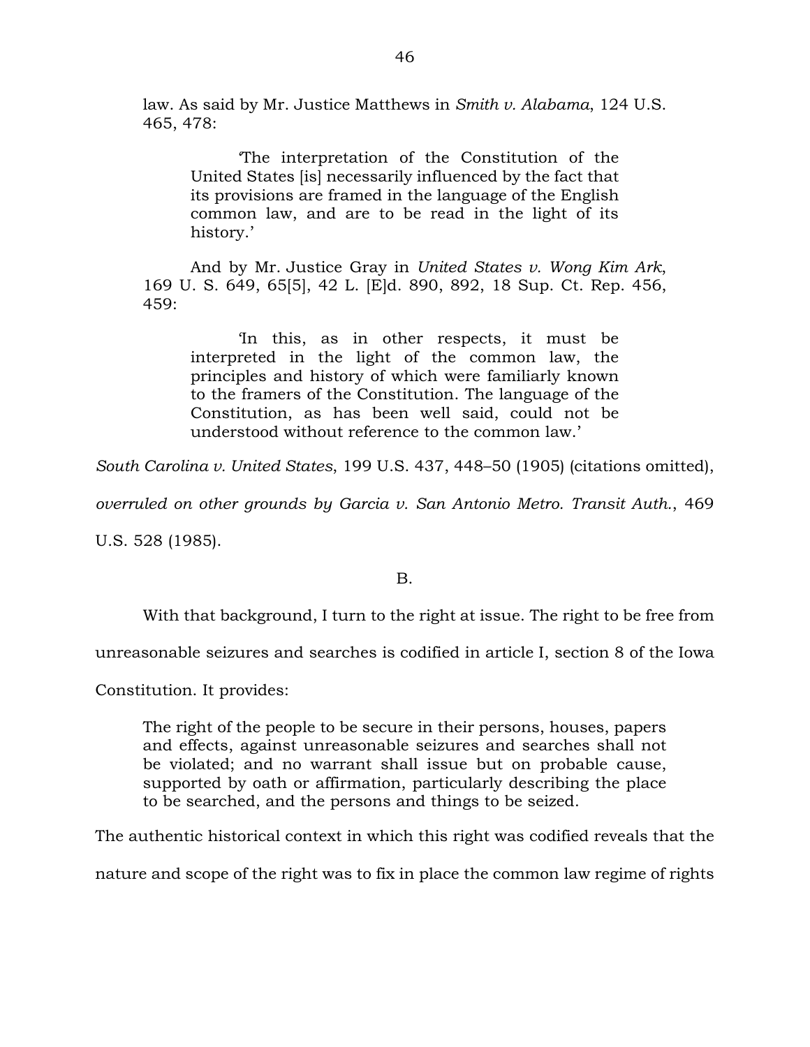law. As said by Mr. Justice Matthews in *Smith v. Alabama*, 124 U.S. 465, 478:

> 'The interpretation of the Constitution of the United States [is] necessarily influenced by the fact that its provisions are framed in the language of the English common law, and are to be read in the light of its history.'

And by Mr. Justice Gray in *United States v. Wong Kim Ark*, 169 U. S. 649, 65[5], 42 L. [E]d. 890, 892, 18 Sup. Ct. Rep. 456, 459:

> 'In this, as in other respects, it must be interpreted in the light of the common law, the principles and history of which were familiarly known to the framers of the Constitution. The language of the Constitution, as has been well said, could not be understood without reference to the common law.'

*South Carolina v. United States*, 199 U.S. 437, 448–50 (1905) (citations omitted), *overruled on other grounds by Garcia v. San Antonio Metro. Transit Auth.*, 469 U.S. 528 (1985).

B.

With that background, I turn to the right at issue. The right to be free from unreasonable seizures and searches is codified in article I, section 8 of the Iowa Constitution. It provides:

> The right of the people to be secure in their persons, houses, papers and effects, against unreasonable seizures and searches shall not be violated; and no warrant shall issue but on probable cause, supported by oath or affirmation, particularly describing the place to be searched, and the persons and things to be seized.

The authentic historical context in which this right was codified reveals that the nature and scope of the right was to fix in place the common law regime of rights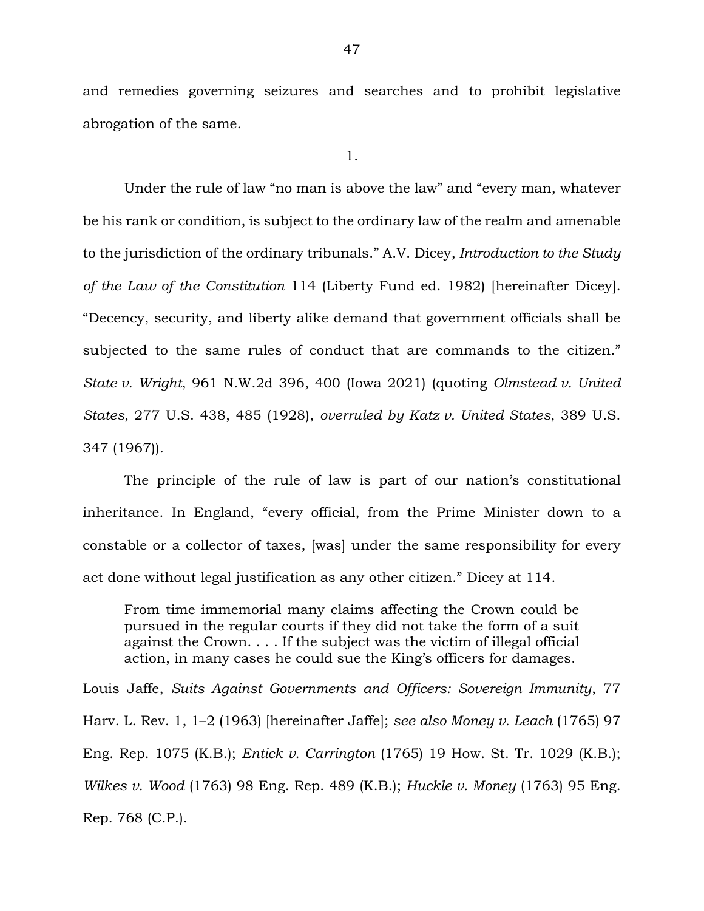and remedies governing seizures and searches and to prohibit legislative abrogation of the same.

1.

Under the rule of law "no man is above the law" and "every man, whatever be his rank or condition, is subject to the ordinary law of the realm and amenable to the jurisdiction of the ordinary tribunals." A.V. Dicey, *Introduction to the Study of the Law of the Constitution* 114 (Liberty Fund ed. 1982) [hereinafter Dicey]. "Decency, security, and liberty alike demand that government officials shall be subjected to the same rules of conduct that are commands to the citizen." *State v. Wright*, 961 N.W.2d 396, 400 (Iowa 2021) (quoting *Olmstead v. United States*, 277 U.S. 438, 485 (1928), *overruled by Katz v. United States*, 389 U.S. 347 (1967)).

The principle of the rule of law is part of our nation's constitutional inheritance. In England, "every official, from the Prime Minister down to a constable or a collector of taxes, [was] under the same responsibility for every act done without legal justification as any other citizen." Dicey at 114.

> From time immemorial many claims affecting the Crown could be pursued in the regular courts if they did not take the form of a suit against the Crown. . . . If the subject was the victim of illegal official action, in many cases he could sue the King's officers for damages.

Louis Jaffe, *Suits Against Governments and Officers: Sovereign Immunity*, 77 Harv. L. Rev. 1, 1–2 (1963) [hereinafter Jaffe]; *see also Money v. Leach* (1765) 97 Eng. Rep. 1075 (K.B.); *Entick v. Carrington* (1765) 19 How. St. Tr. 1029 (K.B.); *Wilkes v. Wood* (1763) 98 Eng. Rep. 489 (K.B.); *Huckle v. Money* (1763) 95 Eng. Rep. 768 (C.P.).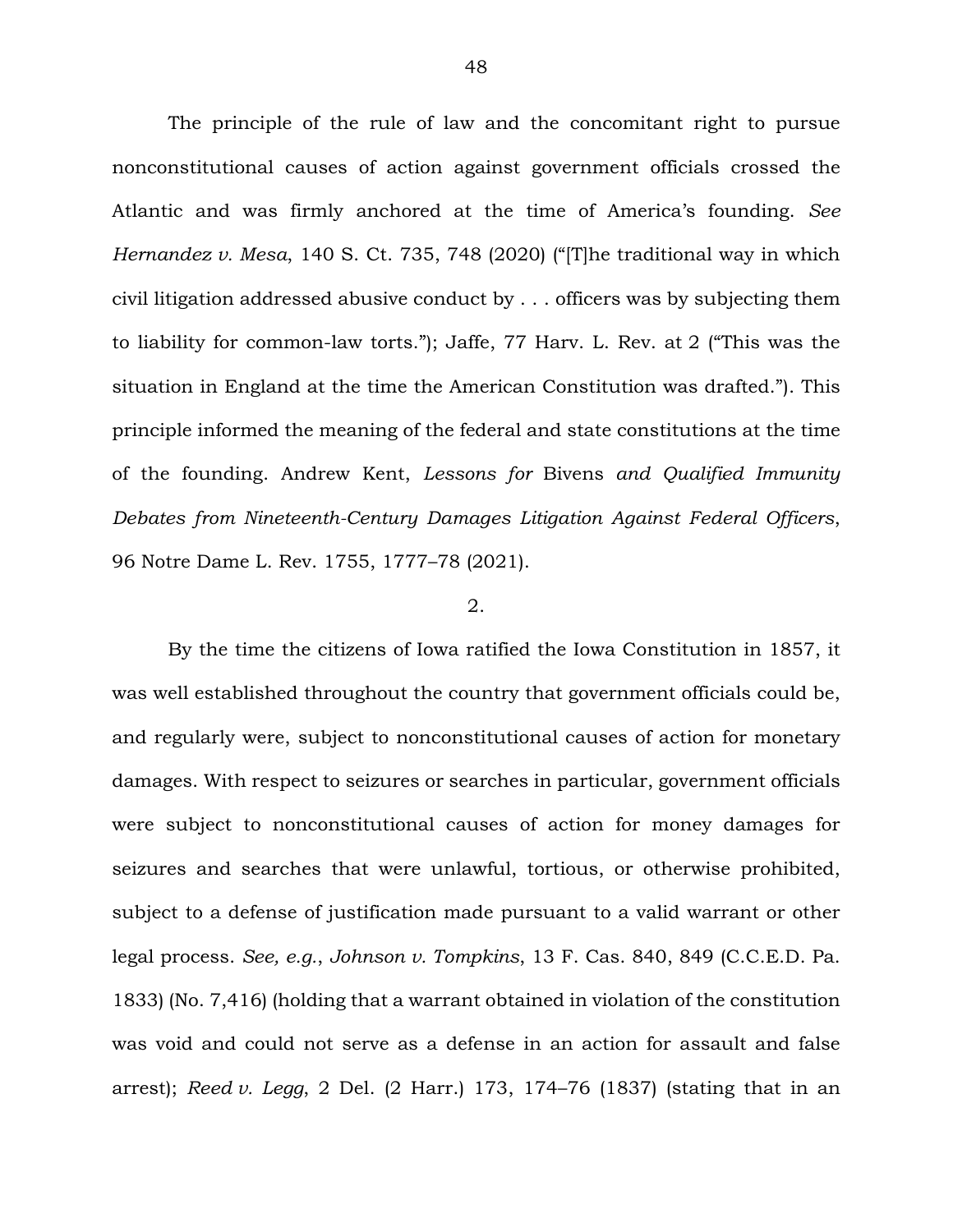The principle of the rule of law and the concomitant right to pursue nonconstitutional causes of action against government officials crossed the Atlantic and was firmly anchored at the time of America's founding. *See Hernandez v. Mesa*, 140 S. Ct. 735, 748 (2020) ("[T]he traditional way in which civil litigation addressed abusive conduct by . . . officers was by subjecting them to liability for common-law torts."); Jaffe, 77 Harv. L. Rev. at 2 ("This was the situation in England at the time the American Constitution was drafted."). This principle informed the meaning of the federal and state constitutions at the time of the founding. Andrew Kent, *Lessons for* Bivens *and Qualified Immunity Debates from Nineteenth-Century Damages Litigation Against Federal Officers*, 96 Notre Dame L. Rev. 1755, 1777–78 (2021).

2.

By the time the citizens of Iowa ratified the Iowa Constitution in 1857, it was well established throughout the country that government officials could be, and regularly were, subject to nonconstitutional causes of action for monetary damages. With respect to seizures or searches in particular, government officials were subject to nonconstitutional causes of action for money damages for seizures and searches that were unlawful, tortious, or otherwise prohibited, subject to a defense of justification made pursuant to a valid warrant or other legal process. *See, e.g.*, *Johnson v. Tompkins*, 13 F. Cas. 840, 849 (C.C.E.D. Pa. 1833) (No. 7,416) (holding that a warrant obtained in violation of the constitution was void and could not serve as a defense in an action for assault and false arrest); *Reed v. Legg*, 2 Del. (2 Harr.) 173, 174–76 (1837) (stating that in an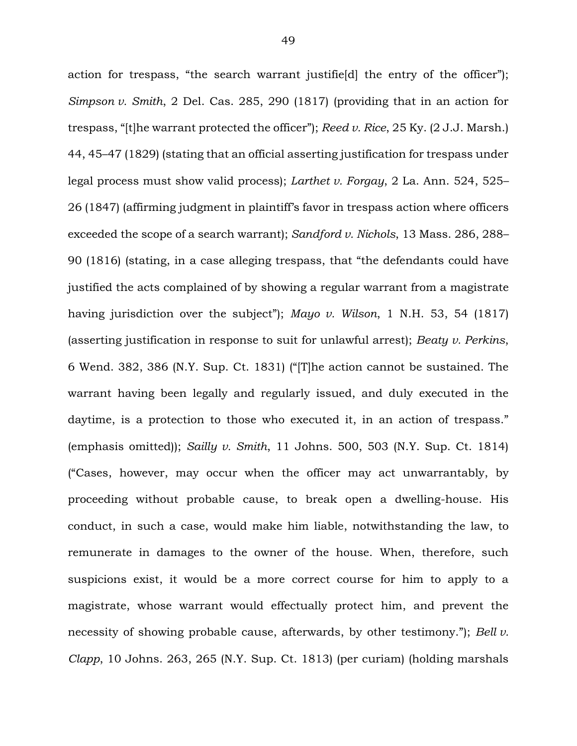action for trespass, "the search warrant justifie[d] the entry of the officer"); *Simpson v. Smith*, 2 Del. Cas. 285, 290 (1817) (providing that in an action for trespass, "[t]he warrant protected the officer"); *Reed v. Rice*, 25 Ky. (2 J.J. Marsh.) 44, 45–47 (1829) (stating that an official asserting justification for trespass under legal process must show valid process); *Larthet v. Forgay*, 2 La. Ann. 524, 525–26 (1847) (affirming judgment in plaintiff's favor in trespass action where officers exceeded the scope of a search warrant); *Sandford v. Nichols*, 13 Mass. 286, 288–90 (1816) (stating, in a case alleging trespass, that "the defendants could have justified the acts complained of by showing a regular warrant from a magistrate having jurisdiction over the subject"); *Mayo v. Wilson*, 1 N.H. 53, 54 (1817) (asserting justification in response to suit for unlawful arrest); *Beaty v. Perkins*, 6 Wend. 382, 386 (N.Y. Sup. Ct. 1831) ("[T]he action cannot be sustained. The warrant having been legally and regularly issued, and duly executed in the daytime, is a protection to those who executed it, in an action of trespass." (emphasis omitted)); *Sailly v. Smith*, 11 Johns. 500, 503 (N.Y. Sup. Ct. 1814) ("Cases, however, may occur when the officer may act unwarrantably, by proceeding without probable cause, to break open a dwelling-house. His conduct, in such a case, would make him liable, notwithstanding the law, to remunerate in damages to the owner of the house. When, therefore, such suspicions exist, it would be a more correct course for him to apply to a magistrate, whose warrant would effectually protect him, and prevent the necessity of showing probable cause, afterwards, by other testimony."); *Bell v. Clapp*, 10 Johns. 263, 265 (N.Y. Sup. Ct. 1813) (per curiam) (holding marshals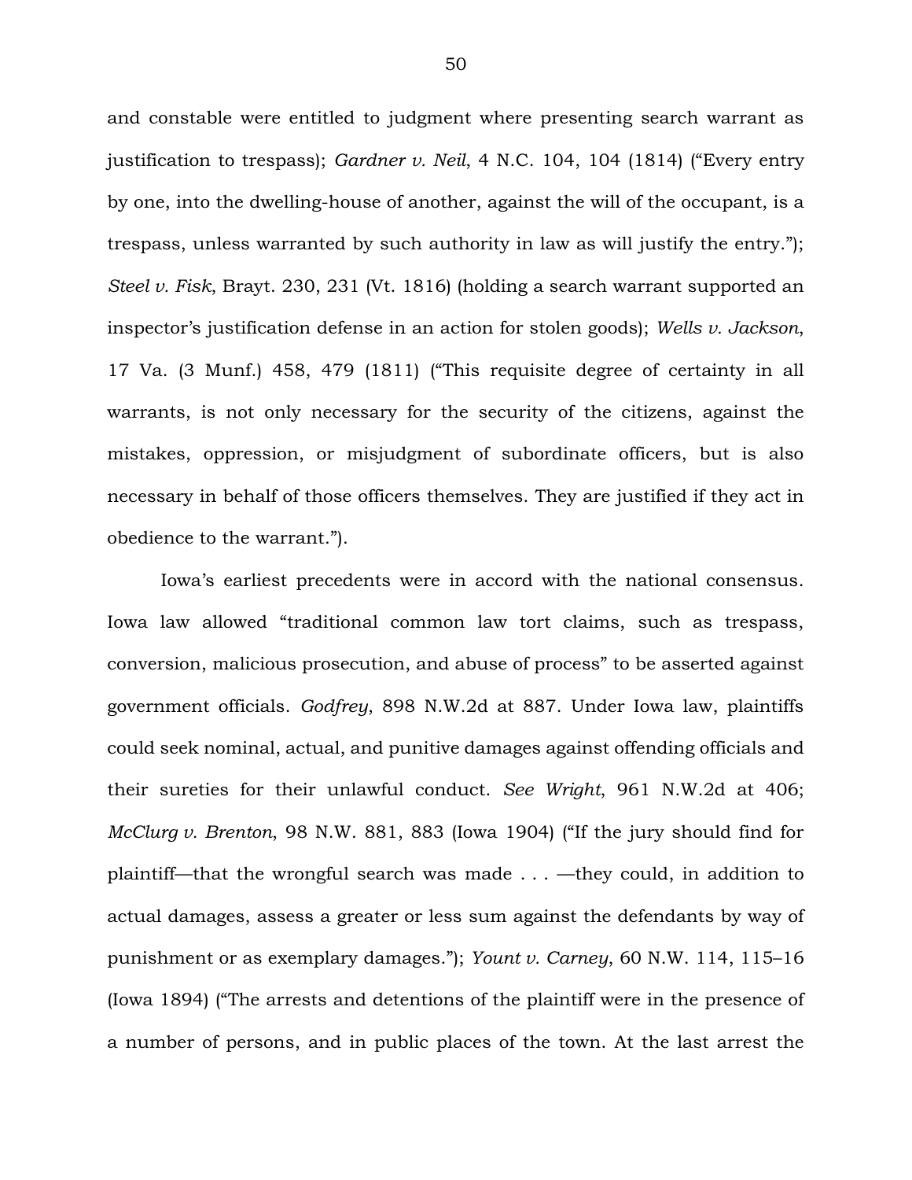and constable were entitled to judgment where presenting search warrant as justification to trespass); *Gardner v. Neil*, 4 N.C. 104, 104 (1814) ("Every entry by one, into the dwelling-house of another, against the will of the occupant, is a trespass, unless warranted by such authority in law as will justify the entry."); *Steel v. Fisk*, Brayt. 230, 231 (Vt. 1816) (holding a search warrant supported an inspector's justification defense in an action for stolen goods); *Wells v. Jackson*, 17 Va. (3 Munf.) 458, 479 (1811) ("This requisite degree of certainty in all warrants, is not only necessary for the security of the citizens, against the mistakes, oppression, or misjudgment of subordinate officers, but is also necessary in behalf of those officers themselves. They are justified if they act in obedience to the warrant.").

Iowa's earliest precedents were in accord with the national consensus. Iowa law allowed "traditional common law tort claims, such as trespass, conversion, malicious prosecution, and abuse of process" to be asserted against government officials. *Godfrey*, 898 N.W.2d at 887. Under Iowa law, plaintiffs could seek nominal, actual, and punitive damages against offending officials and their sureties for their unlawful conduct. *See Wright*, 961 N.W.2d at 406; *McClurg v. Brenton*, 98 N.W. 881, 883 (Iowa 1904) ("If the jury should find for plaintiff—that the wrongful search was made . . . —they could, in addition to actual damages, assess a greater or less sum against the defendants by way of punishment or as exemplary damages."); *Yount v. Carney*, 60 N.W. 114, 115–16 (Iowa 1894) ("The arrests and detentions of the plaintiff were in the presence of a number of persons, and in public places of the town. At the last arrest the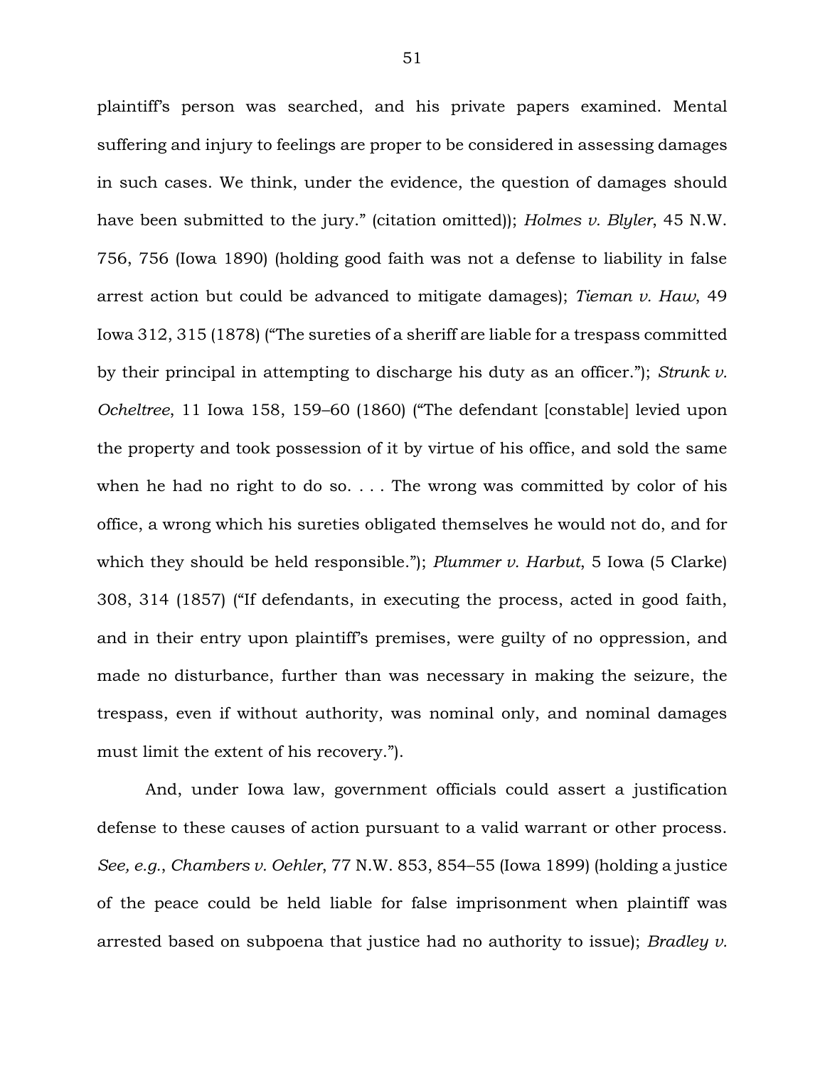plaintiff's person was searched, and his private papers examined. Mental suffering and injury to feelings are proper to be considered in assessing damages in such cases. We think, under the evidence, the question of damages should have been submitted to the jury." (citation omitted)); *Holmes v. Blyler*, 45 N.W. 756, 756 (Iowa 1890) (holding good faith was not a defense to liability in false arrest action but could be advanced to mitigate damages); *Tieman v. Haw*, 49 Iowa 312, 315 (1878) ("The sureties of a sheriff are liable for a trespass committed by their principal in attempting to discharge his duty as an officer."); *Strunk v. Ocheltree*, 11 Iowa 158, 159–60 (1860) ("The defendant [constable] levied upon the property and took possession of it by virtue of his office, and sold the same when he had no right to do so. . . . The wrong was committed by color of his office, a wrong which his sureties obligated themselves he would not do, and for which they should be held responsible."); *Plummer v. Harbut*, 5 Iowa (5 Clarke) 308, 314 (1857) ("If defendants, in executing the process, acted in good faith, and in their entry upon plaintiff's premises, were guilty of no oppression, and made no disturbance, further than was necessary in making the seizure, the trespass, even if without authority, was nominal only, and nominal damages must limit the extent of his recovery.").

And, under Iowa law, government officials could assert a justification defense to these causes of action pursuant to a valid warrant or other process. *See, e.g.*, *Chambers v. Oehler*, 77 N.W. 853, 854–55 (Iowa 1899) (holding a justice of the peace could be held liable for false imprisonment when plaintiff was arrested based on subpoena that justice had no authority to issue); *Bradley v.*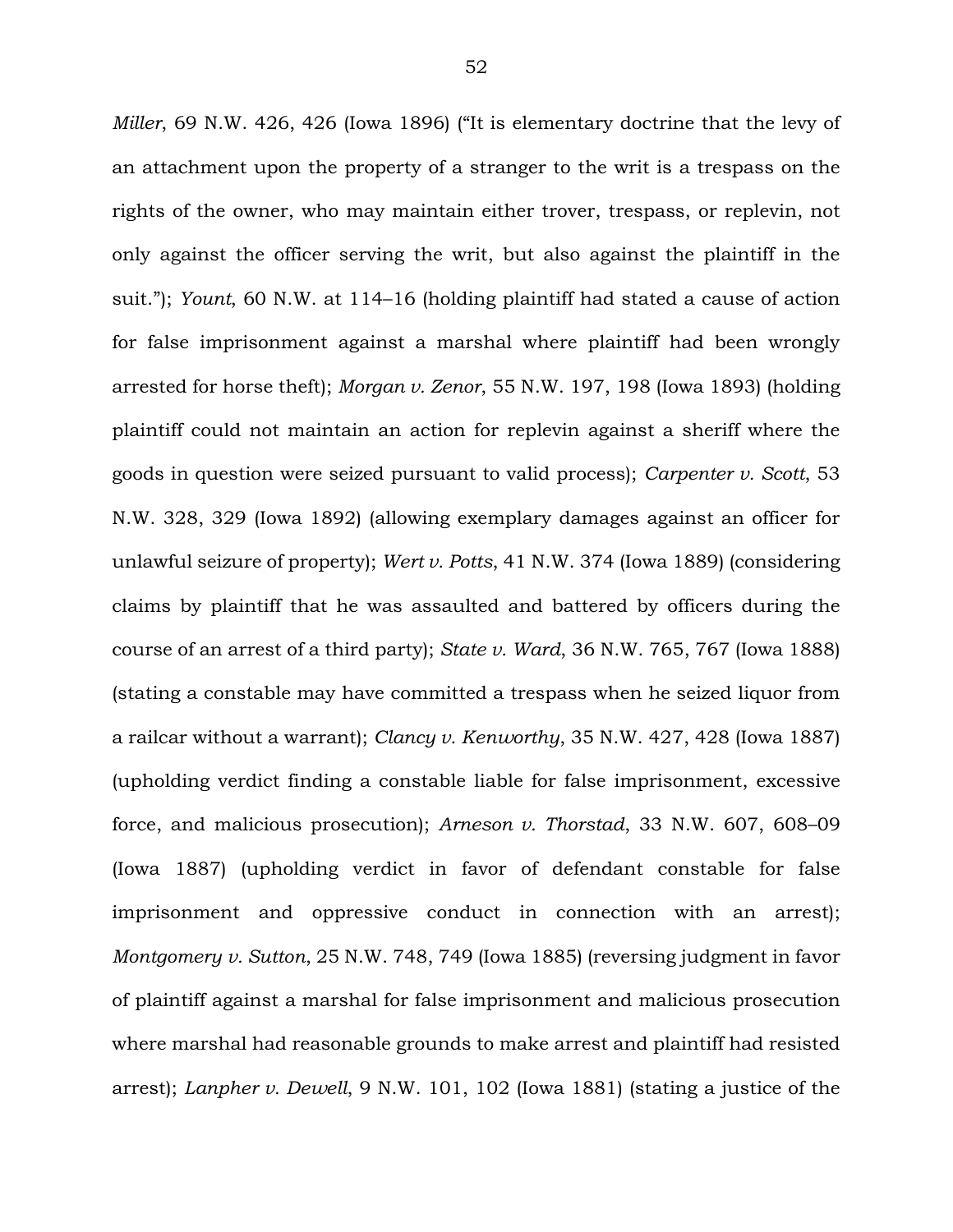*Miller*, 69 N.W. 426, 426 (Iowa 1896) ("It is elementary doctrine that the levy of an attachment upon the property of a stranger to the writ is a trespass on the rights of the owner, who may maintain either trover, trespass, or replevin, not only against the officer serving the writ, but also against the plaintiff in the suit."); *Yount*, 60 N.W. at 114–16 (holding plaintiff had stated a cause of action for false imprisonment against a marshal where plaintiff had been wrongly arrested for horse theft); *Morgan v. Zenor*, 55 N.W. 197, 198 (Iowa 1893) (holding plaintiff could not maintain an action for replevin against a sheriff where the goods in question were seized pursuant to valid process); *Carpenter v. Scott*, 53 N.W. 328, 329 (Iowa 1892) (allowing exemplary damages against an officer for unlawful seizure of property); *Wert v. Potts*, 41 N.W. 374 (Iowa 1889) (considering claims by plaintiff that he was assaulted and battered by officers during the course of an arrest of a third party); *State v. Ward*, 36 N.W. 765, 767 (Iowa 1888) (stating a constable may have committed a trespass when he seized liquor from a railcar without a warrant); *Clancy v. Kenworthy*, 35 N.W. 427, 428 (Iowa 1887) (upholding verdict finding a constable liable for false imprisonment, excessive force, and malicious prosecution); *Arneson v. Thorstad*, 33 N.W. 607, 608–09 (Iowa 1887) (upholding verdict in favor of defendant constable for false imprisonment and oppressive conduct in connection with an arrest); *Montgomery v. Sutton*, 25 N.W. 748, 749 (Iowa 1885) (reversing judgment in favor of plaintiff against a marshal for false imprisonment and malicious prosecution where marshal had reasonable grounds to make arrest and plaintiff had resisted arrest); *Lanpher v. Dewell*, 9 N.W. 101, 102 (Iowa 1881) (stating a justice of the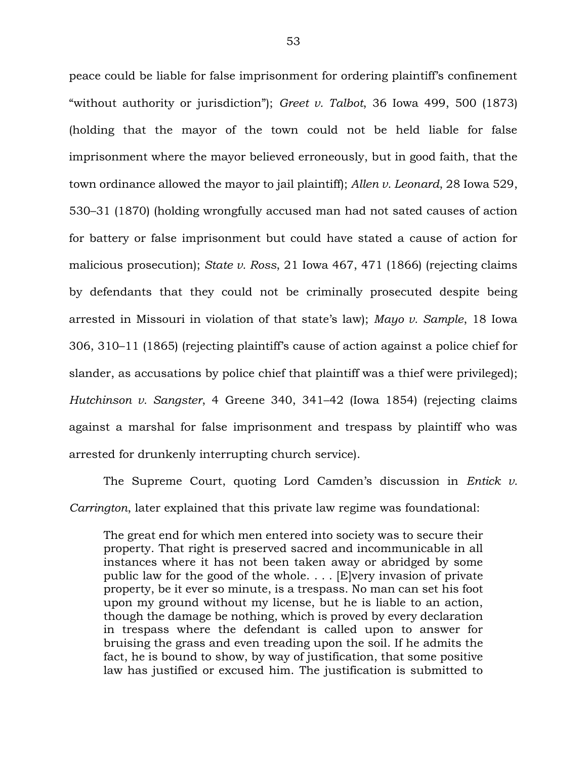peace could be liable for false imprisonment for ordering plaintiff's confinement "without authority or jurisdiction"); *Greet v. Talbot*, 36 Iowa 499, 500 (1873) (holding that the mayor of the town could not be held liable for false imprisonment where the mayor believed erroneously, but in good faith, that the town ordinance allowed the mayor to jail plaintiff); *Allen v. Leonard*, 28 Iowa 529, 530–31 (1870) (holding wrongfully accused man had not sated causes of action for battery or false imprisonment but could have stated a cause of action for malicious prosecution); *State v. Ross*, 21 Iowa 467, 471 (1866) (rejecting claims by defendants that they could not be criminally prosecuted despite being arrested in Missouri in violation of that state's law); *Mayo v. Sample*, 18 Iowa 306, 310–11 (1865) (rejecting plaintiff's cause of action against a police chief for slander, as accusations by police chief that plaintiff was a thief were privileged); *Hutchinson v. Sangster*, 4 Greene 340, 341–42 (Iowa 1854) (rejecting claims against a marshal for false imprisonment and trespass by plaintiff who was arrested for drunkenly interrupting church service).

The Supreme Court, quoting Lord Camden's discussion in *Entick v. Carrington*, later explained that this private law regime was foundational:

> The great end for which men entered into society was to secure their property. That right is preserved sacred and incommunicable in all instances where it has not been taken away or abridged by some public law for the good of the whole. . . . [E]very invasion of private property, be it ever so minute, is a trespass. No man can set his foot upon my ground without my license, but he is liable to an action, though the damage be nothing, which is proved by every declaration in trespass where the defendant is called upon to answer for bruising the grass and even treading upon the soil. If he admits the fact, he is bound to show, by way of justification, that some positive law has justified or excused him. The justification is submitted to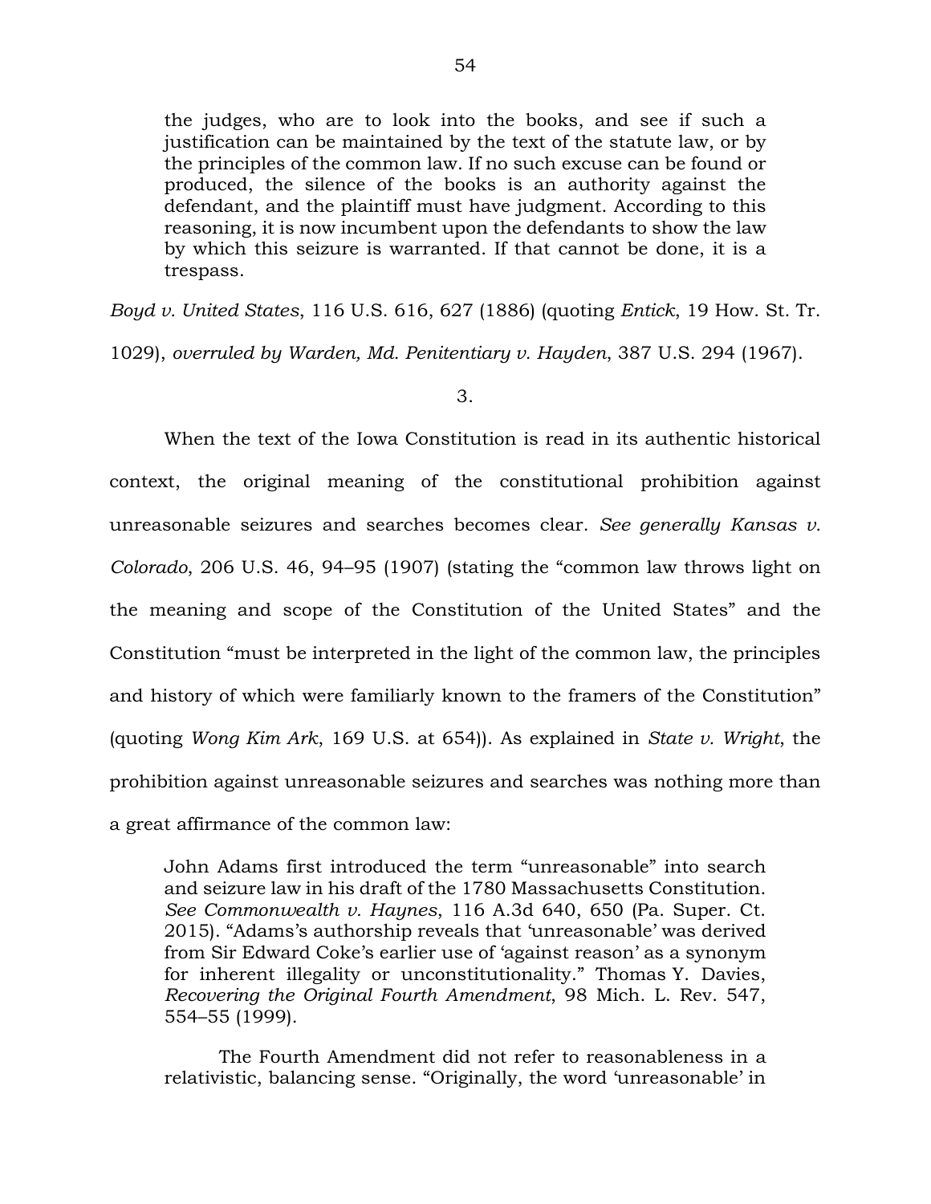> the judges, who are to look into the books, and see if such a justification can be maintained by the text of the statute law, or by the principles of the common law. If no such excuse can be found or produced, the silence of the books is an authority against the defendant, and the plaintiff must have judgment. According to this reasoning, it is now incumbent upon the defendants to show the law by which this seizure is warranted. If that cannot be done, it is a trespass.

*Boyd v. United States*, 116 U.S. 616, 627 (1886) (quoting *Entick*, 19 How. St. Tr. 1029), *overruled by Warden, Md. Penitentiary v. Hayden*, 387 U.S. 294 (1967).

3.

When the text of the Iowa Constitution is read in its authentic historical context, the original meaning of the constitutional prohibition against unreasonable seizures and searches becomes clear. *See generally Kansas v. Colorado*, 206 U.S. 46, 94–95 (1907) (stating the "common law throws light on the meaning and scope of the Constitution of the United States" and the Constitution "must be interpreted in the light of the common law, the principles and history of which were familiarly known to the framers of the Constitution" (quoting *Wong Kim Ark*, 169 U.S. at 654)). As explained in *State v. Wright*, the prohibition against unreasonable seizures and searches was nothing more than a great affirmance of the common law:

> John Adams first introduced the term "unreasonable" into search and seizure law in his draft of the 1780 Massachusetts Constitution. *See Commonwealth v. Haynes*, 116 A.3d 640, 650 (Pa. Super. Ct. 2015). "Adams's authorship reveals that 'unreasonable' was derived from Sir Edward Coke's earlier use of 'against reason' as a synonym for inherent illegality or unconstitutionality." Thomas Y. Davies, *Recovering the Original Fourth Amendment*, 98 Mich. L. Rev. 547, 554–55 (1999).
>
> The Fourth Amendment did not refer to reasonableness in a relativistic, balancing sense. "Originally, the word 'unreasonable' in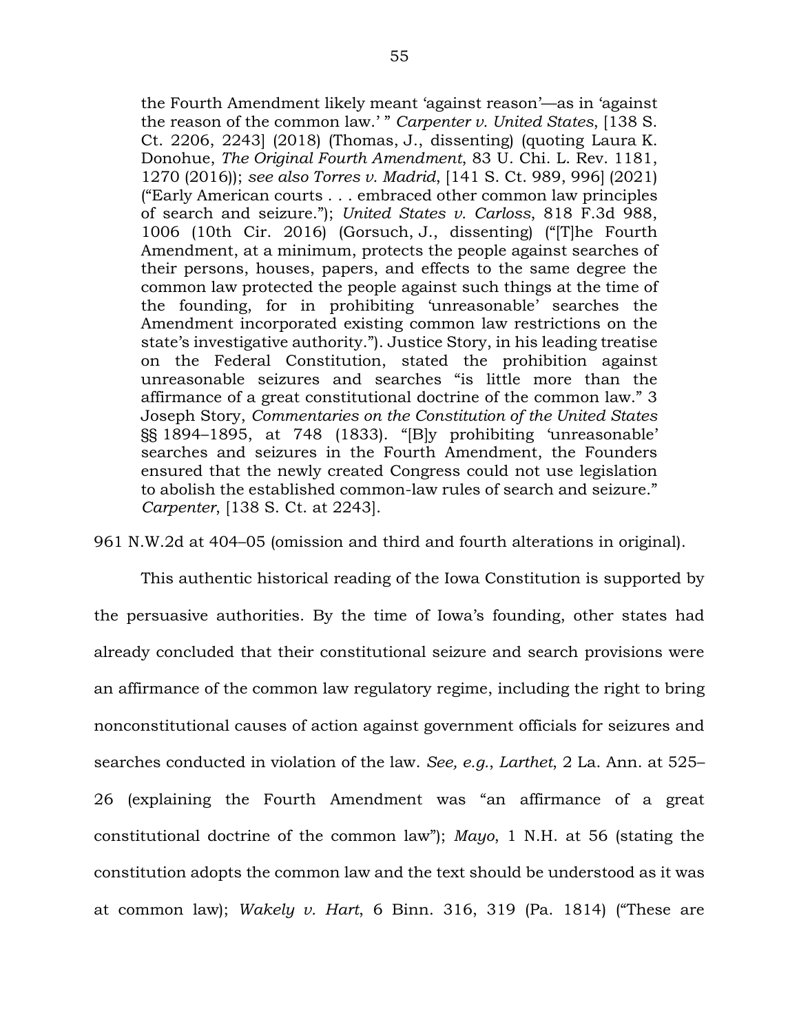> the Fourth Amendment likely meant 'against reason'—as in 'against the reason of the common law.' " *Carpenter v. United States*, [138 S. Ct. 2206, 2243] (2018) (Thomas, J., dissenting) (quoting Laura K. Donohue, *The Original Fourth Amendment*, 83 U. Chi. L. Rev. 1181, 1270 (2016)); *see also Torres v. Madrid*, [141 S. Ct. 989, 996] (2021) ("Early American courts . . . embraced other common law principles of search and seizure."); *United States v. Carloss*, 818 F.3d 988, 1006 (10th Cir. 2016) (Gorsuch, J., dissenting) ("[T]he Fourth Amendment, at a minimum, protects the people against searches of their persons, houses, papers, and effects to the same degree the common law protected the people against such things at the time of the founding, for in prohibiting 'unreasonable' searches the Amendment incorporated existing common law restrictions on the state's investigative authority."). Justice Story, in his leading treatise on the Federal Constitution, stated the prohibition against unreasonable seizures and searches "is little more than the affirmance of a great constitutional doctrine of the common law." 3 Joseph Story, *Commentaries on the Constitution of the United States* §§ 1894–1895, at 748 (1833). "[B]y prohibiting 'unreasonable' searches and seizures in the Fourth Amendment, the Founders ensured that the newly created Congress could not use legislation to abolish the established common-law rules of search and seizure." *Carpenter*, [138 S. Ct. at 2243].

961 N.W.2d at 404–05 (omission and third and fourth alterations in original).

This authentic historical reading of the Iowa Constitution is supported by the persuasive authorities. By the time of Iowa's founding, other states had already concluded that their constitutional seizure and search provisions were an affirmance of the common law regulatory regime, including the right to bring nonconstitutional causes of action against government officials for seizures and searches conducted in violation of the law. *See, e.g.*, *Larthet*, 2 La. Ann. at 525–26 (explaining the Fourth Amendment was "an affirmance of a great constitutional doctrine of the common law"); *Mayo*, 1 N.H. at 56 (stating the constitution adopts the common law and the text should be understood as it was at common law); *Wakely v. Hart*, 6 Binn. 316, 319 (Pa. 1814) ("These are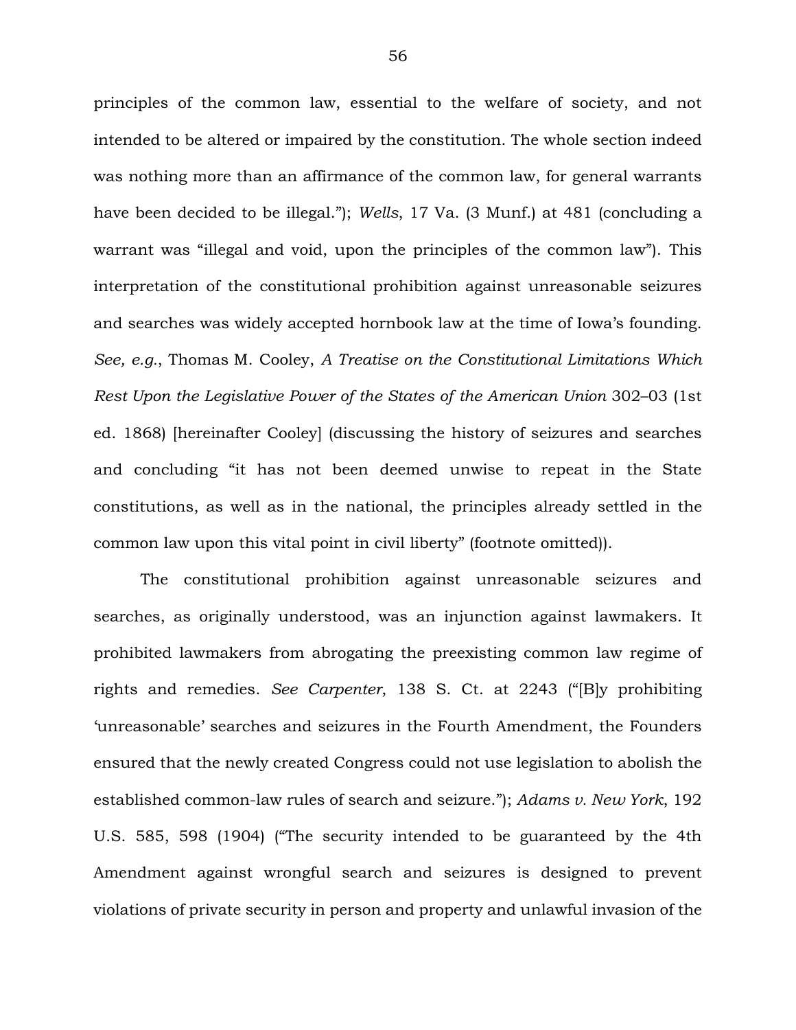principles of the common law, essential to the welfare of society, and not intended to be altered or impaired by the constitution. The whole section indeed was nothing more than an affirmance of the common law, for general warrants have been decided to be illegal."); *Wells*, 17 Va. (3 Munf.) at 481 (concluding a warrant was "illegal and void, upon the principles of the common law"). This interpretation of the constitutional prohibition against unreasonable seizures and searches was widely accepted hornbook law at the time of Iowa's founding. *See, e.g.*, Thomas M. Cooley, *A Treatise on the Constitutional Limitations Which Rest Upon the Legislative Power of the States of the American Union* 302–03 (1st ed. 1868) [hereinafter Cooley] (discussing the history of seizures and searches and concluding "it has not been deemed unwise to repeat in the State constitutions, as well as in the national, the principles already settled in the common law upon this vital point in civil liberty" (footnote omitted)).

The constitutional prohibition against unreasonable seizures and searches, as originally understood, was an injunction against lawmakers. It prohibited lawmakers from abrogating the preexisting common law regime of rights and remedies. *See Carpenter*, 138 S. Ct. at 2243 ("[B]y prohibiting 'unreasonable' searches and seizures in the Fourth Amendment, the Founders ensured that the newly created Congress could not use legislation to abolish the established common-law rules of search and seizure."); *Adams v. New York*, 192 U.S. 585, 598 (1904) ("The security intended to be guaranteed by the 4th Amendment against wrongful search and seizures is designed to prevent violations of private security in person and property and unlawful invasion of the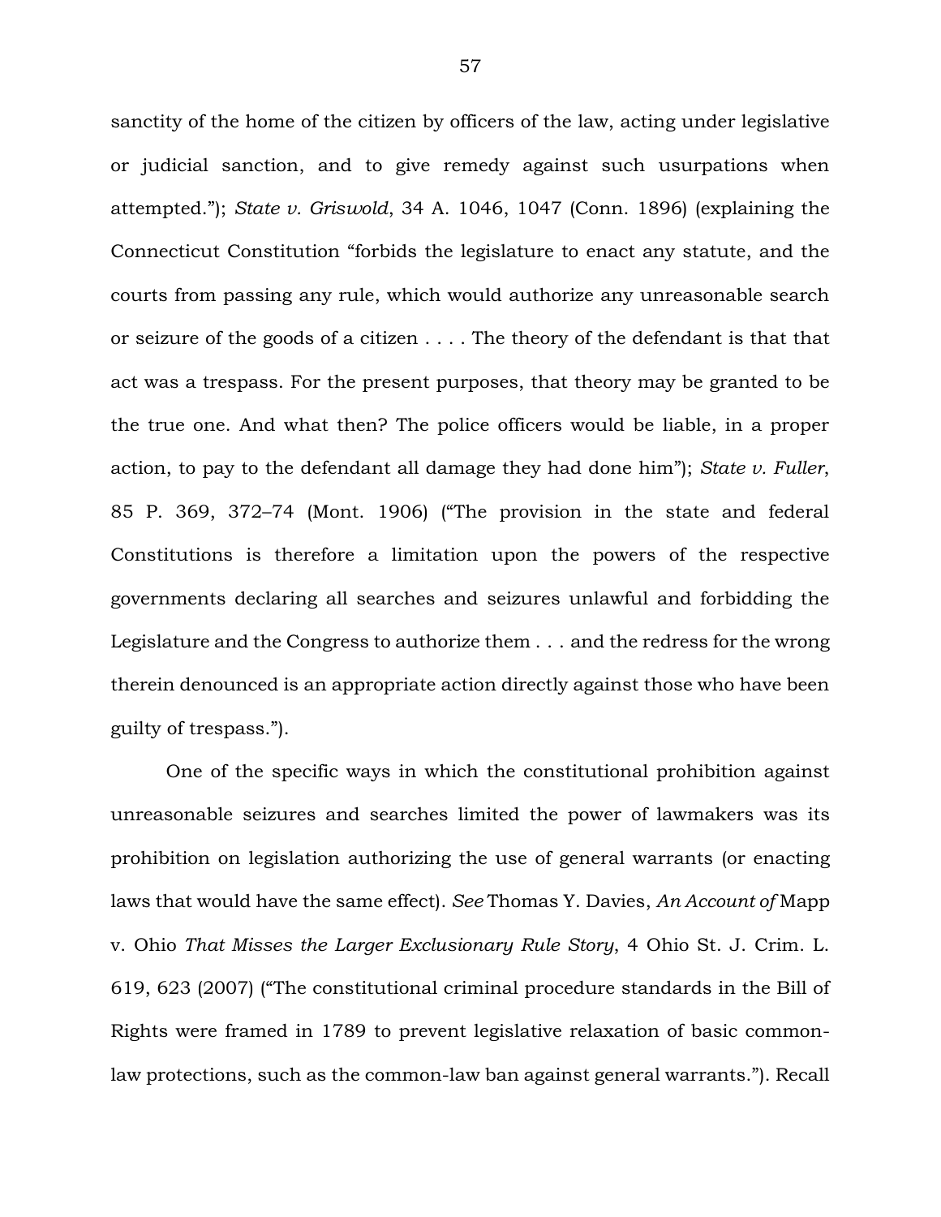sanctity of the home of the citizen by officers of the law, acting under legislative or judicial sanction, and to give remedy against such usurpations when attempted."); *State v. Griswold*, 34 A. 1046, 1047 (Conn. 1896) (explaining the Connecticut Constitution "forbids the legislature to enact any statute, and the courts from passing any rule, which would authorize any unreasonable search or seizure of the goods of a citizen . . . . The theory of the defendant is that that act was a trespass. For the present purposes, that theory may be granted to be the true one. And what then? The police officers would be liable, in a proper action, to pay to the defendant all damage they had done him"); *State v. Fuller*, 85 P. 369, 372–74 (Mont. 1906) ("The provision in the state and federal Constitutions is therefore a limitation upon the powers of the respective governments declaring all searches and seizures unlawful and forbidding the Legislature and the Congress to authorize them . . . and the redress for the wrong therein denounced is an appropriate action directly against those who have been guilty of trespass.").

One of the specific ways in which the constitutional prohibition against unreasonable seizures and searches limited the power of lawmakers was its prohibition on legislation authorizing the use of general warrants (or enacting laws that would have the same effect). *See* Thomas Y. Davies, *An Account of* Mapp v. Ohio *That Misses the Larger Exclusionary Rule Story*, 4 Ohio St. J. Crim. L. 619, 623 (2007) ("The constitutional criminal procedure standards in the Bill of Rights were framed in 1789 to prevent legislative relaxation of basic common-law protections, such as the common-law ban against general warrants."). Recall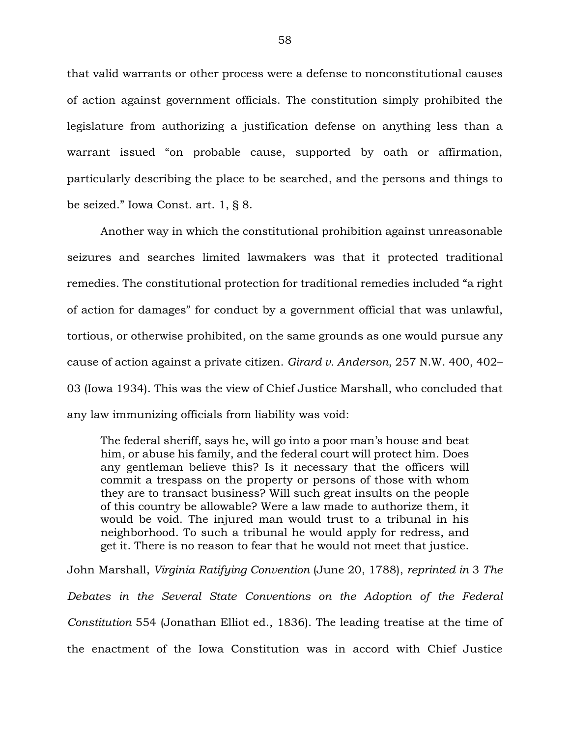that valid warrants or other process were a defense to nonconstitutional causes of action against government officials. The constitution simply prohibited the legislature from authorizing a justification defense on anything less than a warrant issued "on probable cause, supported by oath or affirmation, particularly describing the place to be searched, and the persons and things to be seized." Iowa Const. art. 1, § 8.

Another way in which the constitutional prohibition against unreasonable seizures and searches limited lawmakers was that it protected traditional remedies. The constitutional protection for traditional remedies included "a right of action for damages" for conduct by a government official that was unlawful, tortious, or otherwise prohibited, on the same grounds as one would pursue any cause of action against a private citizen. *Girard v. Anderson*, 257 N.W. 400, 402–03 (Iowa 1934). This was the view of Chief Justice Marshall, who concluded that any law immunizing officials from liability was void:

> The federal sheriff, says he, will go into a poor man's house and beat him, or abuse his family, and the federal court will protect him. Does any gentleman believe this? Is it necessary that the officers will commit a trespass on the property or persons of those with whom they are to transact business? Will such great insults on the people of this country be allowable? Were a law made to authorize them, it would be void. The injured man would trust to a tribunal in his neighborhood. To such a tribunal he would apply for redress, and get it. There is no reason to fear that he would not meet that justice.

John Marshall, *Virginia Ratifying Convention* (June 20, 1788), *reprinted in* 3 *The Debates in the Several State Conventions on the Adoption of the Federal Constitution* 554 (Jonathan Elliot ed., 1836). The leading treatise at the time of the enactment of the Iowa Constitution was in accord with Chief Justice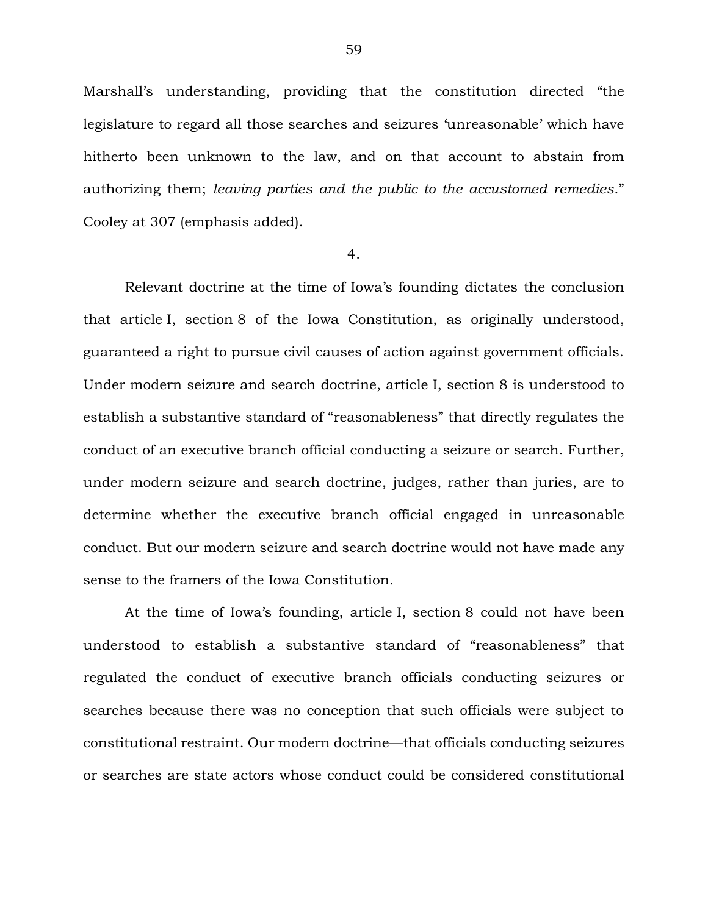Marshall's understanding, providing that the constitution directed "the legislature to regard all those searches and seizures 'unreasonable' which have hitherto been unknown to the law, and on that account to abstain from authorizing them; *leaving parties and the public to the accustomed remedies*." Cooley at 307 (emphasis added).

4.

Relevant doctrine at the time of Iowa's founding dictates the conclusion that article I, section 8 of the Iowa Constitution, as originally understood, guaranteed a right to pursue civil causes of action against government officials. Under modern seizure and search doctrine, article I, section 8 is understood to establish a substantive standard of "reasonableness" that directly regulates the conduct of an executive branch official conducting a seizure or search. Further, under modern seizure and search doctrine, judges, rather than juries, are to determine whether the executive branch official engaged in unreasonable conduct. But our modern seizure and search doctrine would not have made any sense to the framers of the Iowa Constitution.

At the time of Iowa's founding, article I, section 8 could not have been understood to establish a substantive standard of "reasonableness" that regulated the conduct of executive branch officials conducting seizures or searches because there was no conception that such officials were subject to constitutional restraint. Our modern doctrine—that officials conducting seizures or searches are state actors whose conduct could be considered constitutional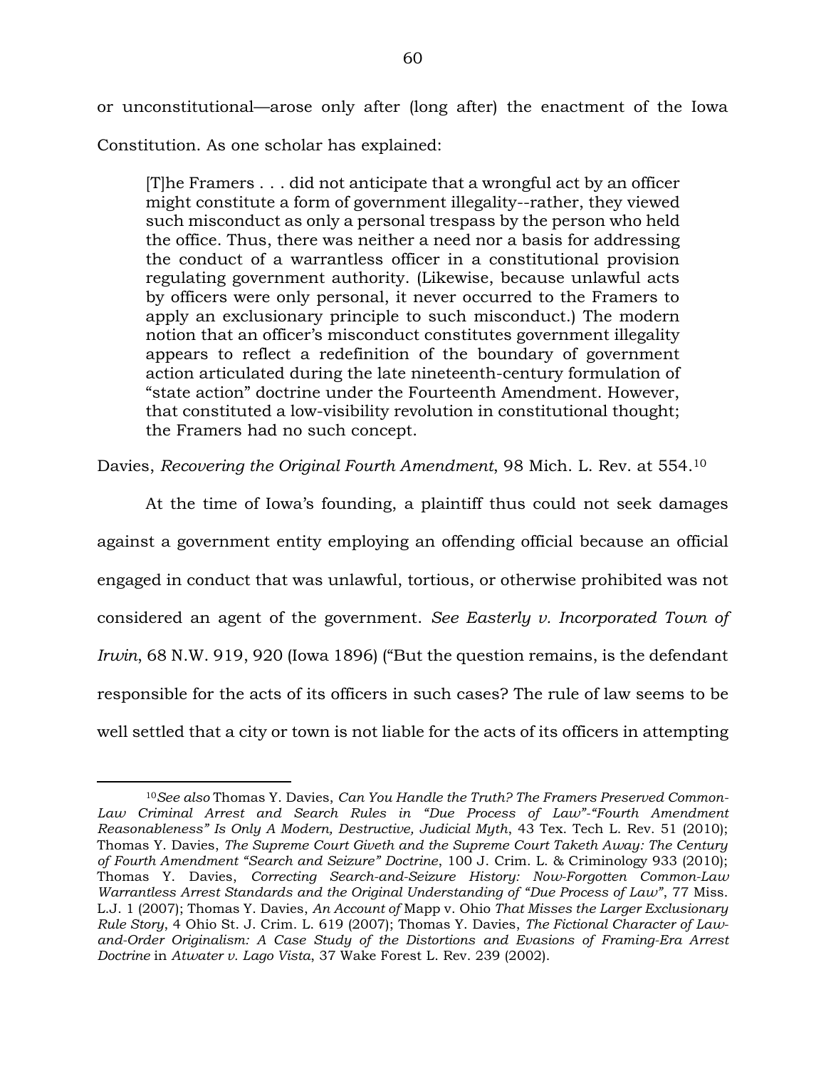or unconstitutional—arose only after (long after) the enactment of the Iowa Constitution. As one scholar has explained:

> [T]he Framers . . . did not anticipate that a wrongful act by an officer might constitute a form of government illegality--rather, they viewed such misconduct as only a personal trespass by the person who held the office. Thus, there was neither a need nor a basis for addressing the conduct of a warrantless officer in a constitutional provision regulating government authority. (Likewise, because unlawful acts by officers were only personal, it never occurred to the Framers to apply an exclusionary principle to such misconduct.) The modern notion that an officer's misconduct constitutes government illegality appears to reflect a redefinition of the boundary of government action articulated during the late nineteenth-century formulation of "state action" doctrine under the Fourteenth Amendment. However, that constituted a low-visibility revolution in constitutional thought; the Framers had no such concept.

Davies, *Recovering the Original Fourth Amendment*, 98 Mich. L. Rev. at 554.[10]

At the time of Iowa's founding, a plaintiff thus could not seek damages against a government entity employing an offending official because an official engaged in conduct that was unlawful, tortious, or otherwise prohibited was not considered an agent of the government. *See Easterly v. Incorporated Town of Irwin*, 68 N.W. 919, 920 (Iowa 1896) ("But the question remains, is the defendant responsible for the acts of its officers in such cases? The rule of law seems to be well settled that a city or town is not liable for the acts of its officers in attempting

---

[10] *See also* Thomas Y. Davies, *Can You Handle the Truth? The Framers Preserved Common-Law Criminal Arrest and Search Rules in "Due Process of Law"-"Fourth Amendment Reasonableness" Is Only A Modern, Destructive, Judicial Myth*, 43 Tex. Tech L. Rev. 51 (2010); Thomas Y. Davies, *The Supreme Court Giveth and the Supreme Court Taketh Away: The Century of Fourth Amendment "Search and Seizure" Doctrine*, 100 J. Crim. L. & Criminology 933 (2010); Thomas Y. Davies, *Correcting Search-and-Seizure History: Now-Forgotten Common-Law Warrantless Arrest Standards and the Original Understanding of "Due Process of Law"*, 77 Miss. L.J. 1 (2007); Thomas Y. Davies, *An Account of* Mapp v. Ohio *That Misses the Larger Exclusionary Rule Story*, 4 Ohio St. J. Crim. L. 619 (2007); Thomas Y. Davies, *The Fictional Character of Law-and-Order Originalism: A Case Study of the Distortions and Evasions of Framing-Era Arrest Doctrine* in *Atwater v. Lago Vista*, 37 Wake Forest L. Rev. 239 (2002).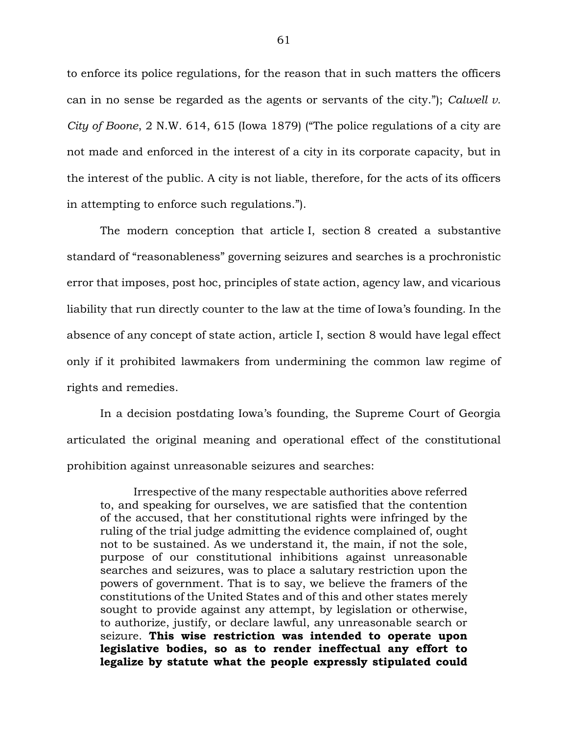to enforce its police regulations, for the reason that in such matters the officers can in no sense be regarded as the agents or servants of the city."); *Calwell v. City of Boone*, 2 N.W. 614, 615 (Iowa 1879) ("The police regulations of a city are not made and enforced in the interest of a city in its corporate capacity, but in the interest of the public. A city is not liable, therefore, for the acts of its officers in attempting to enforce such regulations.").

The modern conception that article I, section 8 created a substantive standard of "reasonableness" governing seizures and searches is a prochronistic error that imposes, post hoc, principles of state action, agency law, and vicarious liability that run directly counter to the law at the time of Iowa's founding. In the absence of any concept of state action, article I, section 8 would have legal effect only if it prohibited lawmakers from undermining the common law regime of rights and remedies.

In a decision postdating Iowa's founding, the Supreme Court of Georgia articulated the original meaning and operational effect of the constitutional prohibition against unreasonable seizures and searches:

> Irrespective of the many respectable authorities above referred to, and speaking for ourselves, we are satisfied that the contention of the accused, that her constitutional rights were infringed by the ruling of the trial judge admitting the evidence complained of, ought not to be sustained. As we understand it, the main, if not the sole, purpose of our constitutional inhibitions against unreasonable searches and seizures, was to place a salutary restriction upon the powers of government. That is to say, we believe the framers of the constitutions of the United States and of this and other states merely sought to provide against any attempt, by legislation or otherwise, to authorize, justify, or declare lawful, any unreasonable search or seizure. **This wise restriction was intended to operate upon legislative bodies, so as to render ineffectual any effort to legalize by statute what the people expressly stipulated could**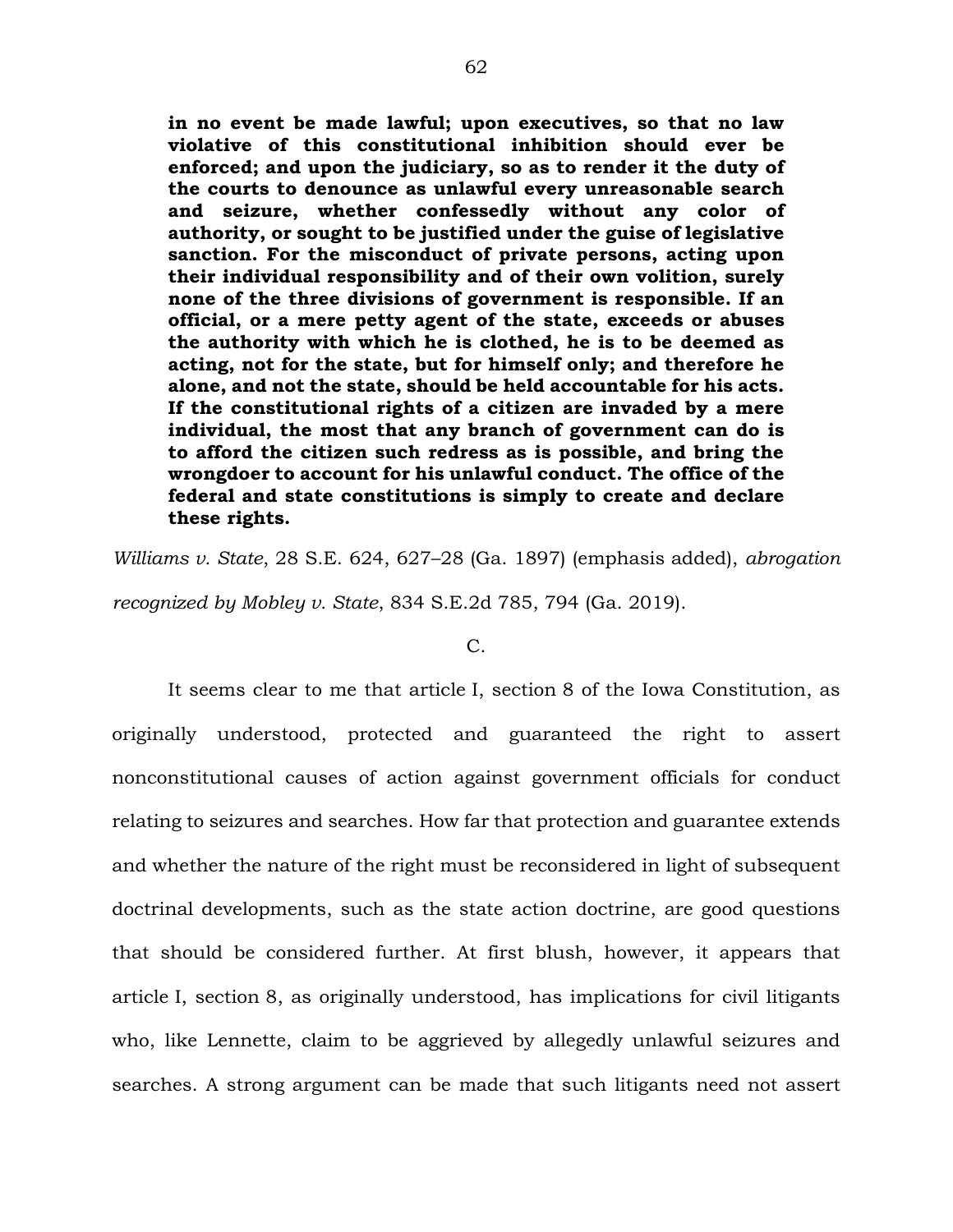**in no event be made lawful; upon executives, so that no law violative of this constitutional inhibition should ever be enforced; and upon the judiciary, so as to render it the duty of the courts to denounce as unlawful every unreasonable search and seizure, whether confessedly without any color of authority, or sought to be justified under the guise of legislative sanction. For the misconduct of private persons, acting upon their individual responsibility and of their own volition, surely none of the three divisions of government is responsible. If an official, or a mere petty agent of the state, exceeds or abuses the authority with which he is clothed, he is to be deemed as acting, not for the state, but for himself only; and therefore he alone, and not the state, should be held accountable for his acts. If the constitutional rights of a citizen are invaded by a mere individual, the most that any branch of government can do is to afford the citizen such redress as is possible, and bring the wrongdoer to account for his unlawful conduct. The office of the federal and state constitutions is simply to create and declare these rights.**

*Williams v. State*, 28 S.E. 624, 627–28 (Ga. 1897) (emphasis added), *abrogation recognized by Mobley v. State*, 834 S.E.2d 785, 794 (Ga. 2019).

C.

It seems clear to me that article I, section 8 of the Iowa Constitution, as originally understood, protected and guaranteed the right to assert nonconstitutional causes of action against government officials for conduct relating to seizures and searches. How far that protection and guarantee extends and whether the nature of the right must be reconsidered in light of subsequent doctrinal developments, such as the state action doctrine, are good questions that should be considered further. At first blush, however, it appears that article I, section 8, as originally understood, has implications for civil litigants who, like Lennette, claim to be aggrieved by allegedly unlawful seizures and searches. A strong argument can be made that such litigants need not assert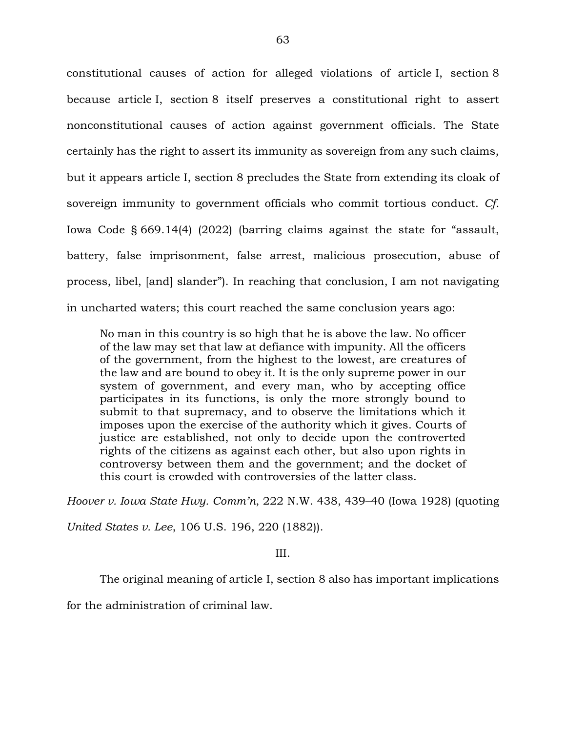constitutional causes of action for alleged violations of article I, section 8 because article I, section 8 itself preserves a constitutional right to assert nonconstitutional causes of action against government officials. The State certainly has the right to assert its immunity as sovereign from any such claims, but it appears article I, section 8 precludes the State from extending its cloak of sovereign immunity to government officials who commit tortious conduct. *Cf.* Iowa Code § 669.14(4) (2022) (barring claims against the state for "assault, battery, false imprisonment, false arrest, malicious prosecution, abuse of process, libel, [and] slander"). In reaching that conclusion, I am not navigating in uncharted waters; this court reached the same conclusion years ago:

> No man in this country is so high that he is above the law. No officer of the law may set that law at defiance with impunity. All the officers of the government, from the highest to the lowest, are creatures of the law and are bound to obey it. It is the only supreme power in our system of government, and every man, who by accepting office participates in its functions, is only the more strongly bound to submit to that supremacy, and to observe the limitations which it imposes upon the exercise of the authority which it gives. Courts of justice are established, not only to decide upon the controverted rights of the citizens as against each other, but also upon rights in controversy between them and the government; and the docket of this court is crowded with controversies of the latter class.

*Hoover v. Iowa State Hwy. Comm'n*, 222 N.W. 438, 439–40 (Iowa 1928) (quoting *United States v. Lee*, 106 U.S. 196, 220 (1882)).

## III.

The original meaning of article I, section 8 also has important implications for the administration of criminal law.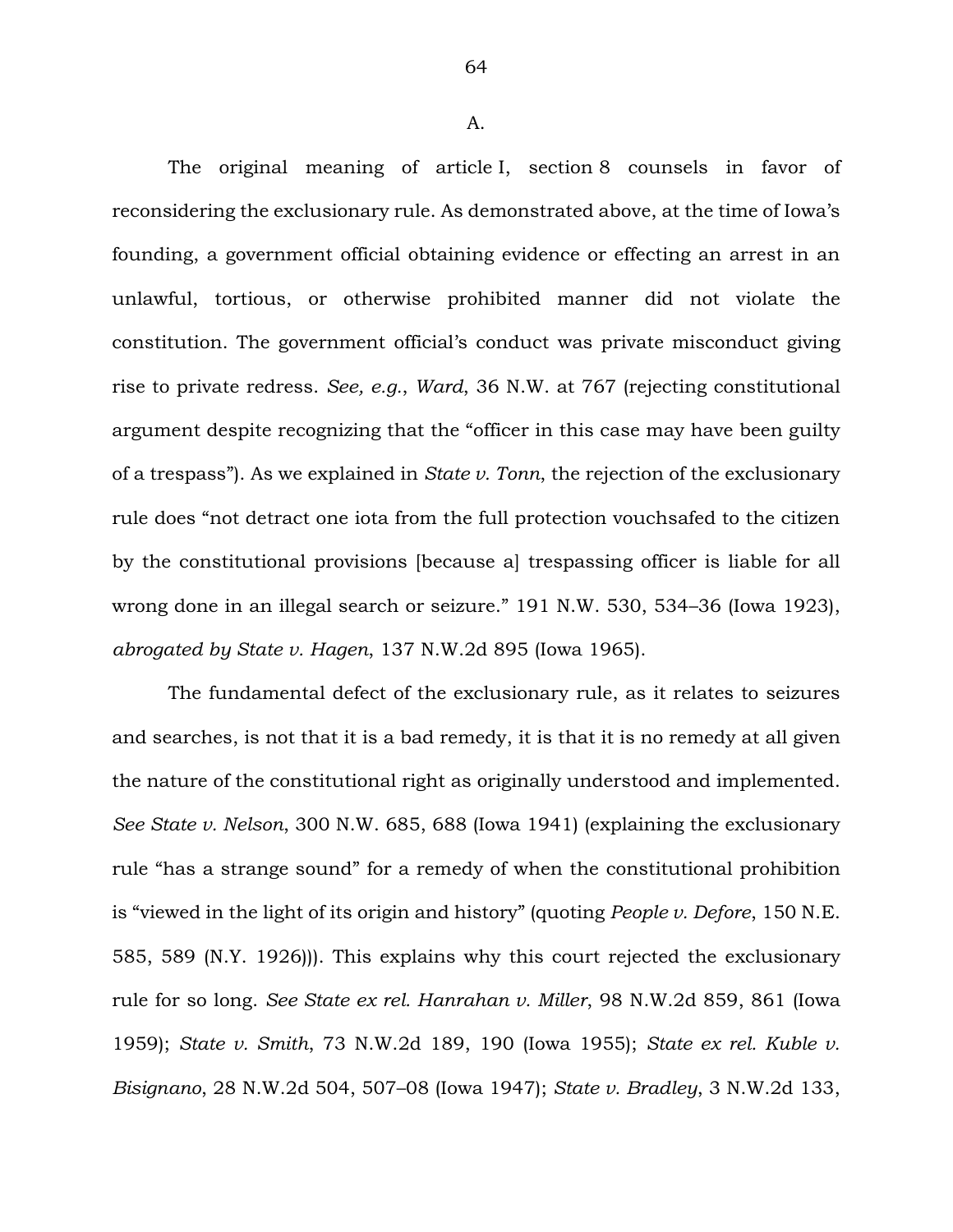A.

The original meaning of article I, section 8 counsels in favor of reconsidering the exclusionary rule. As demonstrated above, at the time of Iowa's founding, a government official obtaining evidence or effecting an arrest in an unlawful, tortious, or otherwise prohibited manner did not violate the constitution. The government official's conduct was private misconduct giving rise to private redress. *See, e.g.*, *Ward*, 36 N.W. at 767 (rejecting constitutional argument despite recognizing that the "officer in this case may have been guilty of a trespass"). As we explained in *State v. Tonn*, the rejection of the exclusionary rule does "not detract one iota from the full protection vouchsafed to the citizen by the constitutional provisions [because a] trespassing officer is liable for all wrong done in an illegal search or seizure." 191 N.W. 530, 534–36 (Iowa 1923), *abrogated by State v. Hagen*, 137 N.W.2d 895 (Iowa 1965).

The fundamental defect of the exclusionary rule, as it relates to seizures and searches, is not that it is a bad remedy, it is that it is no remedy at all given the nature of the constitutional right as originally understood and implemented. *See State v. Nelson*, 300 N.W. 685, 688 (Iowa 1941) (explaining the exclusionary rule "has a strange sound" for a remedy of when the constitutional prohibition is "viewed in the light of its origin and history" (quoting *People v. Defore*, 150 N.E. 585, 589 (N.Y. 1926))). This explains why this court rejected the exclusionary rule for so long. *See State ex rel. Hanrahan v. Miller*, 98 N.W.2d 859, 861 (Iowa 1959); *State v. Smith*, 73 N.W.2d 189, 190 (Iowa 1955); *State ex rel. Kuble v. Bisignano*, 28 N.W.2d 504, 507–08 (Iowa 1947); *State v. Bradley*, 3 N.W.2d 133,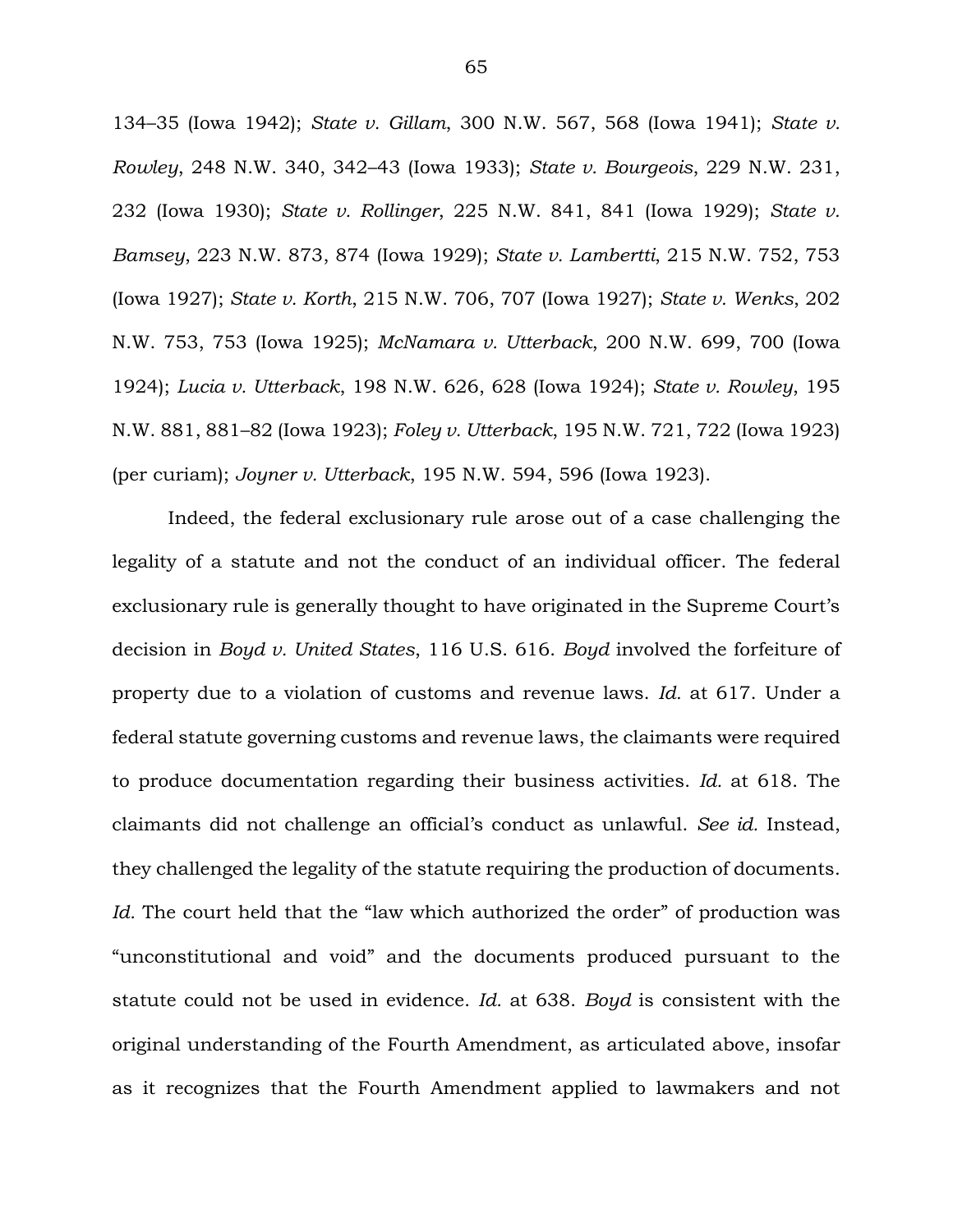134–35 (Iowa 1942); *State v. Gillam*, 300 N.W. 567, 568 (Iowa 1941); *State v. Rowley*, 248 N.W. 340, 342–43 (Iowa 1933); *State v. Bourgeois*, 229 N.W. 231, 232 (Iowa 1930); *State v. Rollinger*, 225 N.W. 841, 841 (Iowa 1929); *State v. Bamsey*, 223 N.W. 873, 874 (Iowa 1929); *State v. Lambertti*, 215 N.W. 752, 753 (Iowa 1927); *State v. Korth*, 215 N.W. 706, 707 (Iowa 1927); *State v. Wenks*, 202 N.W. 753, 753 (Iowa 1925); *McNamara v. Utterback*, 200 N.W. 699, 700 (Iowa 1924); *Lucia v. Utterback*, 198 N.W. 626, 628 (Iowa 1924); *State v. Rowley*, 195 N.W. 881, 881–82 (Iowa 1923); *Foley v. Utterback*, 195 N.W. 721, 722 (Iowa 1923) (per curiam); *Joyner v. Utterback*, 195 N.W. 594, 596 (Iowa 1923).

Indeed, the federal exclusionary rule arose out of a case challenging the legality of a statute and not the conduct of an individual officer. The federal exclusionary rule is generally thought to have originated in the Supreme Court's decision in *Boyd v. United States*, 116 U.S. 616. *Boyd* involved the forfeiture of property due to a violation of customs and revenue laws. *Id.* at 617. Under a federal statute governing customs and revenue laws, the claimants were required to produce documentation regarding their business activities. *Id.* at 618. The claimants did not challenge an official's conduct as unlawful. *See id.* Instead, they challenged the legality of the statute requiring the production of documents. *Id.* The court held that the "law which authorized the order" of production was "unconstitutional and void" and the documents produced pursuant to the statute could not be used in evidence. *Id.* at 638. *Boyd* is consistent with the original understanding of the Fourth Amendment, as articulated above, insofar as it recognizes that the Fourth Amendment applied to lawmakers and not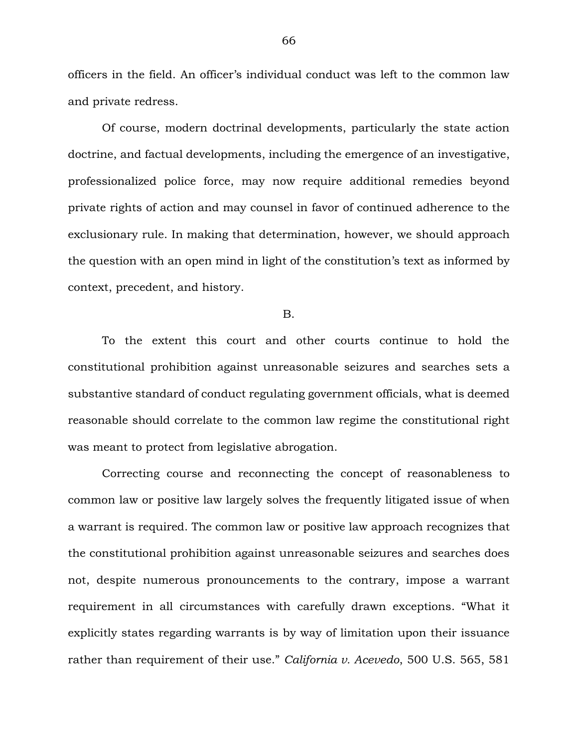officers in the field. An officer's individual conduct was left to the common law and private redress.

Of course, modern doctrinal developments, particularly the state action doctrine, and factual developments, including the emergence of an investigative, professionalized police force, may now require additional remedies beyond private rights of action and may counsel in favor of continued adherence to the exclusionary rule. In making that determination, however, we should approach the question with an open mind in light of the constitution's text as informed by context, precedent, and history.

B.

To the extent this court and other courts continue to hold the constitutional prohibition against unreasonable seizures and searches sets a substantive standard of conduct regulating government officials, what is deemed reasonable should correlate to the common law regime the constitutional right was meant to protect from legislative abrogation.

Correcting course and reconnecting the concept of reasonableness to common law or positive law largely solves the frequently litigated issue of when a warrant is required. The common law or positive law approach recognizes that the constitutional prohibition against unreasonable seizures and searches does not, despite numerous pronouncements to the contrary, impose a warrant requirement in all circumstances with carefully drawn exceptions. "What it explicitly states regarding warrants is by way of limitation upon their issuance rather than requirement of their use." *California v. Acevedo*, 500 U.S. 565, 581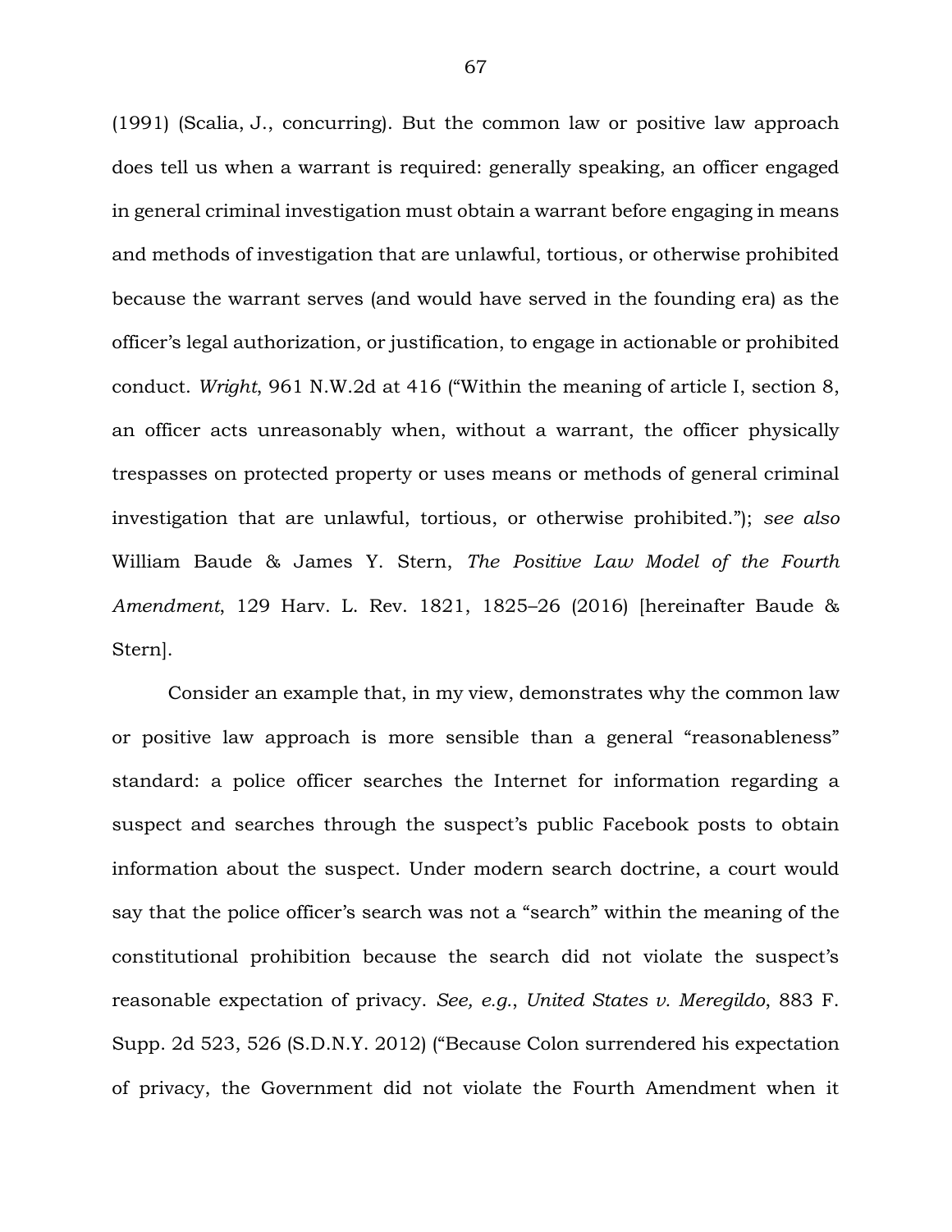(1991) (Scalia, J., concurring). But the common law or positive law approach does tell us when a warrant is required: generally speaking, an officer engaged in general criminal investigation must obtain a warrant before engaging in means and methods of investigation that are unlawful, tortious, or otherwise prohibited because the warrant serves (and would have served in the founding era) as the officer's legal authorization, or justification, to engage in actionable or prohibited conduct. *Wright*, 961 N.W.2d at 416 ("Within the meaning of article I, section 8, an officer acts unreasonably when, without a warrant, the officer physically trespasses on protected property or uses means or methods of general criminal investigation that are unlawful, tortious, or otherwise prohibited."); *see also* William Baude & James Y. Stern, *The Positive Law Model of the Fourth Amendment*, 129 Harv. L. Rev. 1821, 1825–26 (2016) [hereinafter Baude & Stern].

Consider an example that, in my view, demonstrates why the common law or positive law approach is more sensible than a general "reasonableness" standard: a police officer searches the Internet for information regarding a suspect and searches through the suspect's public Facebook posts to obtain information about the suspect. Under modern search doctrine, a court would say that the police officer's search was not a "search" within the meaning of the constitutional prohibition because the search did not violate the suspect's reasonable expectation of privacy. *See, e.g.*, *United States v. Meregildo*, 883 F. Supp. 2d 523, 526 (S.D.N.Y. 2012) ("Because Colon surrendered his expectation of privacy, the Government did not violate the Fourth Amendment when it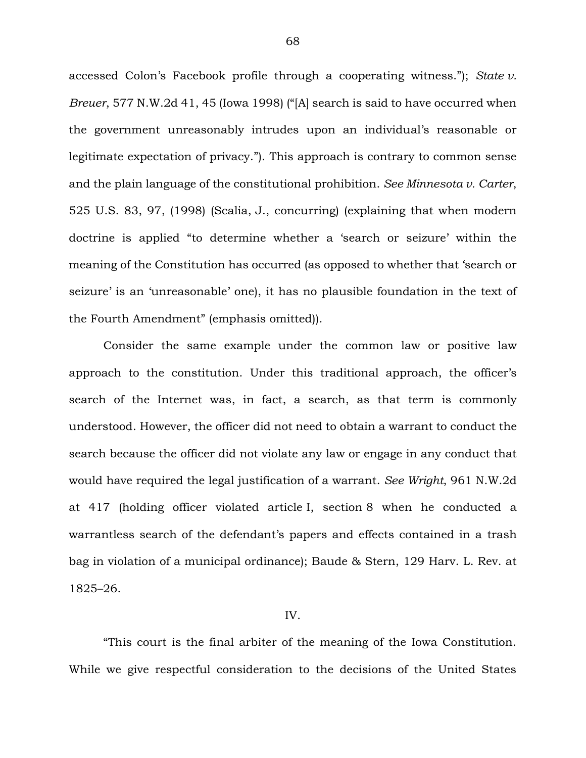accessed Colon's Facebook profile through a cooperating witness."); *State v. Breuer*, 577 N.W.2d 41, 45 (Iowa 1998) ("[A] search is said to have occurred when the government unreasonably intrudes upon an individual's reasonable or legitimate expectation of privacy."). This approach is contrary to common sense and the plain language of the constitutional prohibition. *See Minnesota v. Carter*, 525 U.S. 83, 97, (1998) (Scalia, J., concurring) (explaining that when modern doctrine is applied "to determine whether a 'search or seizure' within the meaning of the Constitution has occurred (as opposed to whether that 'search or seizure' is an 'unreasonable' one), it has no plausible foundation in the text of the Fourth Amendment" (emphasis omitted)).

Consider the same example under the common law or positive law approach to the constitution. Under this traditional approach, the officer's search of the Internet was, in fact, a search, as that term is commonly understood. However, the officer did not need to obtain a warrant to conduct the search because the officer did not violate any law or engage in any conduct that would have required the legal justification of a warrant. *See Wright*, 961 N.W.2d at 417 (holding officer violated article I, section 8 when he conducted a warrantless search of the defendant's papers and effects contained in a trash bag in violation of a municipal ordinance); Baude & Stern, 129 Harv. L. Rev. at 1825–26.

## IV.

"This court is the final arbiter of the meaning of the Iowa Constitution. While we give respectful consideration to the decisions of the United States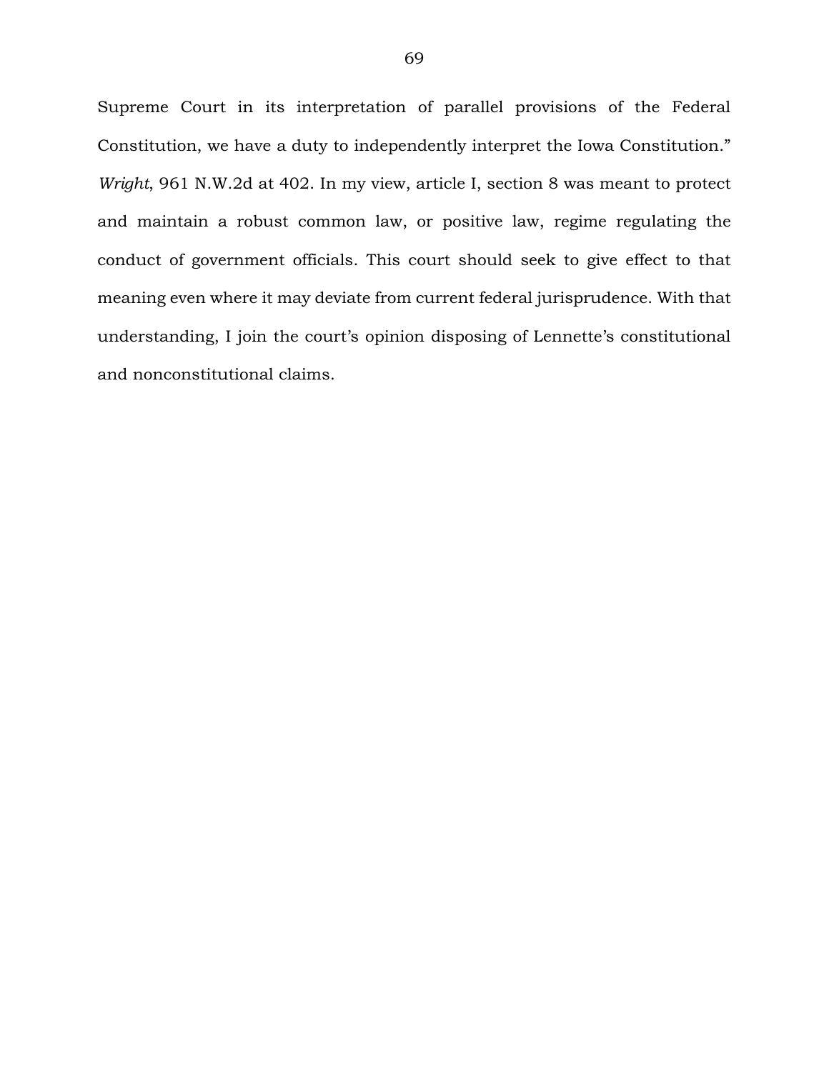Supreme Court in its interpretation of parallel provisions of the Federal Constitution, we have a duty to independently interpret the Iowa Constitution." *Wright*, 961 N.W.2d at 402. In my view, article I, section 8 was meant to protect and maintain a robust common law, or positive law, regime regulating the conduct of government officials. This court should seek to give effect to that meaning even where it may deviate from current federal jurisprudence. With that understanding, I join the court's opinion disposing of Lennette's constitutional and nonconstitutional claims.